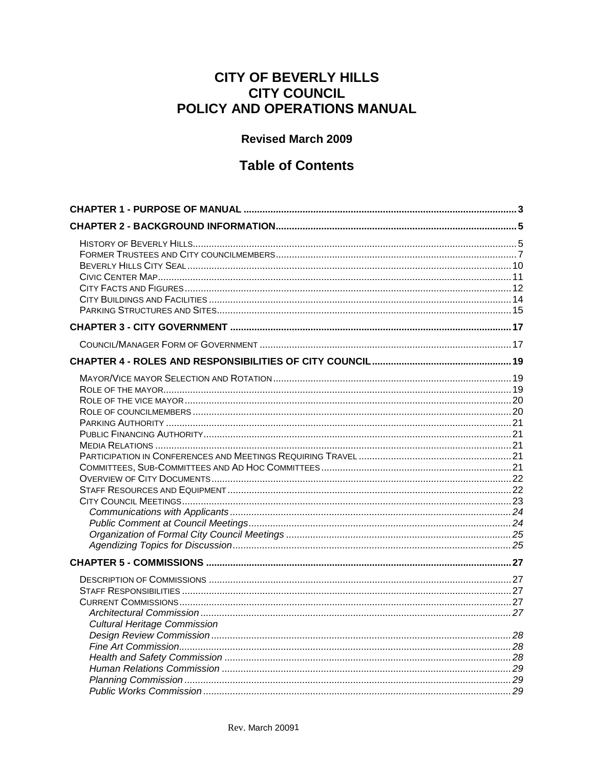# CITY OF BEVERLY HILLS
# CITY COUNCIL
# POLICY AND OPERATIONS MANUAL

### Revised March 2009

## Table of Contents

**CHAPTER 1 - PURPOSE OF MANUAL** ..... 3

**CHAPTER 2 - BACKGROUND INFORMATION** ..... 5

- HISTORY OF BEVERLY HILLS ..... 5
- FORMER TRUSTEES AND CITY COUNCILMEMBERS ..... 7
- BEVERLY HILLS CITY SEAL ..... 10
- CIVIC CENTER MAP ..... 11
- CITY FACTS AND FIGURES ..... 12
- CITY BUILDINGS AND FACILITIES ..... 14
- PARKING STRUCTURES AND SITES ..... 15

**CHAPTER 3 - CITY GOVERNMENT** ..... 17

- COUNCIL/MANAGER FORM OF GOVERNMENT ..... 17

**CHAPTER 4 - ROLES AND RESPONSIBILITIES OF CITY COUNCIL** ..... 19

- MAYOR/VICE MAYOR SELECTION AND ROTATION ..... 19
- ROLE OF THE MAYOR ..... 19
- ROLE OF THE VICE MAYOR ..... 20
- ROLE OF COUNCILMEMBERS ..... 20
- PARKING AUTHORITY ..... 21
- PUBLIC FINANCING AUTHORITY ..... 21
- MEDIA RELATIONS ..... 21
- PARTICIPATION IN CONFERENCES AND MEETINGS REQUIRING TRAVEL ..... 21
- COMMITTEES, SUB-COMMITTEES AND AD HOC COMMITTEES ..... 21
- OVERVIEW OF CITY DOCUMENTS ..... 22
- STAFF RESOURCES AND EQUIPMENT ..... 22
- CITY COUNCIL MEETINGS ..... 23
  - *Communications with Applicants* ..... 24
  - *Public Comment at Council Meetings* ..... 24
  - *Organization of Formal City Council Meetings* ..... 25
  - *Agendizing Topics for Discussion* ..... 25

**CHAPTER 5 - COMMISSIONS** ..... 27

- DESCRIPTION OF COMMISSIONS ..... 27
- STAFF RESPONSIBILITIES ..... 27
- CURRENT COMMISSIONS ..... 27
  - *Architectural Commission* ..... 27
  - *Cultural Heritage Commission*
  - *Design Review Commission* ..... 28
  - *Fine Art Commission* ..... 28
  - *Health and Safety Commission* ..... 28
  - *Human Relations Commission* ..... 29
  - *Planning Commission* ..... 29
  - *Public Works Commission* ..... 29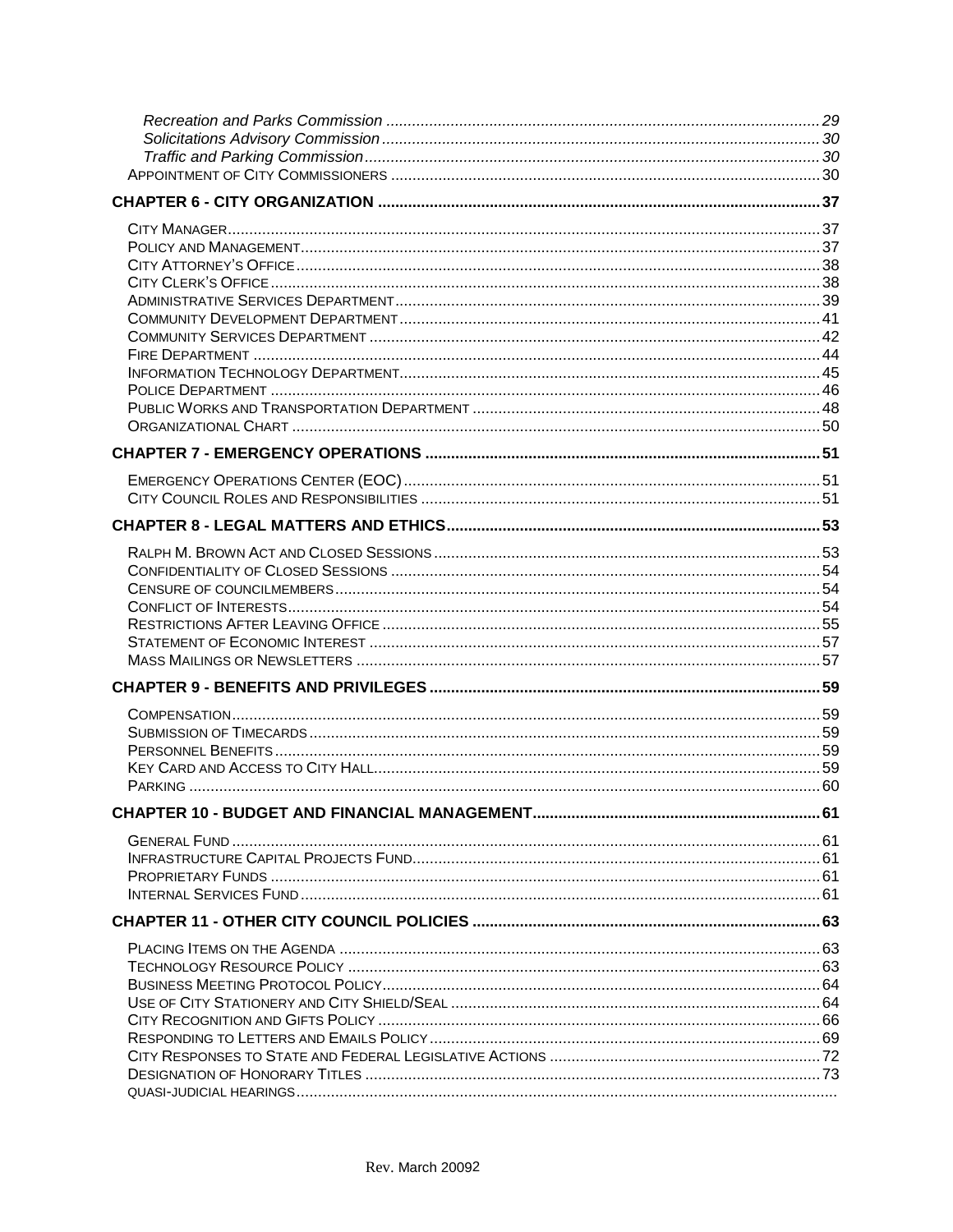*Recreation and Parks Commission* ........ 29
*Solicitations Advisory Commission* ........ 30
*Traffic and Parking Commission* ........ 30
APPOINTMENT OF CITY COMMISSIONERS ........ 30

**CHAPTER 6 - CITY ORGANIZATION ........ 37**

CITY MANAGER ........ 37
POLICY AND MANAGEMENT ........ 37
CITY ATTORNEY'S OFFICE ........ 38
CITY CLERK'S OFFICE ........ 38
ADMINISTRATIVE SERVICES DEPARTMENT ........ 39
COMMUNITY DEVELOPMENT DEPARTMENT ........ 41
COMMUNITY SERVICES DEPARTMENT ........ 42
FIRE DEPARTMENT ........ 44
INFORMATION TECHNOLOGY DEPARTMENT ........ 45
POLICE DEPARTMENT ........ 46
PUBLIC WORKS AND TRANSPORTATION DEPARTMENT ........ 48
ORGANIZATIONAL CHART ........ 50

**CHAPTER 7 - EMERGENCY OPERATIONS ........ 51**

EMERGENCY OPERATIONS CENTER (EOC) ........ 51
CITY COUNCIL ROLES AND RESPONSIBILITIES ........ 51

**CHAPTER 8 - LEGAL MATTERS AND ETHICS ........ 53**

RALPH M. BROWN ACT AND CLOSED SESSIONS ........ 53
CONFIDENTIALITY OF CLOSED SESSIONS ........ 54
CENSURE OF COUNCILMEMBERS ........ 54
CONFLICT OF INTERESTS ........ 54
RESTRICTIONS AFTER LEAVING OFFICE ........ 55
STATEMENT OF ECONOMIC INTEREST ........ 57
MASS MAILINGS OR NEWSLETTERS ........ 57

**CHAPTER 9 - BENEFITS AND PRIVILEGES ........ 59**

COMPENSATION ........ 59
SUBMISSION OF TIMECARDS ........ 59
PERSONNEL BENEFITS ........ 59
KEY CARD AND ACCESS TO CITY HALL ........ 59
PARKING ........ 60

**CHAPTER 10 - BUDGET AND FINANCIAL MANAGEMENT ........ 61**

GENERAL FUND ........ 61
INFRASTRUCTURE CAPITAL PROJECTS FUND ........ 61
PROPRIETARY FUNDS ........ 61
INTERNAL SERVICES FUND ........ 61

**CHAPTER 11 - OTHER CITY COUNCIL POLICIES ........ 63**

PLACING ITEMS ON THE AGENDA ........ 63
TECHNOLOGY RESOURCE POLICY ........ 63
BUSINESS MEETING PROTOCOL POLICY ........ 64
USE OF CITY STATIONERY AND CITY SHIELD/SEAL ........ 64
CITY RECOGNITION AND GIFTS POLICY ........ 66
RESPONDING TO LETTERS AND EMAILS POLICY ........ 69
CITY RESPONSES TO STATE AND FEDERAL LEGISLATIVE ACTIONS ........ 72
DESIGNATION OF HONORARY TITLES ........ 73
QUASI-JUDICIAL HEARINGS ........

Rev. March 2009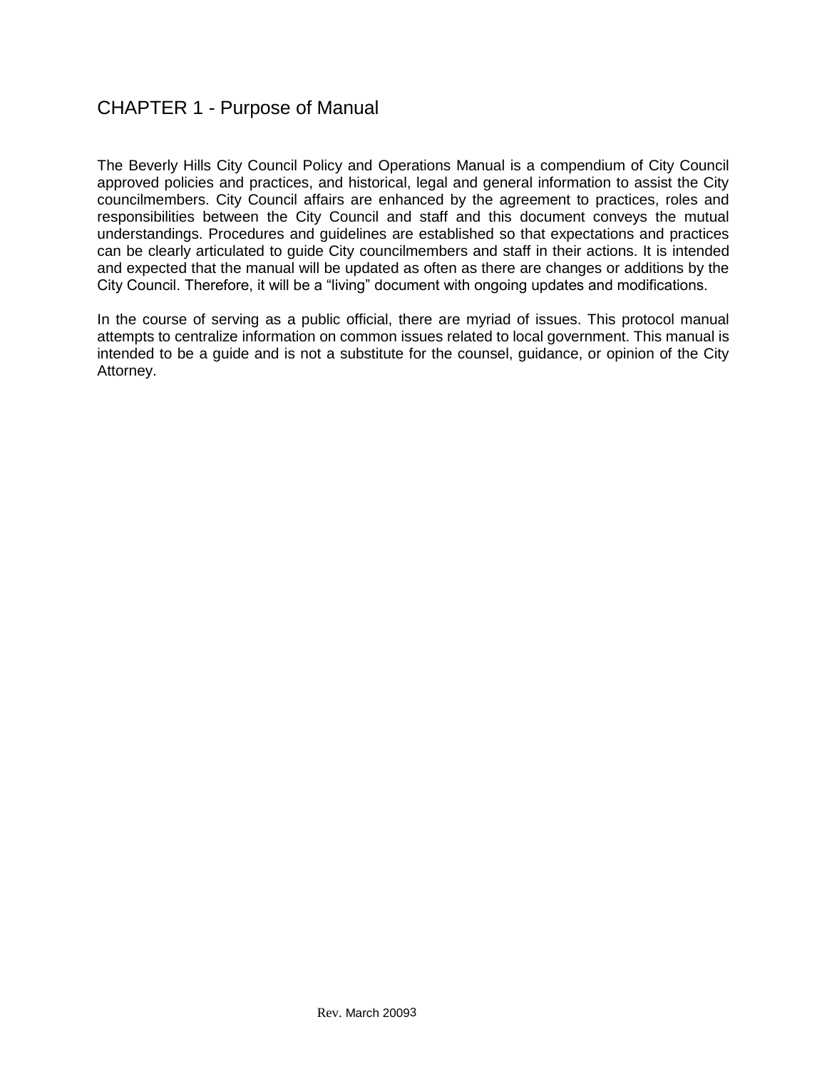# CHAPTER 1 - Purpose of Manual

The Beverly Hills City Council Policy and Operations Manual is a compendium of City Council approved policies and practices, and historical, legal and general information to assist the City councilmembers. City Council affairs are enhanced by the agreement to practices, roles and responsibilities between the City Council and staff and this document conveys the mutual understandings. Procedures and guidelines are established so that expectations and practices can be clearly articulated to guide City councilmembers and staff in their actions. It is intended and expected that the manual will be updated as often as there are changes or additions by the City Council. Therefore, it will be a "living" document with ongoing updates and modifications.

In the course of serving as a public official, there are myriad of issues. This protocol manual attempts to centralize information on common issues related to local government. This manual is intended to be a guide and is not a substitute for the counsel, guidance, or opinion of the City Attorney.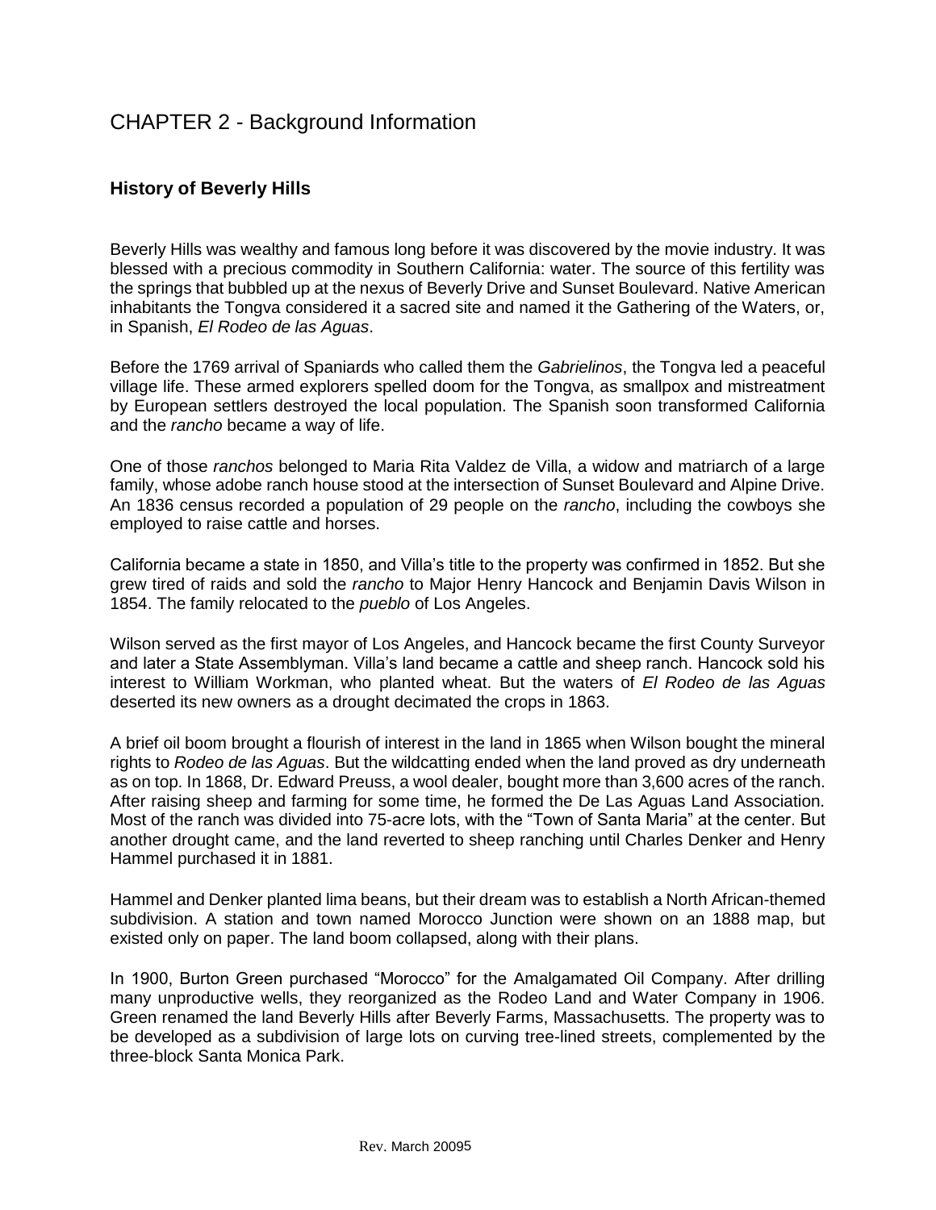# CHAPTER 2 - Background Information

## History of Beverly Hills

Beverly Hills was wealthy and famous long before it was discovered by the movie industry. It was blessed with a precious commodity in Southern California: water. The source of this fertility was the springs that bubbled up at the nexus of Beverly Drive and Sunset Boulevard. Native American inhabitants the Tongva considered it a sacred site and named it the Gathering of the Waters, or, in Spanish, *El Rodeo de las Aguas*.

Before the 1769 arrival of Spaniards who called them the *Gabrielinos*, the Tongva led a peaceful village life. These armed explorers spelled doom for the Tongva, as smallpox and mistreatment by European settlers destroyed the local population. The Spanish soon transformed California and the *rancho* became a way of life.

One of those *ranchos* belonged to Maria Rita Valdez de Villa, a widow and matriarch of a large family, whose adobe ranch house stood at the intersection of Sunset Boulevard and Alpine Drive. An 1836 census recorded a population of 29 people on the *rancho*, including the cowboys she employed to raise cattle and horses.

California became a state in 1850, and Villa's title to the property was confirmed in 1852. But she grew tired of raids and sold the *rancho* to Major Henry Hancock and Benjamin Davis Wilson in 1854. The family relocated to the *pueblo* of Los Angeles.

Wilson served as the first mayor of Los Angeles, and Hancock became the first County Surveyor and later a State Assemblyman. Villa's land became a cattle and sheep ranch. Hancock sold his interest to William Workman, who planted wheat. But the waters of *El Rodeo de las Aguas* deserted its new owners as a drought decimated the crops in 1863.

A brief oil boom brought a flourish of interest in the land in 1865 when Wilson bought the mineral rights to *Rodeo de las Aguas*. But the wildcatting ended when the land proved as dry underneath as on top. In 1868, Dr. Edward Preuss, a wool dealer, bought more than 3,600 acres of the ranch. After raising sheep and farming for some time, he formed the De Las Aguas Land Association. Most of the ranch was divided into 75-acre lots, with the "Town of Santa Maria" at the center. But another drought came, and the land reverted to sheep ranching until Charles Denker and Henry Hammel purchased it in 1881.

Hammel and Denker planted lima beans, but their dream was to establish a North African-themed subdivision. A station and town named Morocco Junction were shown on an 1888 map, but existed only on paper. The land boom collapsed, along with their plans.

In 1900, Burton Green purchased "Morocco" for the Amalgamated Oil Company. After drilling many unproductive wells, they reorganized as the Rodeo Land and Water Company in 1906. Green renamed the land Beverly Hills after Beverly Farms, Massachusetts. The property was to be developed as a subdivision of large lots on curving tree-lined streets, complemented by the three-block Santa Monica Park.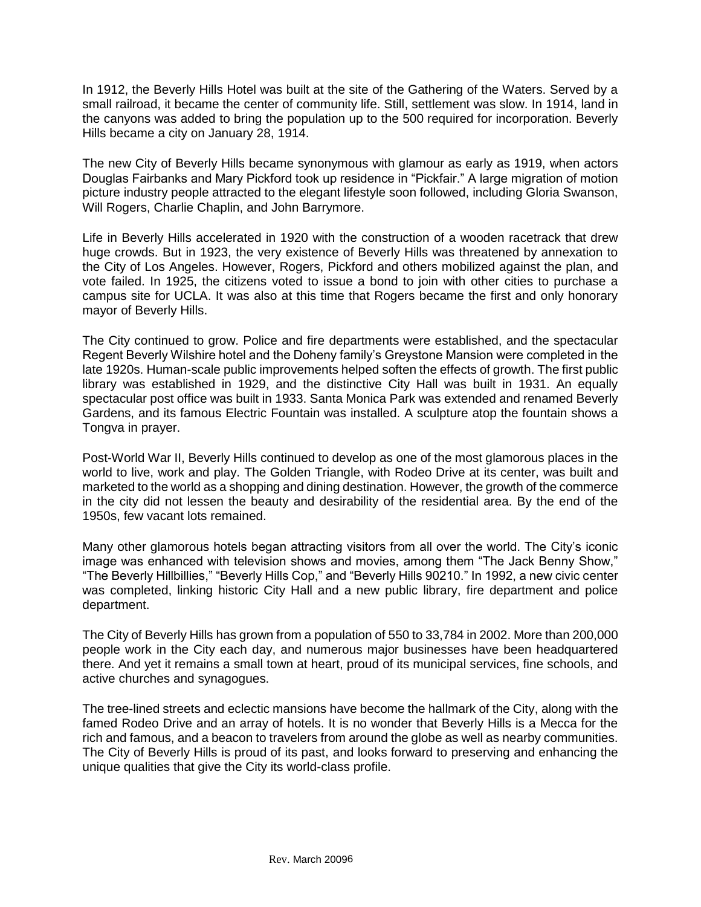In 1912, the Beverly Hills Hotel was built at the site of the Gathering of the Waters. Served by a small railroad, it became the center of community life. Still, settlement was slow. In 1914, land in the canyons was added to bring the population up to the 500 required for incorporation. Beverly Hills became a city on January 28, 1914.

The new City of Beverly Hills became synonymous with glamour as early as 1919, when actors Douglas Fairbanks and Mary Pickford took up residence in "Pickfair." A large migration of motion picture industry people attracted to the elegant lifestyle soon followed, including Gloria Swanson, Will Rogers, Charlie Chaplin, and John Barrymore.

Life in Beverly Hills accelerated in 1920 with the construction of a wooden racetrack that drew huge crowds. But in 1923, the very existence of Beverly Hills was threatened by annexation to the City of Los Angeles. However, Rogers, Pickford and others mobilized against the plan, and vote failed. In 1925, the citizens voted to issue a bond to join with other cities to purchase a campus site for UCLA. It was also at this time that Rogers became the first and only honorary mayor of Beverly Hills.

The City continued to grow. Police and fire departments were established, and the spectacular Regent Beverly Wilshire hotel and the Doheny family's Greystone Mansion were completed in the late 1920s. Human-scale public improvements helped soften the effects of growth. The first public library was established in 1929, and the distinctive City Hall was built in 1931. An equally spectacular post office was built in 1933. Santa Monica Park was extended and renamed Beverly Gardens, and its famous Electric Fountain was installed. A sculpture atop the fountain shows a Tongva in prayer.

Post-World War II, Beverly Hills continued to develop as one of the most glamorous places in the world to live, work and play. The Golden Triangle, with Rodeo Drive at its center, was built and marketed to the world as a shopping and dining destination. However, the growth of the commerce in the city did not lessen the beauty and desirability of the residential area. By the end of the 1950s, few vacant lots remained.

Many other glamorous hotels began attracting visitors from all over the world. The City's iconic image was enhanced with television shows and movies, among them "The Jack Benny Show," "The Beverly Hillbillies," "Beverly Hills Cop," and "Beverly Hills 90210." In 1992, a new civic center was completed, linking historic City Hall and a new public library, fire department and police department.

The City of Beverly Hills has grown from a population of 550 to 33,784 in 2002. More than 200,000 people work in the City each day, and numerous major businesses have been headquartered there. And yet it remains a small town at heart, proud of its municipal services, fine schools, and active churches and synagogues.

The tree-lined streets and eclectic mansions have become the hallmark of the City, along with the famed Rodeo Drive and an array of hotels. It is no wonder that Beverly Hills is a Mecca for the rich and famous, and a beacon to travelers from around the globe as well as nearby communities. The City of Beverly Hills is proud of its past, and looks forward to preserving and enhancing the unique qualities that give the City its world-class profile.

Rev. March 20096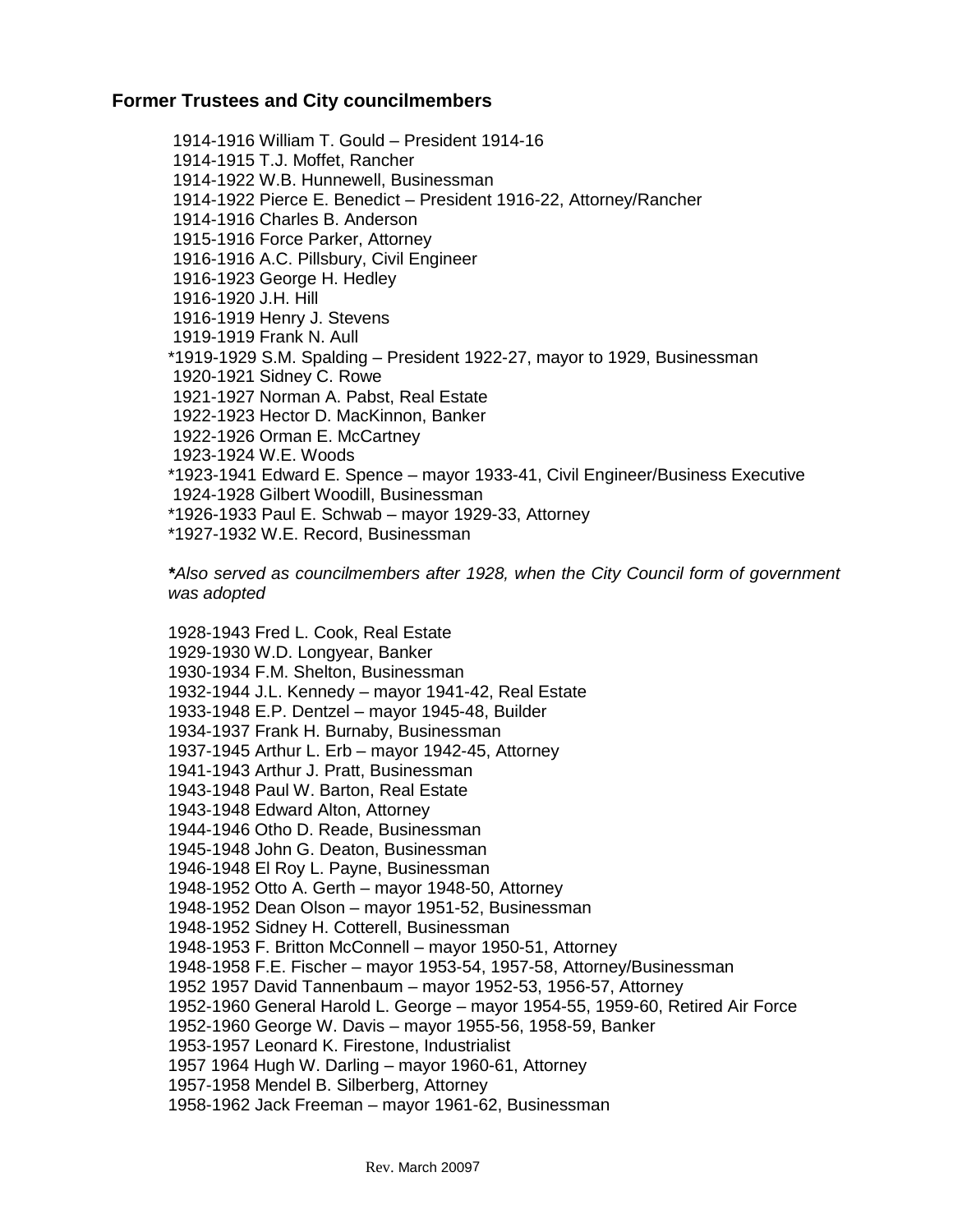## Former Trustees and City councilmembers

1914-1916 William T. Gould – President 1914-16
1914-1915 T.J. Moffet, Rancher
1914-1922 W.B. Hunnewell, Businessman
1914-1922 Pierce E. Benedict – President 1916-22, Attorney/Rancher
1914-1916 Charles B. Anderson
1915-1916 Force Parker, Attorney
1916-1916 A.C. Pillsbury, Civil Engineer
1916-1923 George H. Hedley
1916-1920 J.H. Hill
1916-1919 Henry J. Stevens
1919-1919 Frank N. Aull
*1919-1929 S.M. Spalding – President 1922-27, mayor to 1929, Businessman
1920-1921 Sidney C. Rowe
1921-1927 Norman A. Pabst, Real Estate
1922-1923 Hector D. MacKinnon, Banker
1922-1926 Orman E. McCartney
1923-1924 W.E. Woods
*1923-1941 Edward E. Spence – mayor 1933-41, Civil Engineer/Business Executive
1924-1928 Gilbert Woodill, Businessman
*1926-1933 Paul E. Schwab – mayor 1929-33, Attorney
*1927-1932 W.E. Record, Businessman

***Also served as councilmembers after 1928, when the City Council form of government was adopted***

1928-1943 Fred L. Cook, Real Estate
1929-1930 W.D. Longyear, Banker
1930-1934 F.M. Shelton, Businessman
1932-1944 J.L. Kennedy – mayor 1941-42, Real Estate
1933-1948 E.P. Dentzel – mayor 1945-48, Builder
1934-1937 Frank H. Burnaby, Businessman
1937-1945 Arthur L. Erb – mayor 1942-45, Attorney
1941-1943 Arthur J. Pratt, Businessman
1943-1948 Paul W. Barton, Real Estate
1943-1948 Edward Alton, Attorney
1944-1946 Otho D. Reade, Businessman
1945-1948 John G. Deaton, Businessman
1946-1948 El Roy L. Payne, Businessman
1948-1952 Otto A. Gerth – mayor 1948-50, Attorney
1948-1952 Dean Olson – mayor 1951-52, Businessman
1948-1952 Sidney H. Cotterell, Businessman
1948-1953 F. Britton McConnell – mayor 1950-51, Attorney
1948-1958 F.E. Fischer – mayor 1953-54, 1957-58, Attorney/Businessman
1952 1957 David Tannenbaum – mayor 1952-53, 1956-57, Attorney
1952-1960 General Harold L. George – mayor 1954-55, 1959-60, Retired Air Force
1952-1960 George W. Davis – mayor 1955-56, 1958-59, Banker
1953-1957 Leonard K. Firestone, Industrialist
1957 1964 Hugh W. Darling – mayor 1960-61, Attorney
1957-1958 Mendel B. Silberberg, Attorney
1958-1962 Jack Freeman – mayor 1961-62, Businessman

Rev. March 2009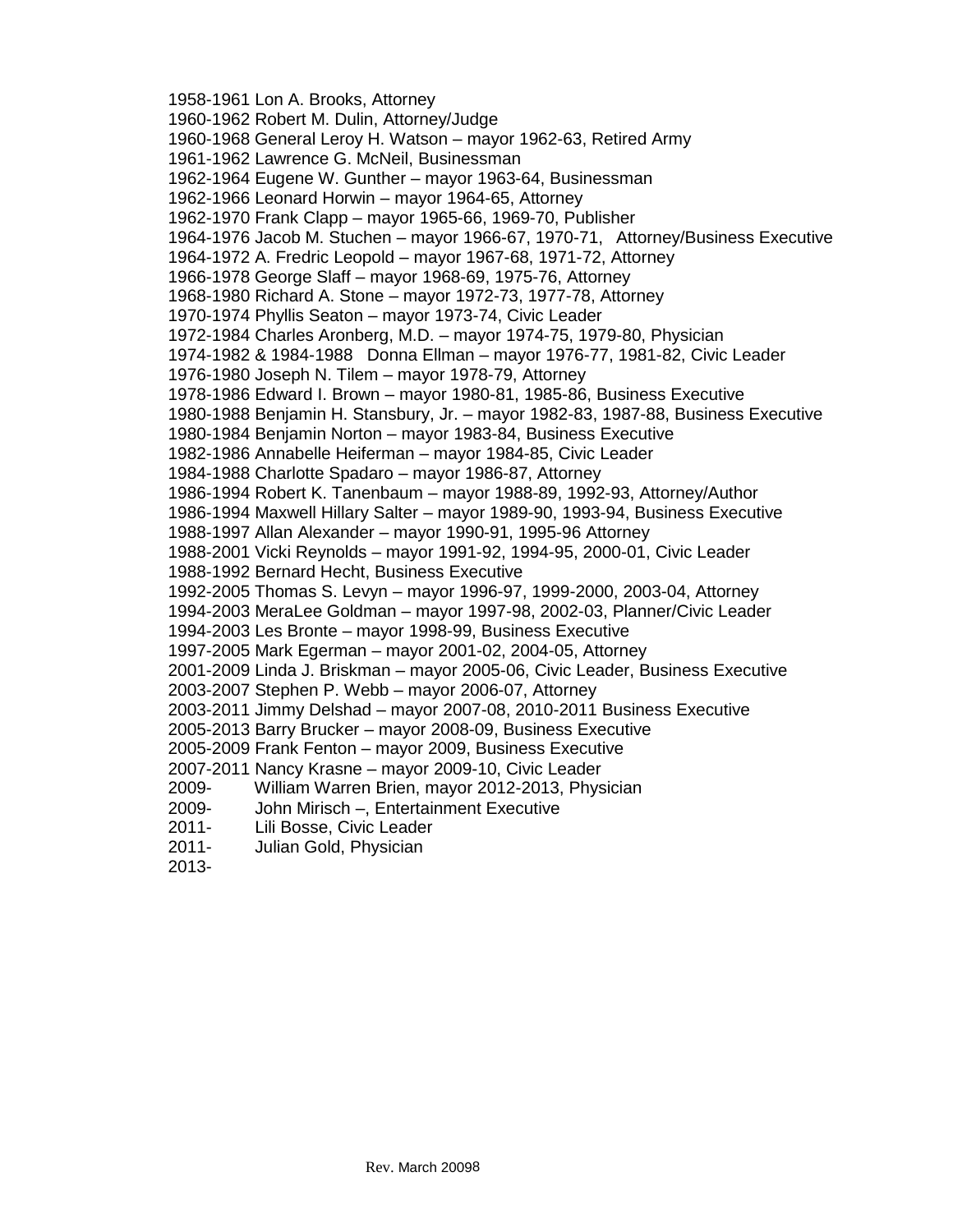1958-1961 Lon A. Brooks, Attorney
1960-1962 Robert M. Dulin, Attorney/Judge
1960-1968 General Leroy H. Watson – mayor 1962-63, Retired Army
1961-1962 Lawrence G. McNeil, Businessman
1962-1964 Eugene W. Gunther – mayor 1963-64, Businessman
1962-1966 Leonard Horwin – mayor 1964-65, Attorney
1962-1970 Frank Clapp – mayor 1965-66, 1969-70, Publisher
1964-1976 Jacob M. Stuchen – mayor 1966-67, 1970-71, Attorney/Business Executive
1964-1972 A. Fredric Leopold – mayor 1967-68, 1971-72, Attorney
1966-1978 George Slaff – mayor 1968-69, 1975-76, Attorney
1968-1980 Richard A. Stone – mayor 1972-73, 1977-78, Attorney
1970-1974 Phyllis Seaton – mayor 1973-74, Civic Leader
1972-1984 Charles Aronberg, M.D. – mayor 1974-75, 1979-80, Physician
1974-1982 & 1984-1988 Donna Ellman – mayor 1976-77, 1981-82, Civic Leader
1976-1980 Joseph N. Tilem – mayor 1978-79, Attorney
1978-1986 Edward I. Brown – mayor 1980-81, 1985-86, Business Executive
1980-1988 Benjamin H. Stansbury, Jr. – mayor 1982-83, 1987-88, Business Executive
1980-1984 Benjamin Norton – mayor 1983-84, Business Executive
1982-1986 Annabelle Heiferman – mayor 1984-85, Civic Leader
1984-1988 Charlotte Spadaro – mayor 1986-87, Attorney
1986-1994 Robert K. Tanenbaum – mayor 1988-89, 1992-93, Attorney/Author
1986-1994 Maxwell Hillary Salter – mayor 1989-90, 1993-94, Business Executive
1988-1997 Allan Alexander – mayor 1990-91, 1995-96 Attorney
1988-2001 Vicki Reynolds – mayor 1991-92, 1994-95, 2000-01, Civic Leader
1988-1992 Bernard Hecht, Business Executive
1992-2005 Thomas S. Levyn – mayor 1996-97, 1999-2000, 2003-04, Attorney
1994-2003 MeraLee Goldman – mayor 1997-98, 2002-03, Planner/Civic Leader
1994-2003 Les Bronte – mayor 1998-99, Business Executive
1997-2005 Mark Egerman – mayor 2001-02, 2004-05, Attorney
2001-2009 Linda J. Briskman – mayor 2005-06, Civic Leader, Business Executive
2003-2007 Stephen P. Webb – mayor 2006-07, Attorney
2003-2011 Jimmy Delshad – mayor 2007-08, 2010-2011 Business Executive
2005-2013 Barry Brucker – mayor 2008-09, Business Executive
2005-2009 Frank Fenton – mayor 2009, Business Executive
2007-2011 Nancy Krasne – mayor 2009-10, Civic Leader
2009- William Warren Brien, mayor 2012-2013, Physician
2009- John Mirisch –, Entertainment Executive
2011- Lili Bosse, Civic Leader
2011- Julian Gold, Physician
2013-

Rev. March 20098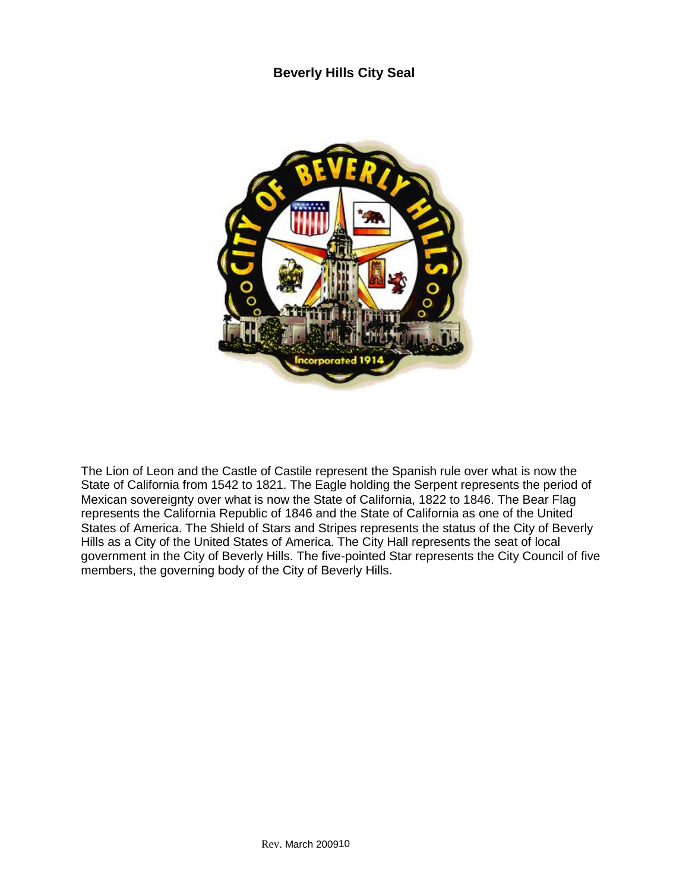# Beverly Hills City Seal

The Lion of Leon and the Castle of Castile represent the Spanish rule over what is now the State of California from 1542 to 1821. The Eagle holding the Serpent represents the period of Mexican sovereignty over what is now the State of California, 1822 to 1846. The Bear Flag represents the California Republic of 1846 and the State of California as one of the United States of America. The Shield of Stars and Stripes represents the status of the City of Beverly Hills as a City of the United States of America. The City Hall represents the seat of local government in the City of Beverly Hills. The five-pointed Star represents the City Council of five members, the governing body of the City of Beverly Hills.

Rev. March 2009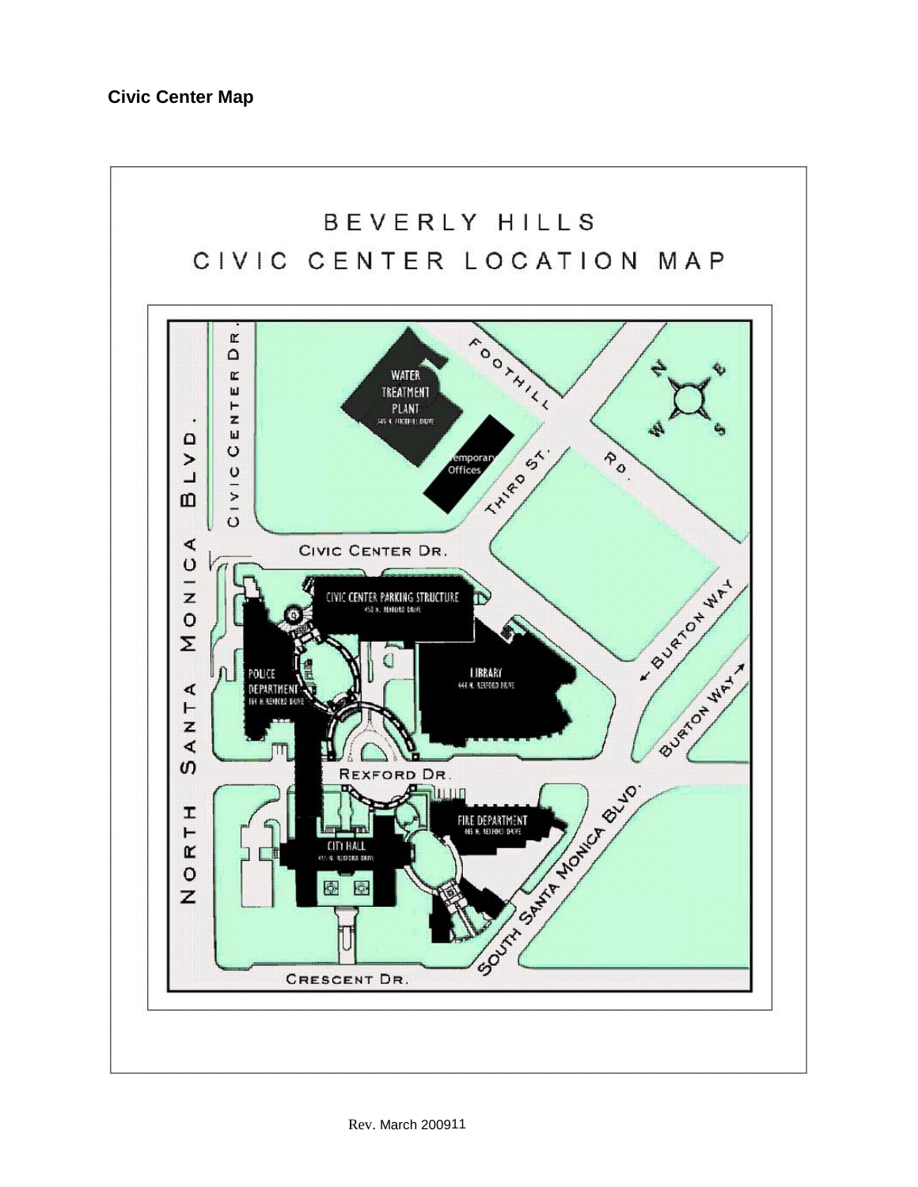**Civic Center Map**

BEVERLY HILLS
CIVIC CENTER LOCATION MAP

WATER TREATMENT PLANT
345 N. FOOTHILL DRIVE

Temporary Offices

CIVIC CENTER PARKING STRUCTURE
450 N. REXFORD DRIVE

POLICE DEPARTMENT
464 N. REXFORD DRIVE

LIBRARY
444 N. REXFORD DRIVE

FIRE DEPARTMENT
445 N. REXFORD DRIVE

CITY HALL
455 N. REXFORD DRIVE

NORTH SANTA MONICA BLVD.

CIVIC CENTER DR.

FOOTHILL RD.

THIRD ST.

BURTON WAY

REXFORD DR.

SOUTH SANTA MONICA BLVD.

CRESCENT DR.

Rev. March 2009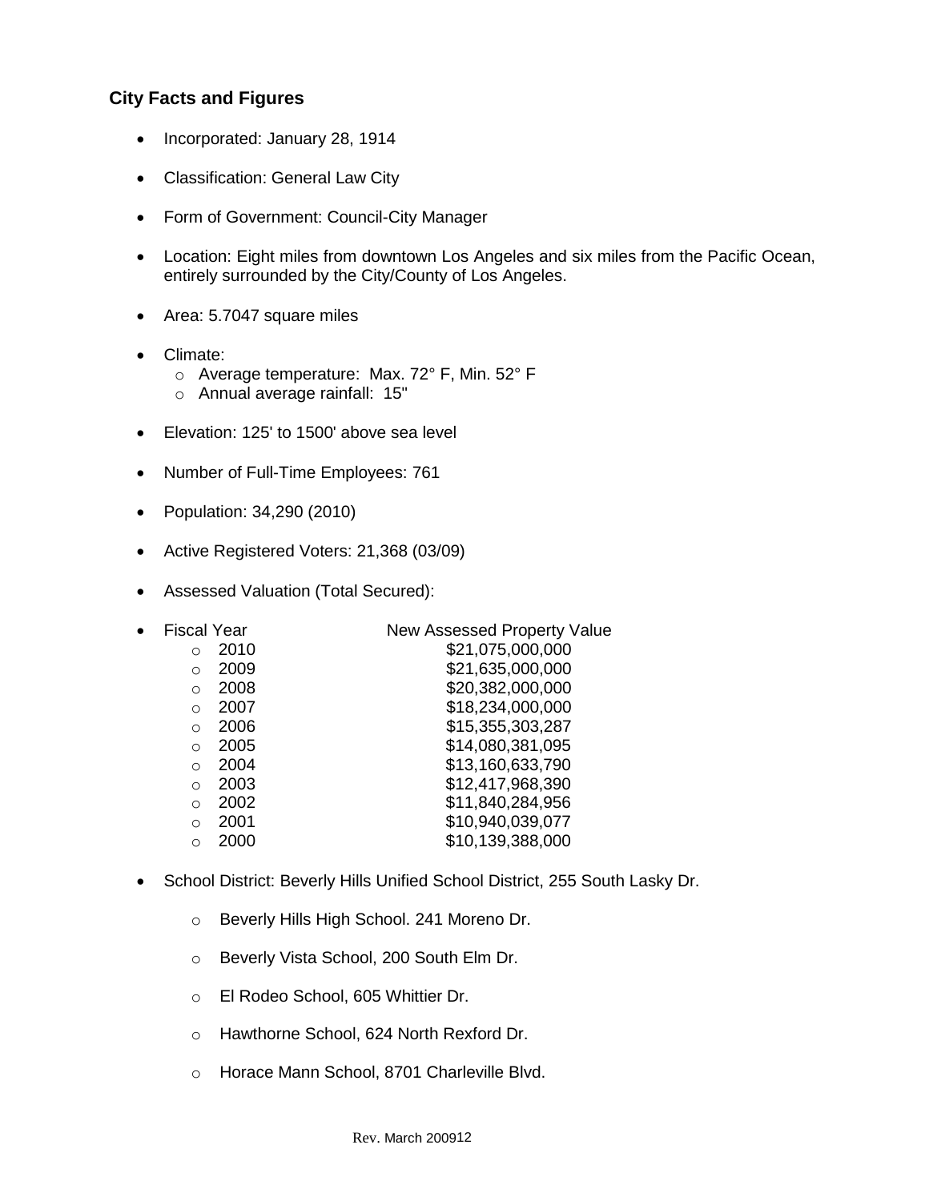## City Facts and Figures

- Incorporated: January 28, 1914
- Classification: General Law City
- Form of Government: Council-City Manager
- Location: Eight miles from downtown Los Angeles and six miles from the Pacific Ocean, entirely surrounded by the City/County of Los Angeles.
- Area: 5.7047 square miles
- Climate:
  - Average temperature: Max. 72° F, Min. 52° F
  - Annual average rainfall: 15"
- Elevation: 125' to 1500' above sea level
- Number of Full-Time Employees: 761
- Population: 34,290 (2010)
- Active Registered Voters: 21,368 (03/09)
- Assessed Valuation (Total Secured):

| Fiscal Year | New Assessed Property Value |
|---|---|
| 2010 | $21,075,000,000 |
| 2009 | $21,635,000,000 |
| 2008 | $20,382,000,000 |
| 2007 | $18,234,000,000 |
| 2006 | $15,355,303,287 |
| 2005 | $14,080,381,095 |
| 2004 | $13,160,633,790 |
| 2003 | $12,417,968,390 |
| 2002 | $11,840,284,956 |
| 2001 | $10,940,039,077 |
| 2000 | $10,139,388,000 |

- School District: Beverly Hills Unified School District, 255 South Lasky Dr.
  - Beverly Hills High School. 241 Moreno Dr.
  - Beverly Vista School, 200 South Elm Dr.
  - El Rodeo School, 605 Whittier Dr.
  - Hawthorne School, 624 North Rexford Dr.
  - Horace Mann School, 8701 Charleville Blvd.

Rev. March 2009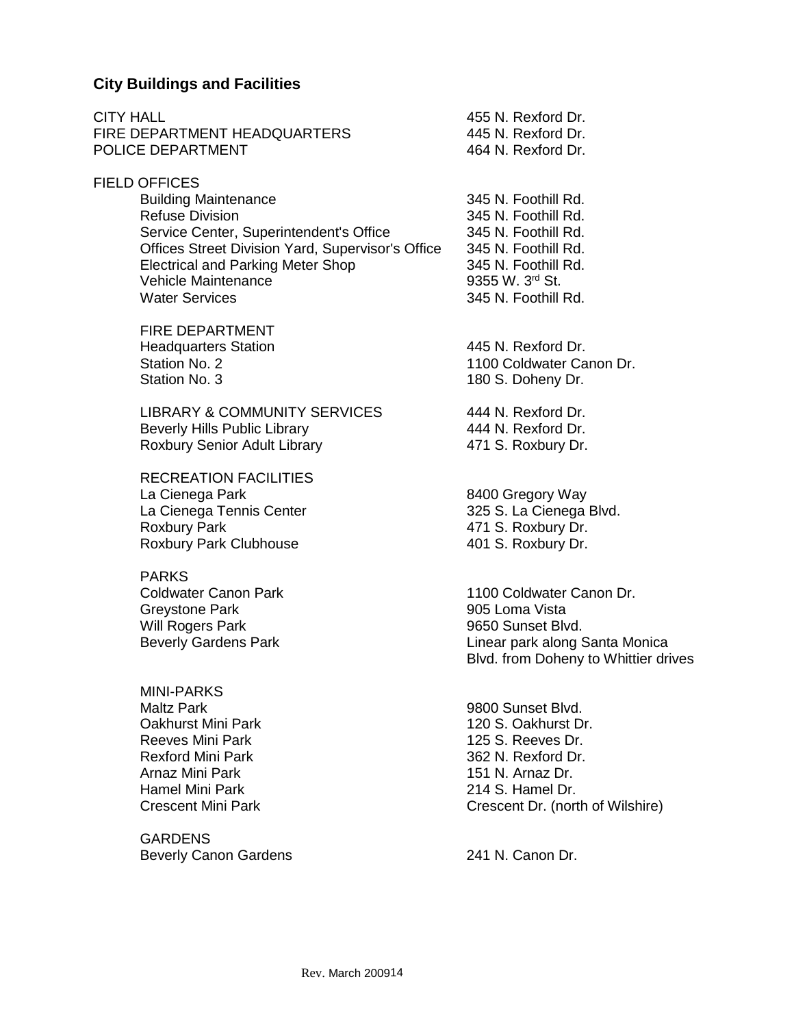## City Buildings and Facilities

| | |
|---|---|
| CITY HALL | 455 N. Rexford Dr. |
| FIRE DEPARTMENT HEADQUARTERS | 445 N. Rexford Dr. |
| POLICE DEPARTMENT | 464 N. Rexford Dr. |
| | |
| FIELD OFFICES | |
| Building Maintenance | 345 N. Foothill Rd. |
| Refuse Division | 345 N. Foothill Rd. |
| Service Center, Superintendent's Office | 345 N. Foothill Rd. |
| Offices Street Division Yard, Supervisor's Office | 345 N. Foothill Rd. |
| Electrical and Parking Meter Shop | 345 N. Foothill Rd. |
| Vehicle Maintenance | 9355 W. 3rd St. |
| Water Services | 345 N. Foothill Rd. |
| | |
| FIRE DEPARTMENT | |
| Headquarters Station | 445 N. Rexford Dr. |
| Station No. 2 | 1100 Coldwater Canon Dr. |
| Station No. 3 | 180 S. Doheny Dr. |
| | |
| LIBRARY & COMMUNITY SERVICES | 444 N. Rexford Dr. |
| Beverly Hills Public Library | 444 N. Rexford Dr. |
| Roxbury Senior Adult Library | 471 S. Roxbury Dr. |
| | |
| RECREATION FACILITIES | |
| La Cienega Park | 8400 Gregory Way |
| La Cienega Tennis Center | 325 S. La Cienega Blvd. |
| Roxbury Park | 471 S. Roxbury Dr. |
| Roxbury Park Clubhouse | 401 S. Roxbury Dr. |
| | |
| PARKS | |
| Coldwater Canon Park | 1100 Coldwater Canon Dr. |
| Greystone Park | 905 Loma Vista |
| Will Rogers Park | 9650 Sunset Blvd. |
| Beverly Gardens Park | Linear park along Santa Monica Blvd. from Doheny to Whittier drives |
| | |
| MINI-PARKS | |
| Maltz Park | 9800 Sunset Blvd. |
| Oakhurst Mini Park | 120 S. Oakhurst Dr. |
| Reeves Mini Park | 125 S. Reeves Dr. |
| Rexford Mini Park | 362 N. Rexford Dr. |
| Arnaz Mini Park | 151 N. Arnaz Dr. |
| Hamel Mini Park | 214 S. Hamel Dr. |
| Crescent Mini Park | Crescent Dr. (north of Wilshire) |
| | |
| GARDENS | |
| Beverly Canon Gardens | 241 N. Canon Dr. |

Rev. March 2009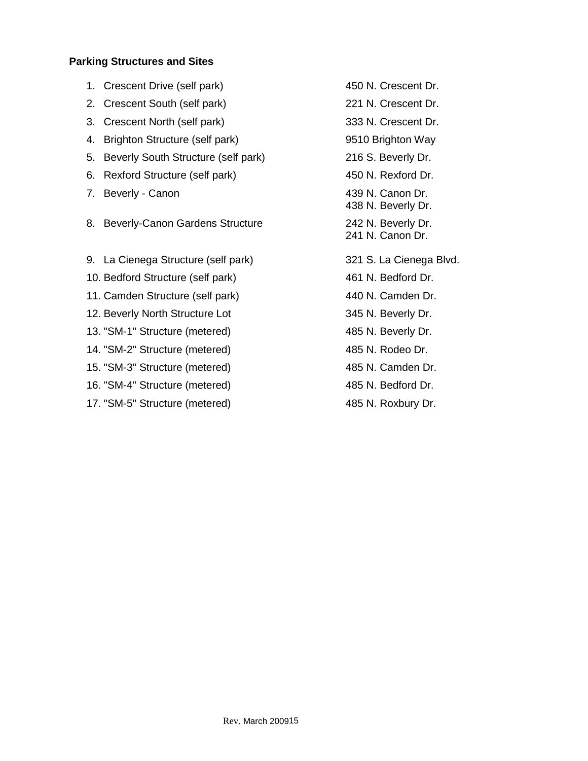**Parking Structures and Sites**

| | |
|---|---|
| 1. Crescent Drive (self park) | 450 N. Crescent Dr. |
| 2. Crescent South (self park) | 221 N. Crescent Dr. |
| 3. Crescent North (self park) | 333 N. Crescent Dr. |
| 4. Brighton Structure (self park) | 9510 Brighton Way |
| 5. Beverly South Structure (self park) | 216 S. Beverly Dr. |
| 6. Rexford Structure (self park) | 450 N. Rexford Dr. |
| 7. Beverly - Canon | 439 N. Canon Dr.<br>438 N. Beverly Dr. |
| 8. Beverly-Canon Gardens Structure | 242 N. Beverly Dr.<br>241 N. Canon Dr. |
| 9. La Cienega Structure (self park) | 321 S. La Cienega Blvd. |
| 10. Bedford Structure (self park) | 461 N. Bedford Dr. |
| 11. Camden Structure (self park) | 440 N. Camden Dr. |
| 12. Beverly North Structure Lot | 345 N. Beverly Dr. |
| 13. "SM-1" Structure (metered) | 485 N. Beverly Dr. |
| 14. "SM-2" Structure (metered) | 485 N. Rodeo Dr. |
| 15. "SM-3" Structure (metered) | 485 N. Camden Dr. |
| 16. "SM-4" Structure (metered) | 485 N. Bedford Dr. |
| 17. "SM-5" Structure (metered) | 485 N. Roxbury Dr. |

Rev. March 2009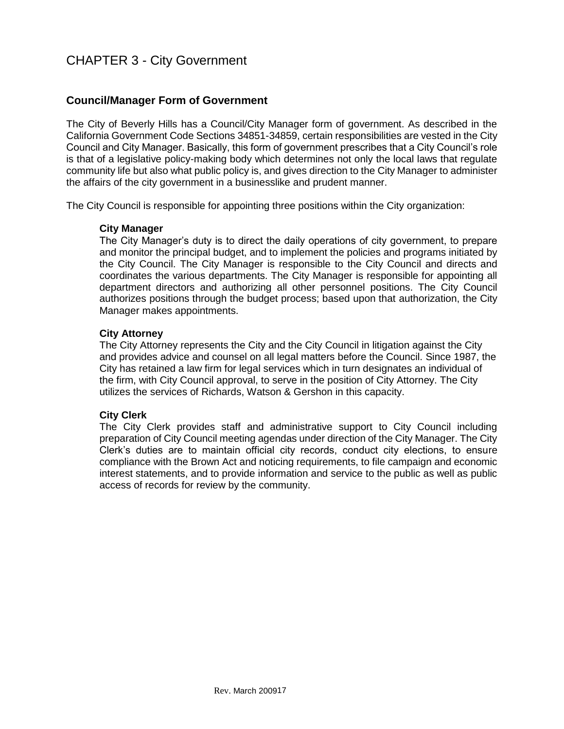# CHAPTER 3 - City Government

## Council/Manager Form of Government

The City of Beverly Hills has a Council/City Manager form of government. As described in the California Government Code Sections 34851-34859, certain responsibilities are vested in the City Council and City Manager. Basically, this form of government prescribes that a City Council's role is that of a legislative policy-making body which determines not only the local laws that regulate community life but also what public policy is, and gives direction to the City Manager to administer the affairs of the city government in a businesslike and prudent manner.

The City Council is responsible for appointing three positions within the City organization:

**City Manager**
The City Manager's duty is to direct the daily operations of city government, to prepare and monitor the principal budget, and to implement the policies and programs initiated by the City Council. The City Manager is responsible to the City Council and directs and coordinates the various departments. The City Manager is responsible for appointing all department directors and authorizing all other personnel positions. The City Council authorizes positions through the budget process; based upon that authorization, the City Manager makes appointments.

**City Attorney**
The City Attorney represents the City and the City Council in litigation against the City and provides advice and counsel on all legal matters before the Council. Since 1987, the City has retained a law firm for legal services which in turn designates an individual of the firm, with City Council approval, to serve in the position of City Attorney. The City utilizes the services of Richards, Watson & Gershon in this capacity.

**City Clerk**
The City Clerk provides staff and administrative support to City Council including preparation of City Council meeting agendas under direction of the City Manager. The City Clerk's duties are to maintain official city records, conduct city elections, to ensure compliance with the Brown Act and noticing requirements, to file campaign and economic interest statements, and to provide information and service to the public as well as public access of records for review by the community.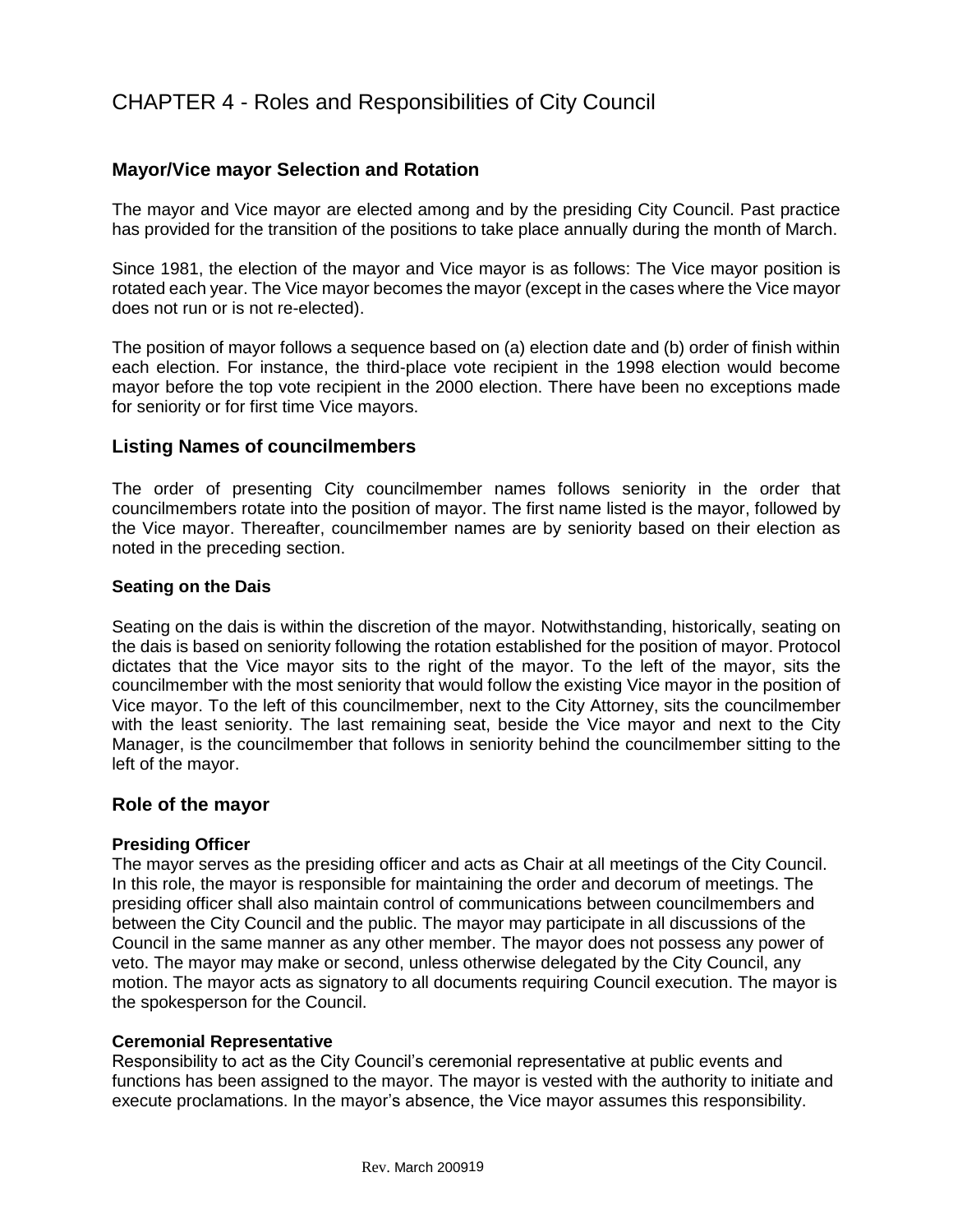# CHAPTER 4 - Roles and Responsibilities of City Council

## Mayor/Vice mayor Selection and Rotation

The mayor and Vice mayor are elected among and by the presiding City Council. Past practice has provided for the transition of the positions to take place annually during the month of March.

Since 1981, the election of the mayor and Vice mayor is as follows: The Vice mayor position is rotated each year. The Vice mayor becomes the mayor (except in the cases where the Vice mayor does not run or is not re-elected).

The position of mayor follows a sequence based on (a) election date and (b) order of finish within each election. For instance, the third-place vote recipient in the 1998 election would become mayor before the top vote recipient in the 2000 election. There have been no exceptions made for seniority or for first time Vice mayors.

## Listing Names of councilmembers

The order of presenting City councilmember names follows seniority in the order that councilmembers rotate into the position of mayor. The first name listed is the mayor, followed by the Vice mayor. Thereafter, councilmember names are by seniority based on their election as noted in the preceding section.

### Seating on the Dais

Seating on the dais is within the discretion of the mayor. Notwithstanding, historically, seating on the dais is based on seniority following the rotation established for the position of mayor. Protocol dictates that the Vice mayor sits to the right of the mayor. To the left of the mayor, sits the councilmember with the most seniority that would follow the existing Vice mayor in the position of Vice mayor. To the left of this councilmember, next to the City Attorney, sits the councilmember with the least seniority. The last remaining seat, beside the Vice mayor and next to the City Manager, is the councilmember that follows in seniority behind the councilmember sitting to the left of the mayor.

## Role of the mayor

### Presiding Officer

The mayor serves as the presiding officer and acts as Chair at all meetings of the City Council. In this role, the mayor is responsible for maintaining the order and decorum of meetings. The presiding officer shall also maintain control of communications between councilmembers and between the City Council and the public. The mayor may participate in all discussions of the Council in the same manner as any other member. The mayor does not possess any power of veto. The mayor may make or second, unless otherwise delegated by the City Council, any motion. The mayor acts as signatory to all documents requiring Council execution. The mayor is the spokesperson for the Council.

### Ceremonial Representative

Responsibility to act as the City Council's ceremonial representative at public events and functions has been assigned to the mayor. The mayor is vested with the authority to initiate and execute proclamations. In the mayor's absence, the Vice mayor assumes this responsibility.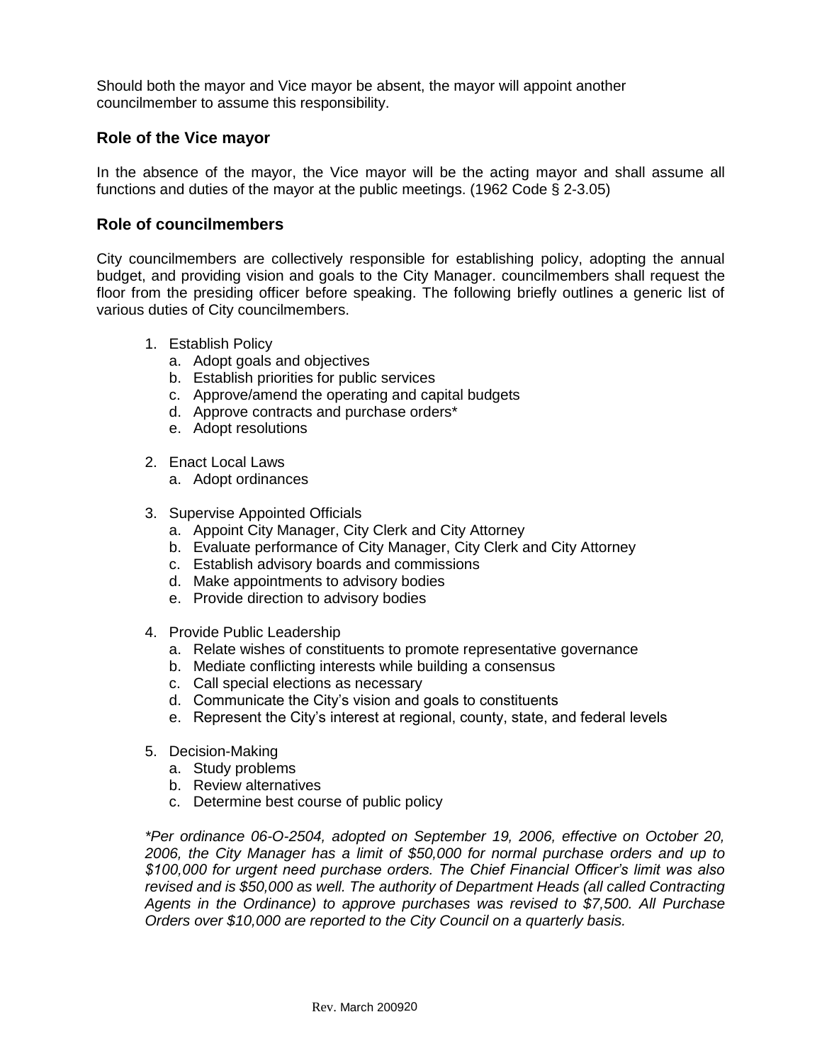Should both the mayor and Vice mayor be absent, the mayor will appoint another councilmember to assume this responsibility.

## Role of the Vice mayor

In the absence of the mayor, the Vice mayor will be the acting mayor and shall assume all functions and duties of the mayor at the public meetings. (1962 Code § 2-3.05)

## Role of councilmembers

City councilmembers are collectively responsible for establishing policy, adopting the annual budget, and providing vision and goals to the City Manager. councilmembers shall request the floor from the presiding officer before speaking. The following briefly outlines a generic list of various duties of City councilmembers.

1. Establish Policy
   a. Adopt goals and objectives
   b. Establish priorities for public services
   c. Approve/amend the operating and capital budgets
   d. Approve contracts and purchase orders*
   e. Adopt resolutions

2. Enact Local Laws
   a. Adopt ordinances

3. Supervise Appointed Officials
   a. Appoint City Manager, City Clerk and City Attorney
   b. Evaluate performance of City Manager, City Clerk and City Attorney
   c. Establish advisory boards and commissions
   d. Make appointments to advisory bodies
   e. Provide direction to advisory bodies

4. Provide Public Leadership
   a. Relate wishes of constituents to promote representative governance
   b. Mediate conflicting interests while building a consensus
   c. Call special elections as necessary
   d. Communicate the City's vision and goals to constituents
   e. Represent the City's interest at regional, county, state, and federal levels

5. Decision-Making
   a. Study problems
   b. Review alternatives
   c. Determine best course of public policy

*\*Per ordinance 06-O-2504, adopted on September 19, 2006, effective on October 20, 2006, the City Manager has a limit of $50,000 for normal purchase orders and up to $100,000 for urgent need purchase orders. The Chief Financial Officer's limit was also revised and is $50,000 as well. The authority of Department Heads (all called Contracting Agents in the Ordinance) to approve purchases was revised to $7,500. All Purchase Orders over $10,000 are reported to the City Council on a quarterly basis.*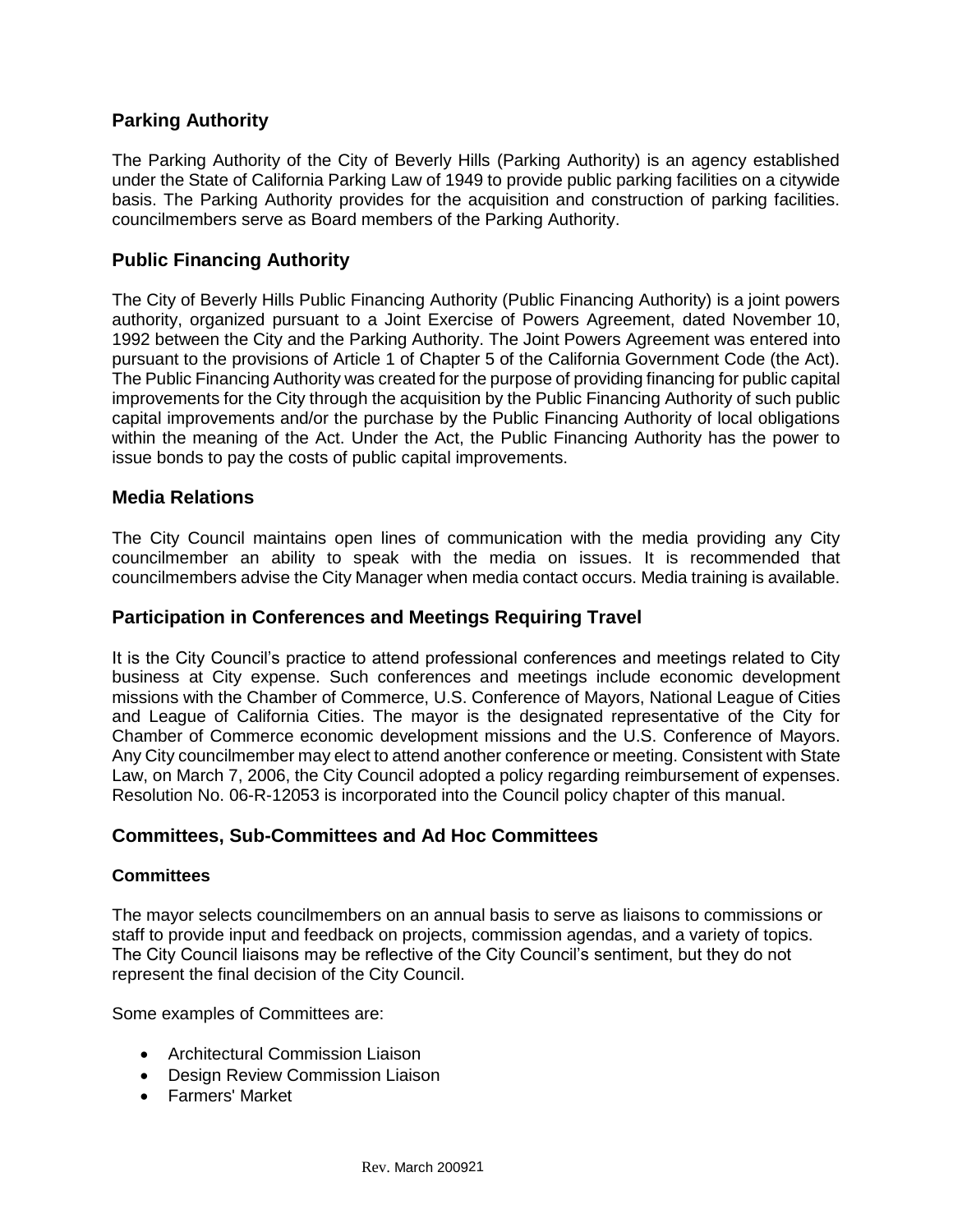## Parking Authority

The Parking Authority of the City of Beverly Hills (Parking Authority) is an agency established under the State of California Parking Law of 1949 to provide public parking facilities on a citywide basis. The Parking Authority provides for the acquisition and construction of parking facilities. councilmembers serve as Board members of the Parking Authority.

## Public Financing Authority

The City of Beverly Hills Public Financing Authority (Public Financing Authority) is a joint powers authority, organized pursuant to a Joint Exercise of Powers Agreement, dated November 10, 1992 between the City and the Parking Authority. The Joint Powers Agreement was entered into pursuant to the provisions of Article 1 of Chapter 5 of the California Government Code (the Act). The Public Financing Authority was created for the purpose of providing financing for public capital improvements for the City through the acquisition by the Public Financing Authority of such public capital improvements and/or the purchase by the Public Financing Authority of local obligations within the meaning of the Act. Under the Act, the Public Financing Authority has the power to issue bonds to pay the costs of public capital improvements.

## Media Relations

The City Council maintains open lines of communication with the media providing any City councilmember an ability to speak with the media on issues. It is recommended that councilmembers advise the City Manager when media contact occurs. Media training is available.

## Participation in Conferences and Meetings Requiring Travel

It is the City Council's practice to attend professional conferences and meetings related to City business at City expense. Such conferences and meetings include economic development missions with the Chamber of Commerce, U.S. Conference of Mayors, National League of Cities and League of California Cities. The mayor is the designated representative of the City for Chamber of Commerce economic development missions and the U.S. Conference of Mayors. Any City councilmember may elect to attend another conference or meeting. Consistent with State Law, on March 7, 2006, the City Council adopted a policy regarding reimbursement of expenses. Resolution No. 06-R-12053 is incorporated into the Council policy chapter of this manual.

## Committees, Sub-Committees and Ad Hoc Committees

### Committees

The mayor selects councilmembers on an annual basis to serve as liaisons to commissions or staff to provide input and feedback on projects, commission agendas, and a variety of topics. The City Council liaisons may be reflective of the City Council's sentiment, but they do not represent the final decision of the City Council.

Some examples of Committees are:

- Architectural Commission Liaison
- Design Review Commission Liaison
- Farmers' Market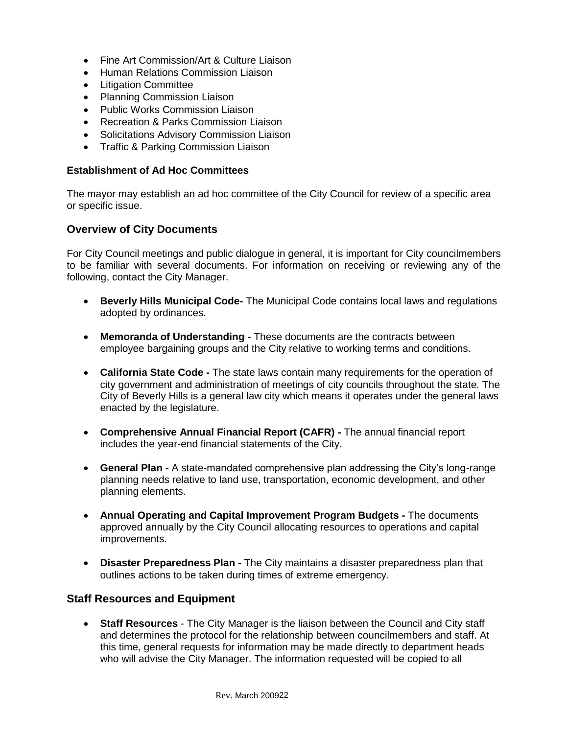- Fine Art Commission/Art & Culture Liaison
- Human Relations Commission Liaison
- Litigation Committee
- Planning Commission Liaison
- Public Works Commission Liaison
- Recreation & Parks Commission Liaison
- Solicitations Advisory Commission Liaison
- Traffic & Parking Commission Liaison

#### Establishment of Ad Hoc Committees

The mayor may establish an ad hoc committee of the City Council for review of a specific area or specific issue.

### Overview of City Documents

For City Council meetings and public dialogue in general, it is important for City councilmembers to be familiar with several documents. For information on receiving or reviewing any of the following, contact the City Manager.

- **Beverly Hills Municipal Code-** The Municipal Code contains local laws and regulations adopted by ordinances.
- **Memoranda of Understanding -** These documents are the contracts between employee bargaining groups and the City relative to working terms and conditions.
- **California State Code -** The state laws contain many requirements for the operation of city government and administration of meetings of city councils throughout the state. The City of Beverly Hills is a general law city which means it operates under the general laws enacted by the legislature.
- **Comprehensive Annual Financial Report (CAFR) -** The annual financial report includes the year-end financial statements of the City.
- **General Plan -** A state-mandated comprehensive plan addressing the City's long-range planning needs relative to land use, transportation, economic development, and other planning elements.
- **Annual Operating and Capital Improvement Program Budgets -** The documents approved annually by the City Council allocating resources to operations and capital improvements.
- **Disaster Preparedness Plan -** The City maintains a disaster preparedness plan that outlines actions to be taken during times of extreme emergency.

### Staff Resources and Equipment

- **Staff Resources** - The City Manager is the liaison between the Council and City staff and determines the protocol for the relationship between councilmembers and staff. At this time, general requests for information may be made directly to department heads who will advise the City Manager. The information requested will be copied to all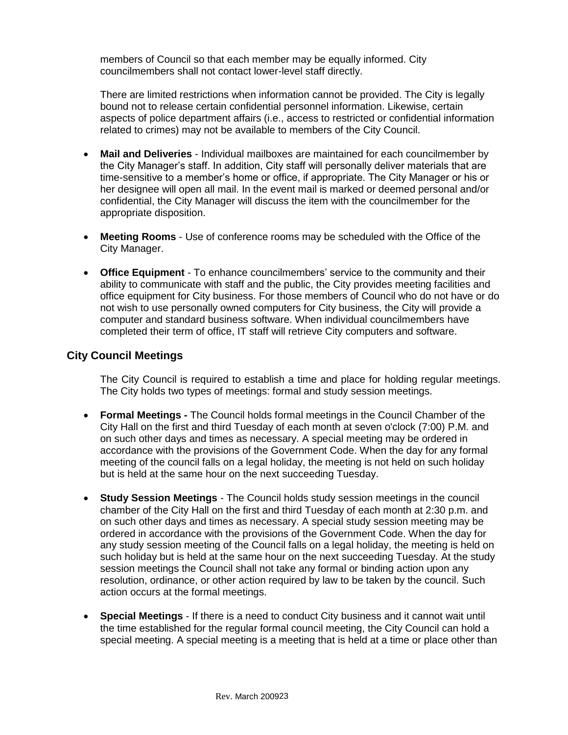members of Council so that each member may be equally informed. City councilmembers shall not contact lower-level staff directly.

There are limited restrictions when information cannot be provided. The City is legally bound not to release certain confidential personnel information. Likewise, certain aspects of police department affairs (i.e., access to restricted or confidential information related to crimes) may not be available to members of the City Council.

- **Mail and Deliveries** - Individual mailboxes are maintained for each councilmember by the City Manager's staff. In addition, City staff will personally deliver materials that are time-sensitive to a member's home or office, if appropriate. The City Manager or his or her designee will open all mail. In the event mail is marked or deemed personal and/or confidential, the City Manager will discuss the item with the councilmember for the appropriate disposition.

- **Meeting Rooms** - Use of conference rooms may be scheduled with the Office of the City Manager.

- **Office Equipment** - To enhance councilmembers' service to the community and their ability to communicate with staff and the public, the City provides meeting facilities and office equipment for City business. For those members of Council who do not have or do not wish to use personally owned computers for City business, the City will provide a computer and standard business software. When individual councilmembers have completed their term of office, IT staff will retrieve City computers and software.

## City Council Meetings

The City Council is required to establish a time and place for holding regular meetings. The City holds two types of meetings: formal and study session meetings.

- **Formal Meetings -** The Council holds formal meetings in the Council Chamber of the City Hall on the first and third Tuesday of each month at seven o'clock (7:00) P.M. and on such other days and times as necessary. A special meeting may be ordered in accordance with the provisions of the Government Code. When the day for any formal meeting of the council falls on a legal holiday, the meeting is not held on such holiday but is held at the same hour on the next succeeding Tuesday.

- **Study Session Meetings** - The Council holds study session meetings in the council chamber of the City Hall on the first and third Tuesday of each month at 2:30 p.m. and on such other days and times as necessary. A special study session meeting may be ordered in accordance with the provisions of the Government Code. When the day for any study session meeting of the Council falls on a legal holiday, the meeting is held on such holiday but is held at the same hour on the next succeeding Tuesday. At the study session meetings the Council shall not take any formal or binding action upon any resolution, ordinance, or other action required by law to be taken by the council. Such action occurs at the formal meetings.

- **Special Meetings** - If there is a need to conduct City business and it cannot wait until the time established for the regular formal council meeting, the City Council can hold a special meeting. A special meeting is a meeting that is held at a time or place other than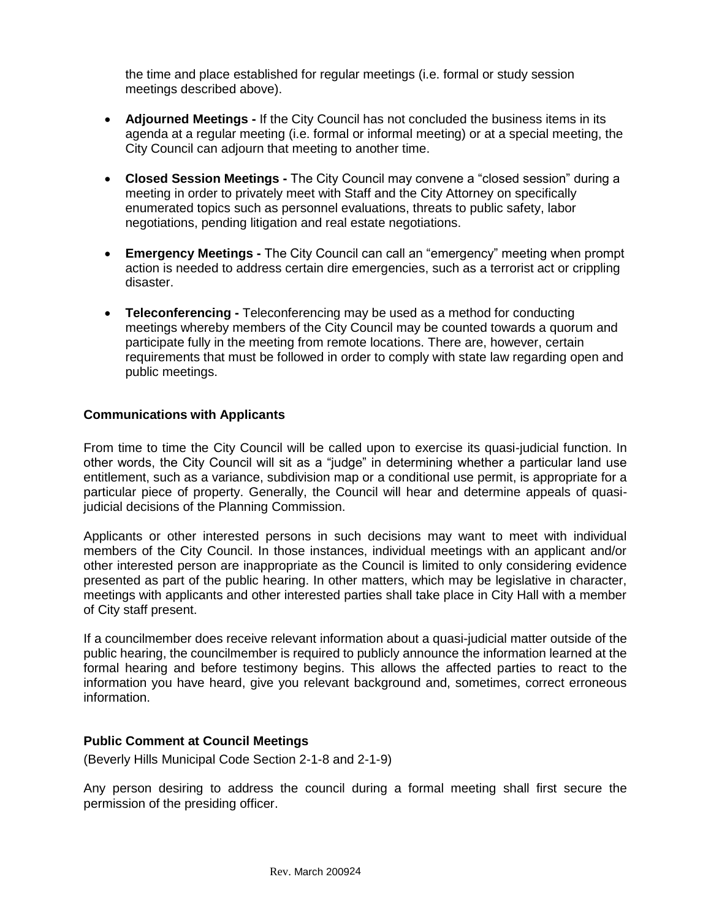the time and place established for regular meetings (i.e. formal or study session meetings described above).

- **Adjourned Meetings -** If the City Council has not concluded the business items in its agenda at a regular meeting (i.e. formal or informal meeting) or at a special meeting, the City Council can adjourn that meeting to another time.
- **Closed Session Meetings -** The City Council may convene a "closed session" during a meeting in order to privately meet with Staff and the City Attorney on specifically enumerated topics such as personnel evaluations, threats to public safety, labor negotiations, pending litigation and real estate negotiations.
- **Emergency Meetings -** The City Council can call an "emergency" meeting when prompt action is needed to address certain dire emergencies, such as a terrorist act or crippling disaster.
- **Teleconferencing -** Teleconferencing may be used as a method for conducting meetings whereby members of the City Council may be counted towards a quorum and participate fully in the meeting from remote locations. There are, however, certain requirements that must be followed in order to comply with state law regarding open and public meetings.

### Communications with Applicants

From time to time the City Council will be called upon to exercise its quasi-judicial function. In other words, the City Council will sit as a "judge" in determining whether a particular land use entitlement, such as a variance, subdivision map or a conditional use permit, is appropriate for a particular piece of property. Generally, the Council will hear and determine appeals of quasi-judicial decisions of the Planning Commission.

Applicants or other interested persons in such decisions may want to meet with individual members of the City Council. In those instances, individual meetings with an applicant and/or other interested person are inappropriate as the Council is limited to only considering evidence presented as part of the public hearing. In other matters, which may be legislative in character, meetings with applicants and other interested parties shall take place in City Hall with a member of City staff present.

If a councilmember does receive relevant information about a quasi-judicial matter outside of the public hearing, the councilmember is required to publicly announce the information learned at the formal hearing and before testimony begins. This allows the affected parties to react to the information you have heard, give you relevant background and, sometimes, correct erroneous information.

### Public Comment at Council Meetings

(Beverly Hills Municipal Code Section 2-1-8 and 2-1-9)

Any person desiring to address the council during a formal meeting shall first secure the permission of the presiding officer.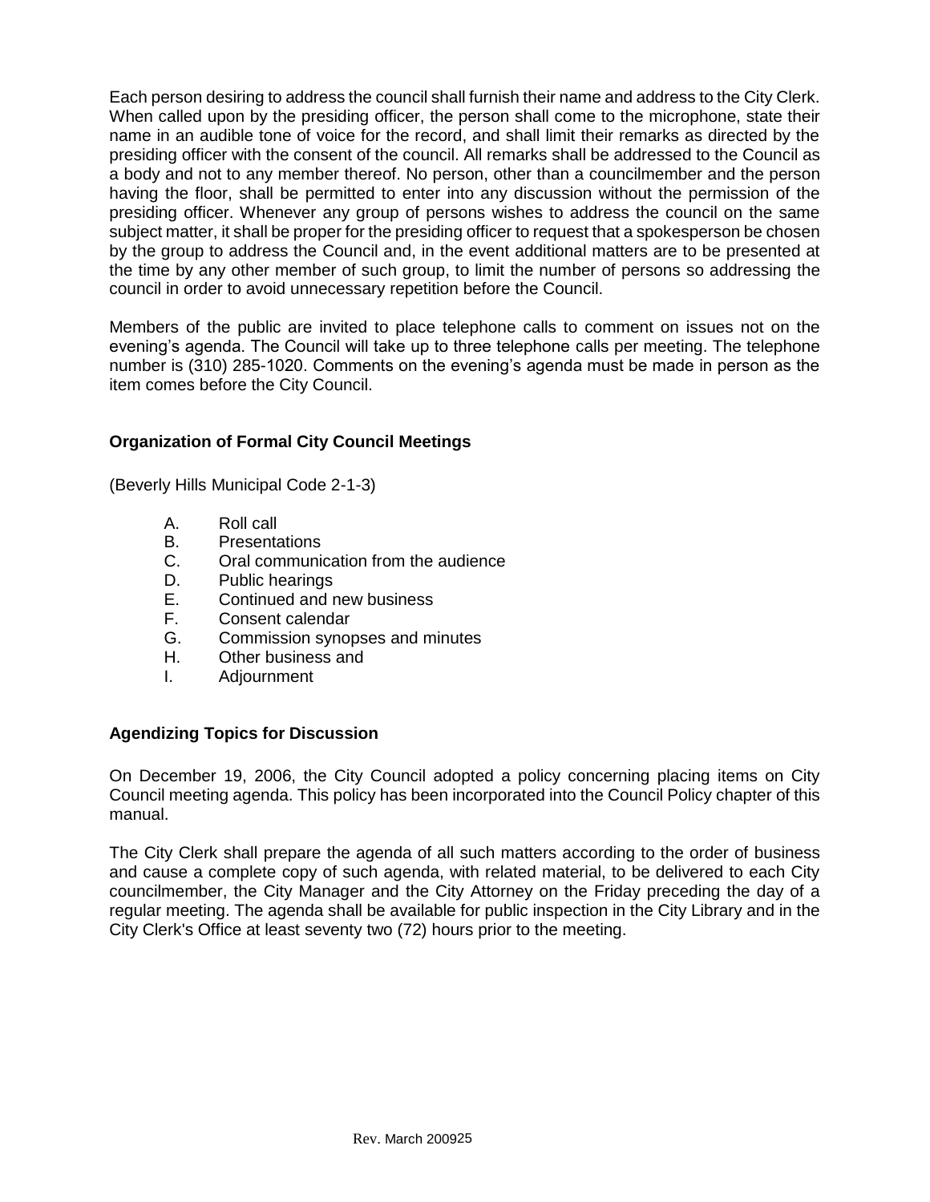Each person desiring to address the council shall furnish their name and address to the City Clerk. When called upon by the presiding officer, the person shall come to the microphone, state their name in an audible tone of voice for the record, and shall limit their remarks as directed by the presiding officer with the consent of the council. All remarks shall be addressed to the Council as a body and not to any member thereof. No person, other than a councilmember and the person having the floor, shall be permitted to enter into any discussion without the permission of the presiding officer. Whenever any group of persons wishes to address the council on the same subject matter, it shall be proper for the presiding officer to request that a spokesperson be chosen by the group to address the Council and, in the event additional matters are to be presented at the time by any other member of such group, to limit the number of persons so addressing the council in order to avoid unnecessary repetition before the Council.

Members of the public are invited to place telephone calls to comment on issues not on the evening's agenda. The Council will take up to three telephone calls per meeting. The telephone number is (310) 285-1020. Comments on the evening's agenda must be made in person as the item comes before the City Council.

### Organization of Formal City Council Meetings

(Beverly Hills Municipal Code 2-1-3)

A. Roll call
B. Presentations
C. Oral communication from the audience
D. Public hearings
E. Continued and new business
F. Consent calendar
G. Commission synopses and minutes
H. Other business and
I. Adjournment

### Agendizing Topics for Discussion

On December 19, 2006, the City Council adopted a policy concerning placing items on City Council meeting agenda. This policy has been incorporated into the Council Policy chapter of this manual.

The City Clerk shall prepare the agenda of all such matters according to the order of business and cause a complete copy of such agenda, with related material, to be delivered to each City councilmember, the City Manager and the City Attorney on the Friday preceding the day of a regular meeting. The agenda shall be available for public inspection in the City Library and in the City Clerk's Office at least seventy two (72) hours prior to the meeting.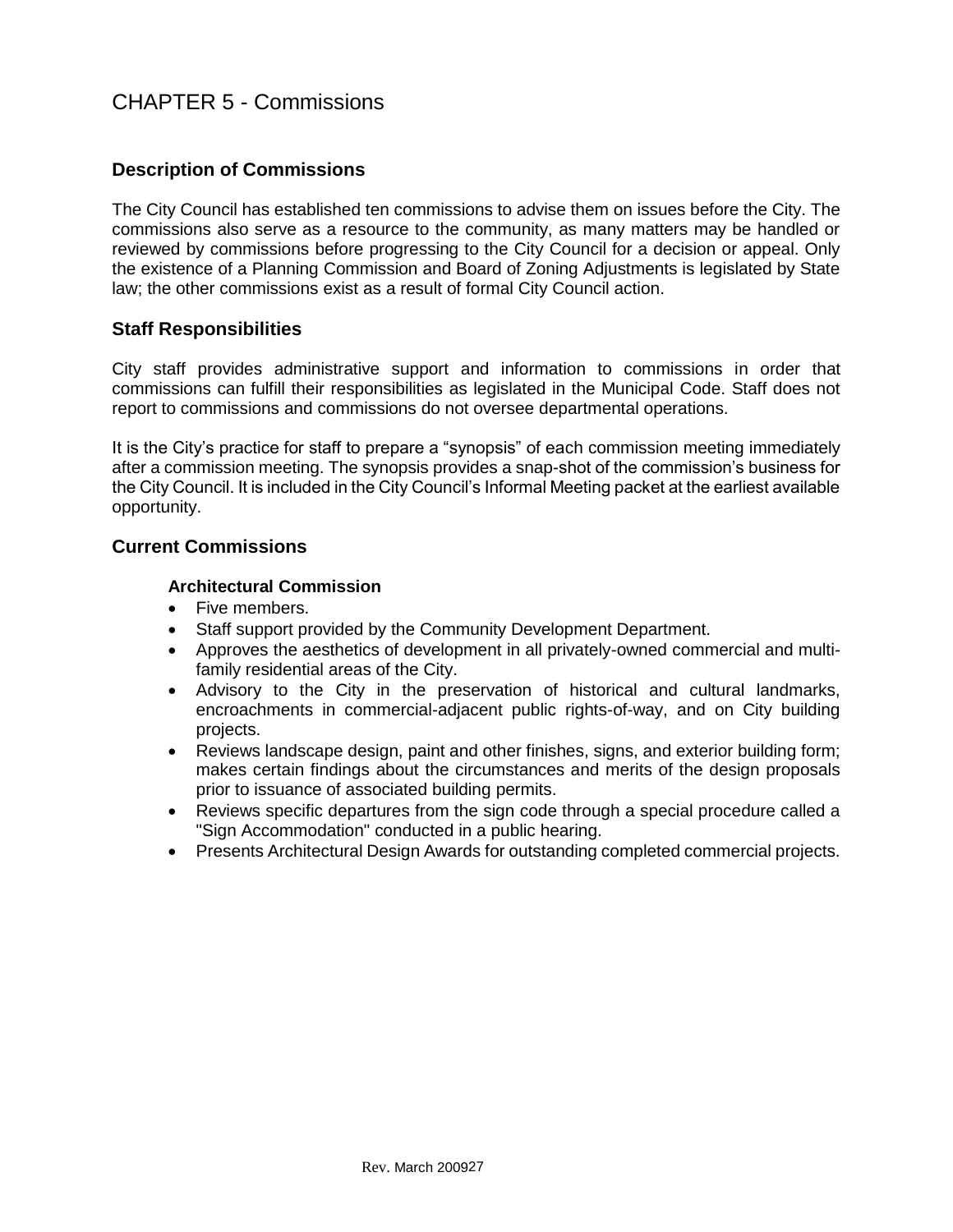# CHAPTER 5 - Commissions

## Description of Commissions

The City Council has established ten commissions to advise them on issues before the City. The commissions also serve as a resource to the community, as many matters may be handled or reviewed by commissions before progressing to the City Council for a decision or appeal. Only the existence of a Planning Commission and Board of Zoning Adjustments is legislated by State law; the other commissions exist as a result of formal City Council action.

## Staff Responsibilities

City staff provides administrative support and information to commissions in order that commissions can fulfill their responsibilities as legislated in the Municipal Code. Staff does not report to commissions and commissions do not oversee departmental operations.

It is the City's practice for staff to prepare a "synopsis" of each commission meeting immediately after a commission meeting. The synopsis provides a snap-shot of the commission's business for the City Council. It is included in the City Council's Informal Meeting packet at the earliest available opportunity.

## Current Commissions

### Architectural Commission

- Five members.
- Staff support provided by the Community Development Department.
- Approves the aesthetics of development in all privately-owned commercial and multi-family residential areas of the City.
- Advisory to the City in the preservation of historical and cultural landmarks, encroachments in commercial-adjacent public rights-of-way, and on City building projects.
- Reviews landscape design, paint and other finishes, signs, and exterior building form; makes certain findings about the circumstances and merits of the design proposals prior to issuance of associated building permits.
- Reviews specific departures from the sign code through a special procedure called a "Sign Accommodation" conducted in a public hearing.
- Presents Architectural Design Awards for outstanding completed commercial projects.

Rev. March 2009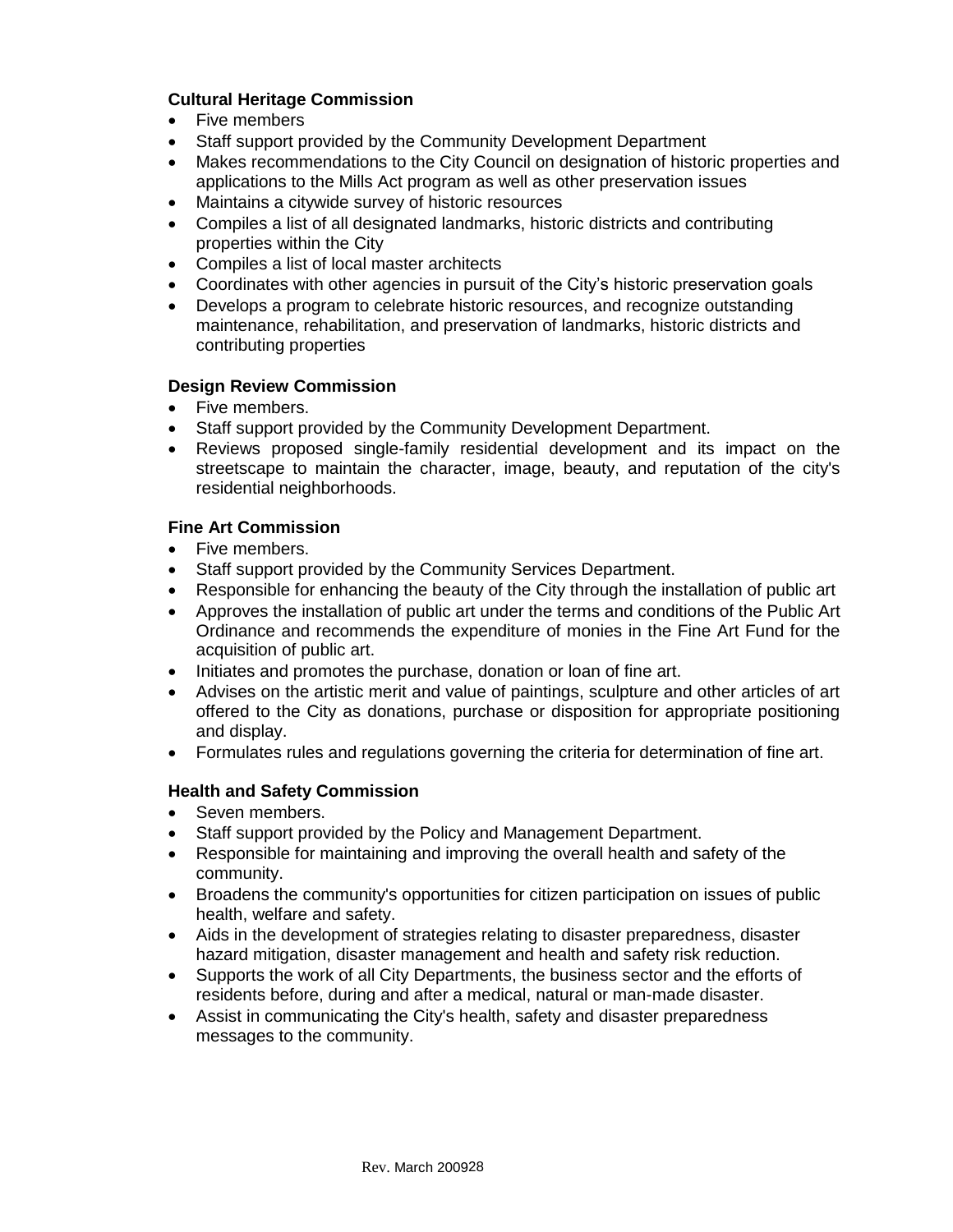**Cultural Heritage Commission**

- Five members
- Staff support provided by the Community Development Department
- Makes recommendations to the City Council on designation of historic properties and applications to the Mills Act program as well as other preservation issues
- Maintains a citywide survey of historic resources
- Compiles a list of all designated landmarks, historic districts and contributing properties within the City
- Compiles a list of local master architects
- Coordinates with other agencies in pursuit of the City's historic preservation goals
- Develops a program to celebrate historic resources, and recognize outstanding maintenance, rehabilitation, and preservation of landmarks, historic districts and contributing properties

**Design Review Commission**

- Five members.
- Staff support provided by the Community Development Department.
- Reviews proposed single-family residential development and its impact on the streetscape to maintain the character, image, beauty, and reputation of the city's residential neighborhoods.

**Fine Art Commission**

- Five members.
- Staff support provided by the Community Services Department.
- Responsible for enhancing the beauty of the City through the installation of public art
- Approves the installation of public art under the terms and conditions of the Public Art Ordinance and recommends the expenditure of monies in the Fine Art Fund for the acquisition of public art.
- Initiates and promotes the purchase, donation or loan of fine art.
- Advises on the artistic merit and value of paintings, sculpture and other articles of art offered to the City as donations, purchase or disposition for appropriate positioning and display.
- Formulates rules and regulations governing the criteria for determination of fine art.

**Health and Safety Commission**

- Seven members.
- Staff support provided by the Policy and Management Department.
- Responsible for maintaining and improving the overall health and safety of the community.
- Broadens the community's opportunities for citizen participation on issues of public health, welfare and safety.
- Aids in the development of strategies relating to disaster preparedness, disaster hazard mitigation, disaster management and health and safety risk reduction.
- Supports the work of all City Departments, the business sector and the efforts of residents before, during and after a medical, natural or man-made disaster.
- Assist in communicating the City's health, safety and disaster preparedness messages to the community.

Rev. March 2009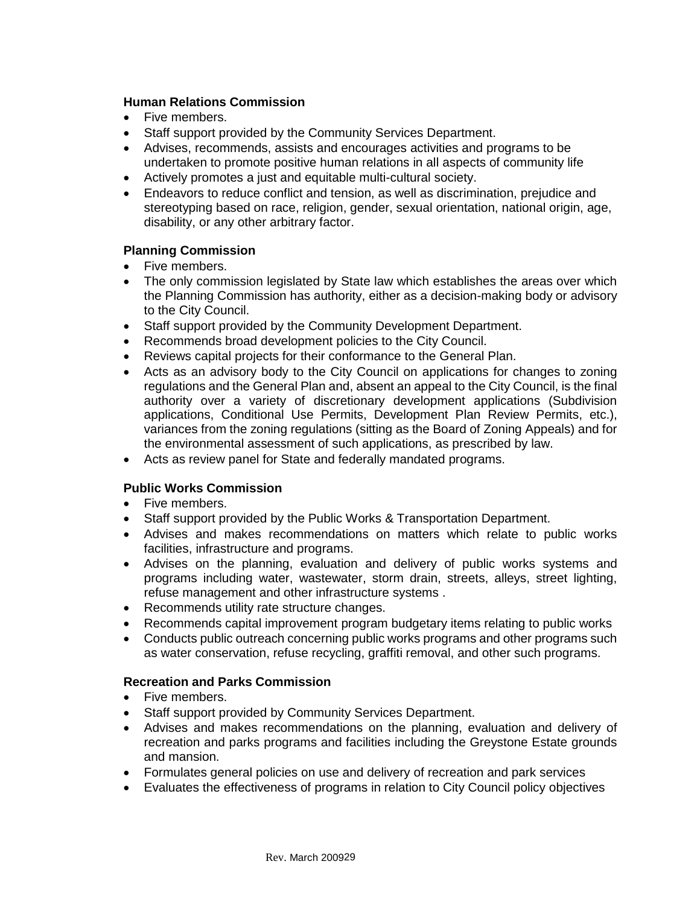**Human Relations Commission**

- Five members.
- Staff support provided by the Community Services Department.
- Advises, recommends, assists and encourages activities and programs to be undertaken to promote positive human relations in all aspects of community life
- Actively promotes a just and equitable multi-cultural society.
- Endeavors to reduce conflict and tension, as well as discrimination, prejudice and stereotyping based on race, religion, gender, sexual orientation, national origin, age, disability, or any other arbitrary factor.

**Planning Commission**

- Five members.
- The only commission legislated by State law which establishes the areas over which the Planning Commission has authority, either as a decision-making body or advisory to the City Council.
- Staff support provided by the Community Development Department.
- Recommends broad development policies to the City Council.
- Reviews capital projects for their conformance to the General Plan.
- Acts as an advisory body to the City Council on applications for changes to zoning regulations and the General Plan and, absent an appeal to the City Council, is the final authority over a variety of discretionary development applications (Subdivision applications, Conditional Use Permits, Development Plan Review Permits, etc.), variances from the zoning regulations (sitting as the Board of Zoning Appeals) and for the environmental assessment of such applications, as prescribed by law.
- Acts as review panel for State and federally mandated programs.

**Public Works Commission**

- Five members.
- Staff support provided by the Public Works & Transportation Department.
- Advises and makes recommendations on matters which relate to public works facilities, infrastructure and programs.
- Advises on the planning, evaluation and delivery of public works systems and programs including water, wastewater, storm drain, streets, alleys, street lighting, refuse management and other infrastructure systems .
- Recommends utility rate structure changes.
- Recommends capital improvement program budgetary items relating to public works
- Conducts public outreach concerning public works programs and other programs such as water conservation, refuse recycling, graffiti removal, and other such programs.

**Recreation and Parks Commission**

- Five members.
- Staff support provided by Community Services Department.
- Advises and makes recommendations on the planning, evaluation and delivery of recreation and parks programs and facilities including the Greystone Estate grounds and mansion.
- Formulates general policies on use and delivery of recreation and park services
- Evaluates the effectiveness of programs in relation to City Council policy objectives

Rev. March 2009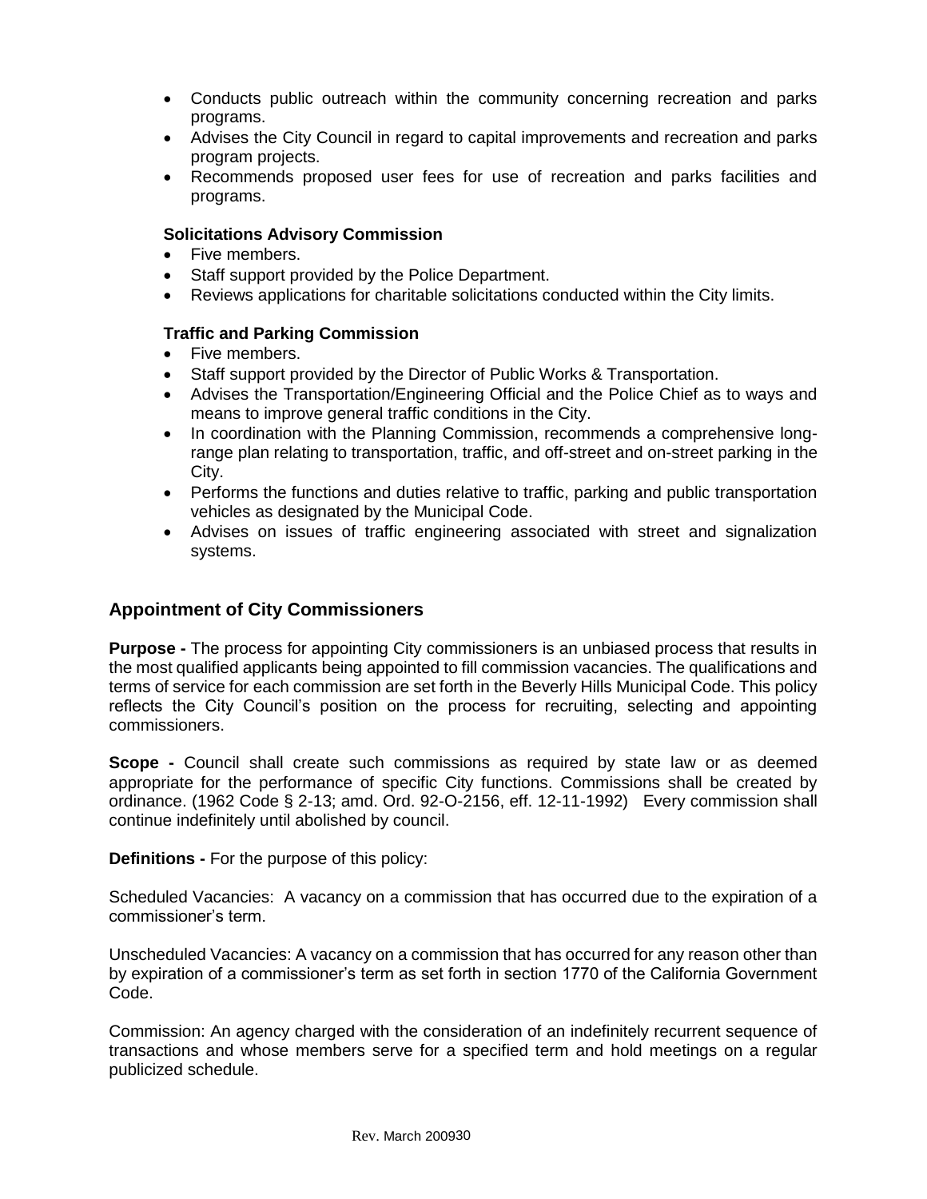- Conducts public outreach within the community concerning recreation and parks programs.
- Advises the City Council in regard to capital improvements and recreation and parks program projects.
- Recommends proposed user fees for use of recreation and parks facilities and programs.

**Solicitations Advisory Commission**

- Five members.
- Staff support provided by the Police Department.
- Reviews applications for charitable solicitations conducted within the City limits.

**Traffic and Parking Commission**

- Five members.
- Staff support provided by the Director of Public Works & Transportation.
- Advises the Transportation/Engineering Official and the Police Chief as to ways and means to improve general traffic conditions in the City.
- In coordination with the Planning Commission, recommends a comprehensive long-range plan relating to transportation, traffic, and off-street and on-street parking in the City.
- Performs the functions and duties relative to traffic, parking and public transportation vehicles as designated by the Municipal Code.
- Advises on issues of traffic engineering associated with street and signalization systems.

## Appointment of City Commissioners

**Purpose -** The process for appointing City commissioners is an unbiased process that results in the most qualified applicants being appointed to fill commission vacancies. The qualifications and terms of service for each commission are set forth in the Beverly Hills Municipal Code. This policy reflects the City Council's position on the process for recruiting, selecting and appointing commissioners.

**Scope -** Council shall create such commissions as required by state law or as deemed appropriate for the performance of specific City functions. Commissions shall be created by ordinance. (1962 Code § 2-13; amd. Ord. 92-O-2156, eff. 12-11-1992) Every commission shall continue indefinitely until abolished by council.

**Definitions -** For the purpose of this policy:

Scheduled Vacancies: A vacancy on a commission that has occurred due to the expiration of a commissioner's term.

Unscheduled Vacancies: A vacancy on a commission that has occurred for any reason other than by expiration of a commissioner's term as set forth in section 1770 of the California Government Code.

Commission: An agency charged with the consideration of an indefinitely recurrent sequence of transactions and whose members serve for a specified term and hold meetings on a regular publicized schedule.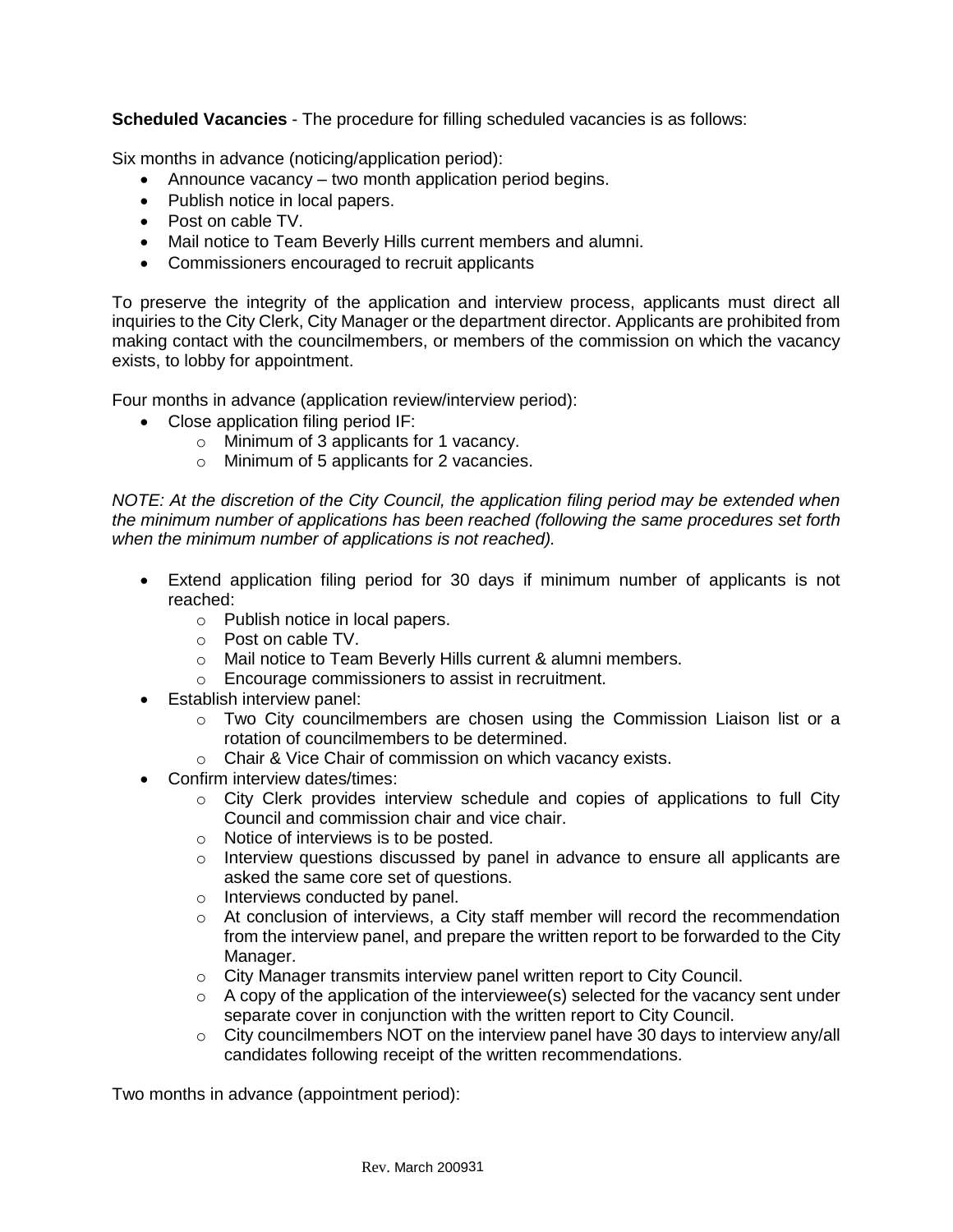**Scheduled Vacancies** - The procedure for filling scheduled vacancies is as follows:

Six months in advance (noticing/application period):

- Announce vacancy – two month application period begins.
- Publish notice in local papers.
- Post on cable TV.
- Mail notice to Team Beverly Hills current members and alumni.
- Commissioners encouraged to recruit applicants

To preserve the integrity of the application and interview process, applicants must direct all inquiries to the City Clerk, City Manager or the department director. Applicants are prohibited from making contact with the councilmembers, or members of the commission on which the vacancy exists, to lobby for appointment.

Four months in advance (application review/interview period):

- Close application filing period IF:
    - Minimum of 3 applicants for 1 vacancy.
    - Minimum of 5 applicants for 2 vacancies.

*NOTE: At the discretion of the City Council, the application filing period may be extended when the minimum number of applications has been reached (following the same procedures set forth when the minimum number of applications is not reached).*

- Extend application filing period for 30 days if minimum number of applicants is not reached:
    - Publish notice in local papers.
    - Post on cable TV.
    - Mail notice to Team Beverly Hills current & alumni members.
    - Encourage commissioners to assist in recruitment.
- Establish interview panel:
    - Two City councilmembers are chosen using the Commission Liaison list or a rotation of councilmembers to be determined.
    - Chair & Vice Chair of commission on which vacancy exists.
- Confirm interview dates/times:
    - City Clerk provides interview schedule and copies of applications to full City Council and commission chair and vice chair.
    - Notice of interviews is to be posted.
    - Interview questions discussed by panel in advance to ensure all applicants are asked the same core set of questions.
    - Interviews conducted by panel.
    - At conclusion of interviews, a City staff member will record the recommendation from the interview panel, and prepare the written report to be forwarded to the City Manager.
    - City Manager transmits interview panel written report to City Council.
    - A copy of the application of the interviewee(s) selected for the vacancy sent under separate cover in conjunction with the written report to City Council.
    - City councilmembers NOT on the interview panel have 30 days to interview any/all candidates following receipt of the written recommendations.

Two months in advance (appointment period):

Rev. March 2009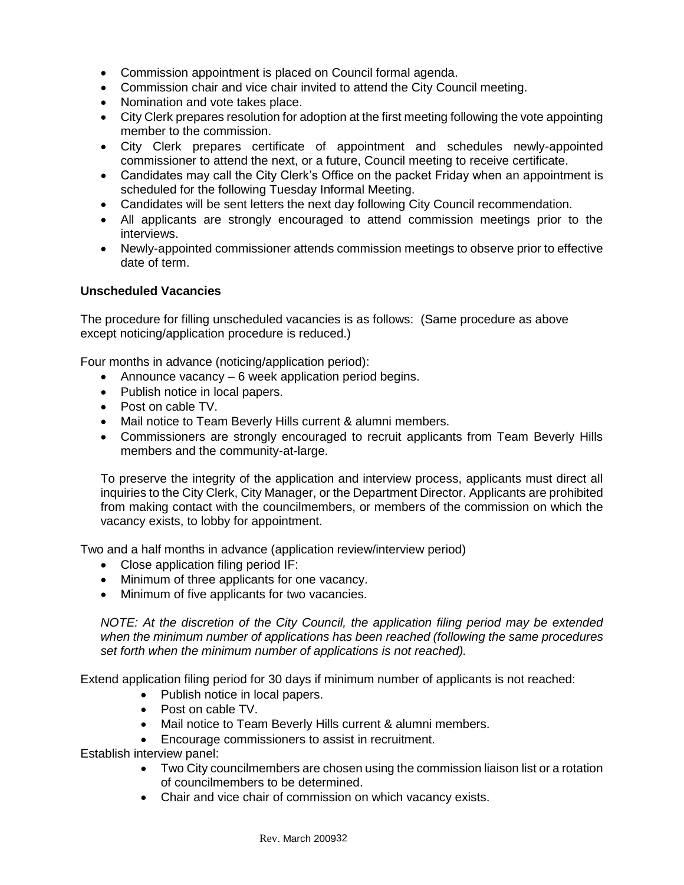- Commission appointment is placed on Council formal agenda.
- Commission chair and vice chair invited to attend the City Council meeting.
- Nomination and vote takes place.
- City Clerk prepares resolution for adoption at the first meeting following the vote appointing member to the commission.
- City Clerk prepares certificate of appointment and schedules newly-appointed commissioner to attend the next, or a future, Council meeting to receive certificate.
- Candidates may call the City Clerk's Office on the packet Friday when an appointment is scheduled for the following Tuesday Informal Meeting.
- Candidates will be sent letters the next day following City Council recommendation.
- All applicants are strongly encouraged to attend commission meetings prior to the interviews.
- Newly-appointed commissioner attends commission meetings to observe prior to effective date of term.

**Unscheduled Vacancies**

The procedure for filling unscheduled vacancies is as follows: (Same procedure as above except noticing/application procedure is reduced.)

Four months in advance (noticing/application period):

- Announce vacancy – 6 week application period begins.
- Publish notice in local papers.
- Post on cable TV.
- Mail notice to Team Beverly Hills current & alumni members.
- Commissioners are strongly encouraged to recruit applicants from Team Beverly Hills members and the community-at-large.

To preserve the integrity of the application and interview process, applicants must direct all inquiries to the City Clerk, City Manager, or the Department Director. Applicants are prohibited from making contact with the councilmembers, or members of the commission on which the vacancy exists, to lobby for appointment.

Two and a half months in advance (application review/interview period)

- Close application filing period IF:
- Minimum of three applicants for one vacancy.
- Minimum of five applicants for two vacancies.

*NOTE: At the discretion of the City Council, the application filing period may be extended when the minimum number of applications has been reached (following the same procedures set forth when the minimum number of applications is not reached).*

Extend application filing period for 30 days if minimum number of applicants is not reached:

- Publish notice in local papers.
- Post on cable TV.
- Mail notice to Team Beverly Hills current & alumni members.
- Encourage commissioners to assist in recruitment.

Establish interview panel:

- Two City councilmembers are chosen using the commission liaison list or a rotation of councilmembers to be determined.
- Chair and vice chair of commission on which vacancy exists.

Rev. March 2009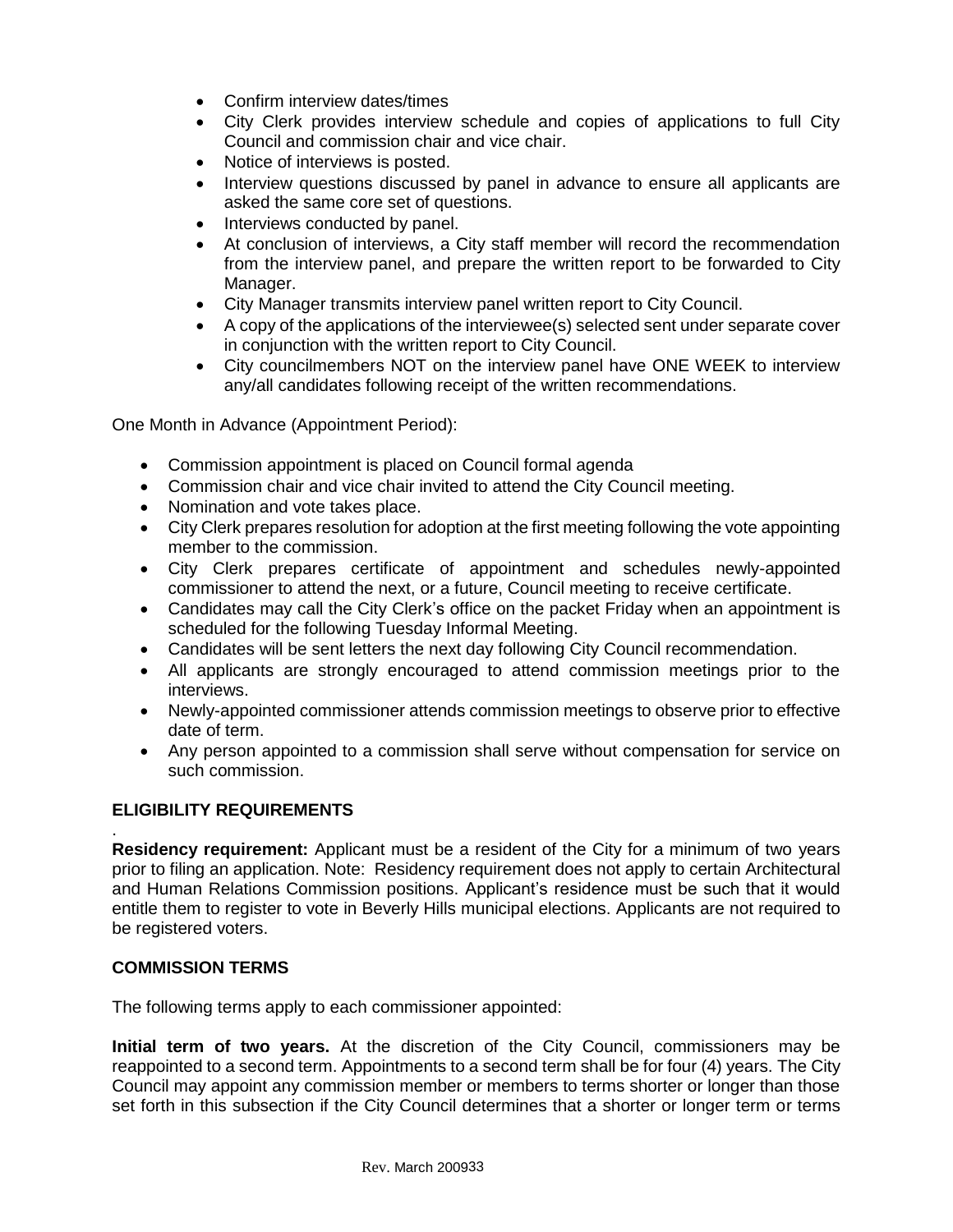- Confirm interview dates/times
- City Clerk provides interview schedule and copies of applications to full City Council and commission chair and vice chair.
- Notice of interviews is posted.
- Interview questions discussed by panel in advance to ensure all applicants are asked the same core set of questions.
- Interviews conducted by panel.
- At conclusion of interviews, a City staff member will record the recommendation from the interview panel, and prepare the written report to be forwarded to City Manager.
- City Manager transmits interview panel written report to City Council.
- A copy of the applications of the interviewee(s) selected sent under separate cover in conjunction with the written report to City Council.
- City councilmembers NOT on the interview panel have ONE WEEK to interview any/all candidates following receipt of the written recommendations.

One Month in Advance (Appointment Period):

- Commission appointment is placed on Council formal agenda
- Commission chair and vice chair invited to attend the City Council meeting.
- Nomination and vote takes place.
- City Clerk prepares resolution for adoption at the first meeting following the vote appointing member to the commission.
- City Clerk prepares certificate of appointment and schedules newly-appointed commissioner to attend the next, or a future, Council meeting to receive certificate.
- Candidates may call the City Clerk's office on the packet Friday when an appointment is scheduled for the following Tuesday Informal Meeting.
- Candidates will be sent letters the next day following City Council recommendation.
- All applicants are strongly encouraged to attend commission meetings prior to the interviews.
- Newly-appointed commissioner attends commission meetings to observe prior to effective date of term.
- Any person appointed to a commission shall serve without compensation for service on such commission.

**ELIGIBILITY REQUIREMENTS**

.
**Residency requirement:** Applicant must be a resident of the City for a minimum of two years prior to filing an application. Note: Residency requirement does not apply to certain Architectural and Human Relations Commission positions. Applicant's residence must be such that it would entitle them to register to vote in Beverly Hills municipal elections. Applicants are not required to be registered voters.

**COMMISSION TERMS**

The following terms apply to each commissioner appointed:

**Initial term of two years.** At the discretion of the City Council, commissioners may be reappointed to a second term. Appointments to a second term shall be for four (4) years. The City Council may appoint any commission member or members to terms shorter or longer than those set forth in this subsection if the City Council determines that a shorter or longer term or terms

Rev. March 2009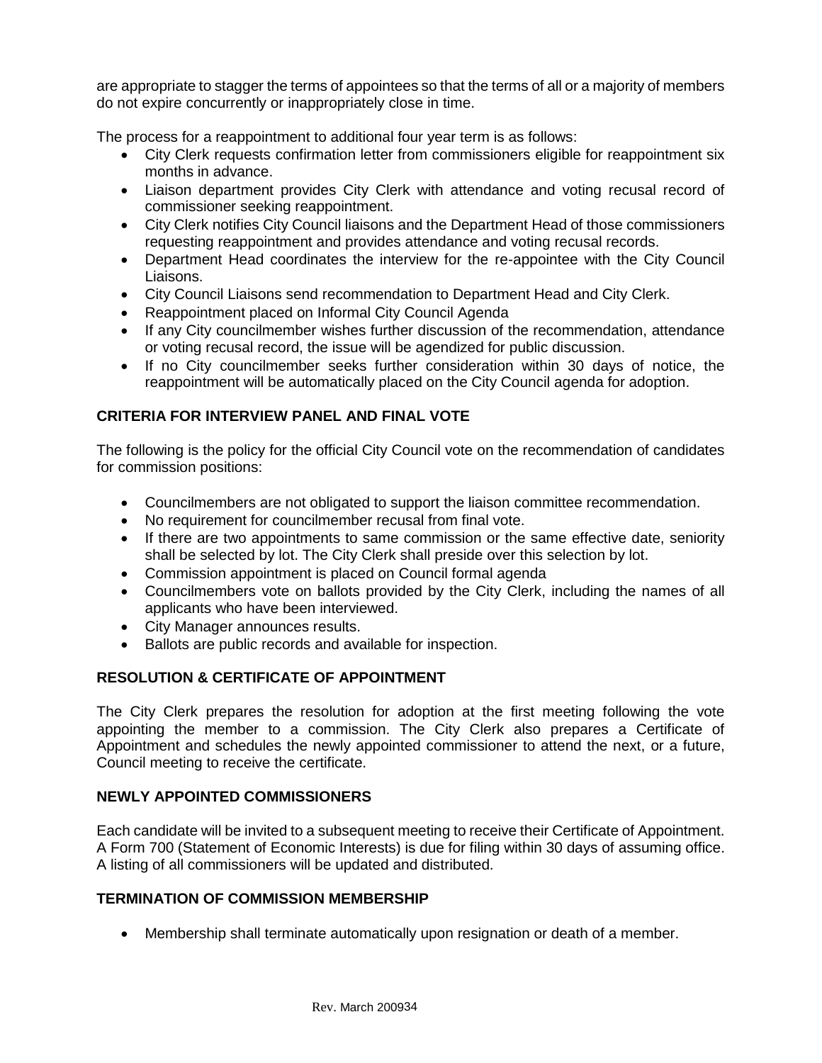are appropriate to stagger the terms of appointees so that the terms of all or a majority of members do not expire concurrently or inappropriately close in time.

The process for a reappointment to additional four year term is as follows:

- City Clerk requests confirmation letter from commissioners eligible for reappointment six months in advance.
- Liaison department provides City Clerk with attendance and voting recusal record of commissioner seeking reappointment.
- City Clerk notifies City Council liaisons and the Department Head of those commissioners requesting reappointment and provides attendance and voting recusal records.
- Department Head coordinates the interview for the re-appointee with the City Council Liaisons.
- City Council Liaisons send recommendation to Department Head and City Clerk.
- Reappointment placed on Informal City Council Agenda
- If any City councilmember wishes further discussion of the recommendation, attendance or voting recusal record, the issue will be agendized for public discussion.
- If no City councilmember seeks further consideration within 30 days of notice, the reappointment will be automatically placed on the City Council agenda for adoption.

## CRITERIA FOR INTERVIEW PANEL AND FINAL VOTE

The following is the policy for the official City Council vote on the recommendation of candidates for commission positions:

- Councilmembers are not obligated to support the liaison committee recommendation.
- No requirement for councilmember recusal from final vote.
- If there are two appointments to same commission or the same effective date, seniority shall be selected by lot. The City Clerk shall preside over this selection by lot.
- Commission appointment is placed on Council formal agenda
- Councilmembers vote on ballots provided by the City Clerk, including the names of all applicants who have been interviewed.
- City Manager announces results.
- Ballots are public records and available for inspection.

## RESOLUTION & CERTIFICATE OF APPOINTMENT

The City Clerk prepares the resolution for adoption at the first meeting following the vote appointing the member to a commission. The City Clerk also prepares a Certificate of Appointment and schedules the newly appointed commissioner to attend the next, or a future, Council meeting to receive the certificate.

## NEWLY APPOINTED COMMISSIONERS

Each candidate will be invited to a subsequent meeting to receive their Certificate of Appointment. A Form 700 (Statement of Economic Interests) is due for filing within 30 days of assuming office. A listing of all commissioners will be updated and distributed.

## TERMINATION OF COMMISSION MEMBERSHIP

- Membership shall terminate automatically upon resignation or death of a member.

Rev. March 2009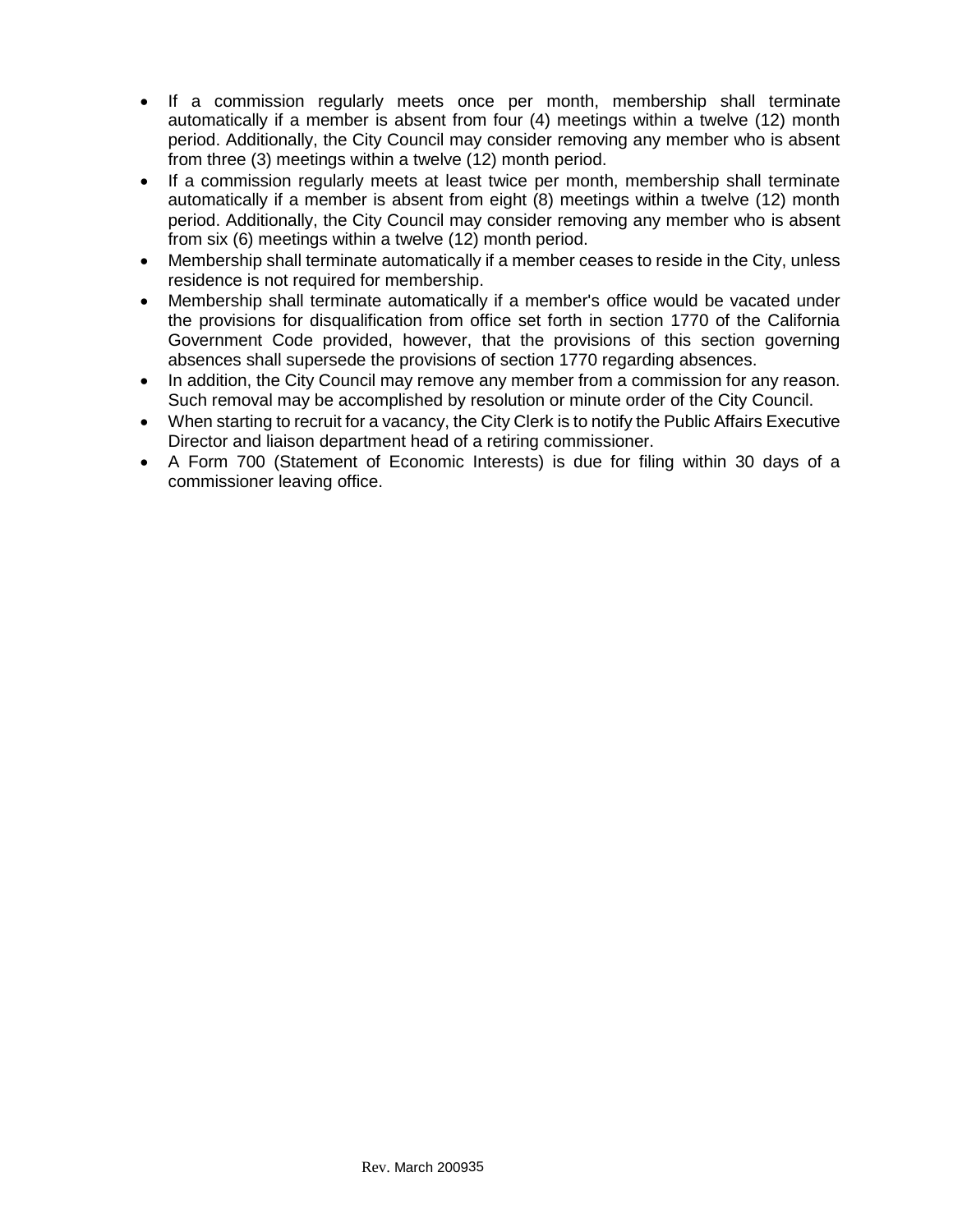- If a commission regularly meets once per month, membership shall terminate automatically if a member is absent from four (4) meetings within a twelve (12) month period. Additionally, the City Council may consider removing any member who is absent from three (3) meetings within a twelve (12) month period.
- If a commission regularly meets at least twice per month, membership shall terminate automatically if a member is absent from eight (8) meetings within a twelve (12) month period. Additionally, the City Council may consider removing any member who is absent from six (6) meetings within a twelve (12) month period.
- Membership shall terminate automatically if a member ceases to reside in the City, unless residence is not required for membership.
- Membership shall terminate automatically if a member's office would be vacated under the provisions for disqualification from office set forth in section 1770 of the California Government Code provided, however, that the provisions of this section governing absences shall supersede the provisions of section 1770 regarding absences.
- In addition, the City Council may remove any member from a commission for any reason. Such removal may be accomplished by resolution or minute order of the City Council.
- When starting to recruit for a vacancy, the City Clerk is to notify the Public Affairs Executive Director and liaison department head of a retiring commissioner.
- A Form 700 (Statement of Economic Interests) is due for filing within 30 days of a commissioner leaving office.

Rev. March 2009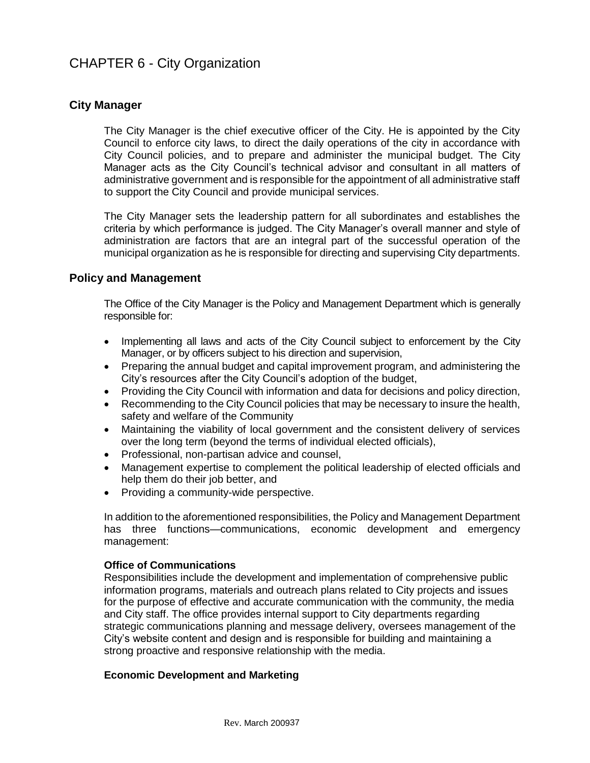# CHAPTER 6 - City Organization

## City Manager

The City Manager is the chief executive officer of the City. He is appointed by the City Council to enforce city laws, to direct the daily operations of the city in accordance with City Council policies, and to prepare and administer the municipal budget. The City Manager acts as the City Council's technical advisor and consultant in all matters of administrative government and is responsible for the appointment of all administrative staff to support the City Council and provide municipal services.

The City Manager sets the leadership pattern for all subordinates and establishes the criteria by which performance is judged. The City Manager's overall manner and style of administration are factors that are an integral part of the successful operation of the municipal organization as he is responsible for directing and supervising City departments.

## Policy and Management

The Office of the City Manager is the Policy and Management Department which is generally responsible for:

- Implementing all laws and acts of the City Council subject to enforcement by the City Manager, or by officers subject to his direction and supervision,
- Preparing the annual budget and capital improvement program, and administering the City's resources after the City Council's adoption of the budget,
- Providing the City Council with information and data for decisions and policy direction,
- Recommending to the City Council policies that may be necessary to insure the health, safety and welfare of the Community
- Maintaining the viability of local government and the consistent delivery of services over the long term (beyond the terms of individual elected officials),
- Professional, non-partisan advice and counsel,
- Management expertise to complement the political leadership of elected officials and help them do their job better, and
- Providing a community-wide perspective.

In addition to the aforementioned responsibilities, the Policy and Management Department has three functions—communications, economic development and emergency management:

**Office of Communications**
Responsibilities include the development and implementation of comprehensive public information programs, materials and outreach plans related to City projects and issues for the purpose of effective and accurate communication with the community, the media and City staff. The office provides internal support to City departments regarding strategic communications planning and message delivery, oversees management of the City's website content and design and is responsible for building and maintaining a strong proactive and responsive relationship with the media.

**Economic Development and Marketing**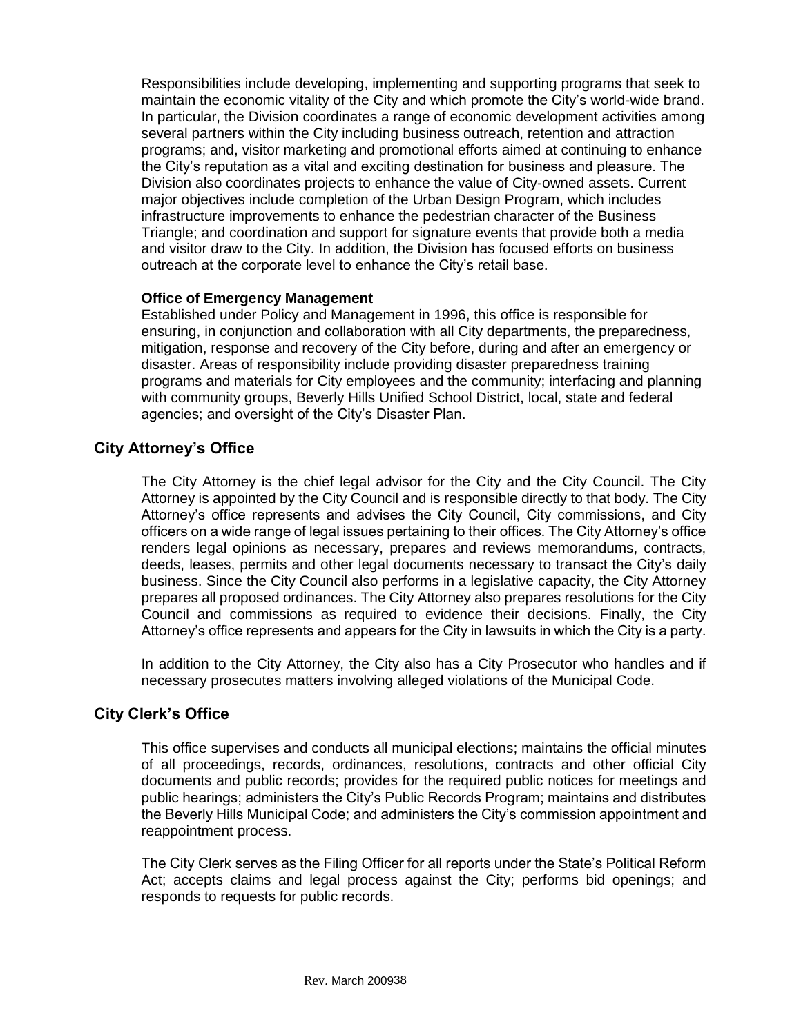Responsibilities include developing, implementing and supporting programs that seek to maintain the economic vitality of the City and which promote the City's world-wide brand. In particular, the Division coordinates a range of economic development activities among several partners within the City including business outreach, retention and attraction programs; and, visitor marketing and promotional efforts aimed at continuing to enhance the City's reputation as a vital and exciting destination for business and pleasure. The Division also coordinates projects to enhance the value of City-owned assets. Current major objectives include completion of the Urban Design Program, which includes infrastructure improvements to enhance the pedestrian character of the Business Triangle; and coordination and support for signature events that provide both a media and visitor draw to the City. In addition, the Division has focused efforts on business outreach at the corporate level to enhance the City's retail base.

**Office of Emergency Management**

Established under Policy and Management in 1996, this office is responsible for ensuring, in conjunction and collaboration with all City departments, the preparedness, mitigation, response and recovery of the City before, during and after an emergency or disaster. Areas of responsibility include providing disaster preparedness training programs and materials for City employees and the community; interfacing and planning with community groups, Beverly Hills Unified School District, local, state and federal agencies; and oversight of the City's Disaster Plan.

## City Attorney's Office

The City Attorney is the chief legal advisor for the City and the City Council. The City Attorney is appointed by the City Council and is responsible directly to that body. The City Attorney's office represents and advises the City Council, City commissions, and City officers on a wide range of legal issues pertaining to their offices. The City Attorney's office renders legal opinions as necessary, prepares and reviews memorandums, contracts, deeds, leases, permits and other legal documents necessary to transact the City's daily business. Since the City Council also performs in a legislative capacity, the City Attorney prepares all proposed ordinances. The City Attorney also prepares resolutions for the City Council and commissions as required to evidence their decisions. Finally, the City Attorney's office represents and appears for the City in lawsuits in which the City is a party.

In addition to the City Attorney, the City also has a City Prosecutor who handles and if necessary prosecutes matters involving alleged violations of the Municipal Code.

## City Clerk's Office

This office supervises and conducts all municipal elections; maintains the official minutes of all proceedings, records, ordinances, resolutions, contracts and other official City documents and public records; provides for the required public notices for meetings and public hearings; administers the City's Public Records Program; maintains and distributes the Beverly Hills Municipal Code; and administers the City's commission appointment and reappointment process.

The City Clerk serves as the Filing Officer for all reports under the State's Political Reform Act; accepts claims and legal process against the City; performs bid openings; and responds to requests for public records.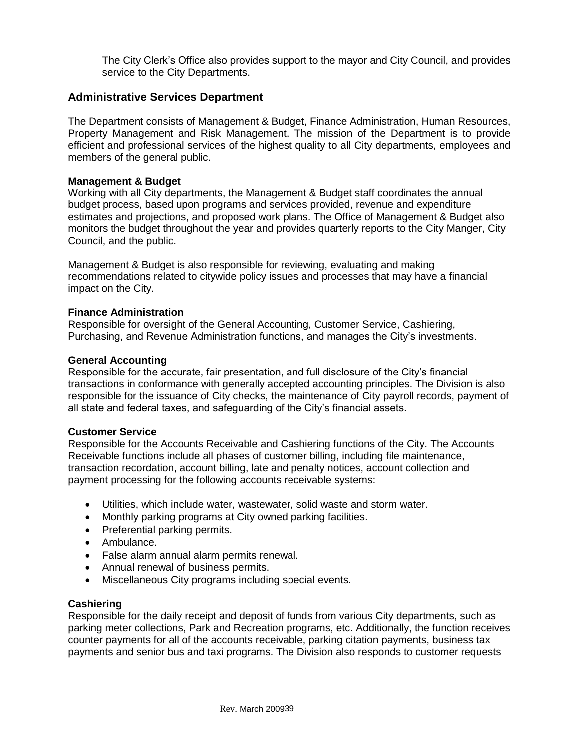The City Clerk's Office also provides support to the mayor and City Council, and provides service to the City Departments.

## Administrative Services Department

The Department consists of Management & Budget, Finance Administration, Human Resources, Property Management and Risk Management. The mission of the Department is to provide efficient and professional services of the highest quality to all City departments, employees and members of the general public.

**Management & Budget**
Working with all City departments, the Management & Budget staff coordinates the annual budget process, based upon programs and services provided, revenue and expenditure estimates and projections, and proposed work plans. The Office of Management & Budget also monitors the budget throughout the year and provides quarterly reports to the City Manger, City Council, and the public.

Management & Budget is also responsible for reviewing, evaluating and making recommendations related to citywide policy issues and processes that may have a financial impact on the City.

**Finance Administration**
Responsible for oversight of the General Accounting, Customer Service, Cashiering, Purchasing, and Revenue Administration functions, and manages the City's investments.

**General Accounting**
Responsible for the accurate, fair presentation, and full disclosure of the City's financial transactions in conformance with generally accepted accounting principles. The Division is also responsible for the issuance of City checks, the maintenance of City payroll records, payment of all state and federal taxes, and safeguarding of the City's financial assets.

**Customer Service**
Responsible for the Accounts Receivable and Cashiering functions of the City. The Accounts Receivable functions include all phases of customer billing, including file maintenance, transaction recordation, account billing, late and penalty notices, account collection and payment processing for the following accounts receivable systems:

- Utilities, which include water, wastewater, solid waste and storm water.
- Monthly parking programs at City owned parking facilities.
- Preferential parking permits.
- Ambulance.
- False alarm annual alarm permits renewal.
- Annual renewal of business permits.
- Miscellaneous City programs including special events.

**Cashiering**
Responsible for the daily receipt and deposit of funds from various City departments, such as parking meter collections, Park and Recreation programs, etc. Additionally, the function receives counter payments for all of the accounts receivable, parking citation payments, business tax payments and senior bus and taxi programs. The Division also responds to customer requests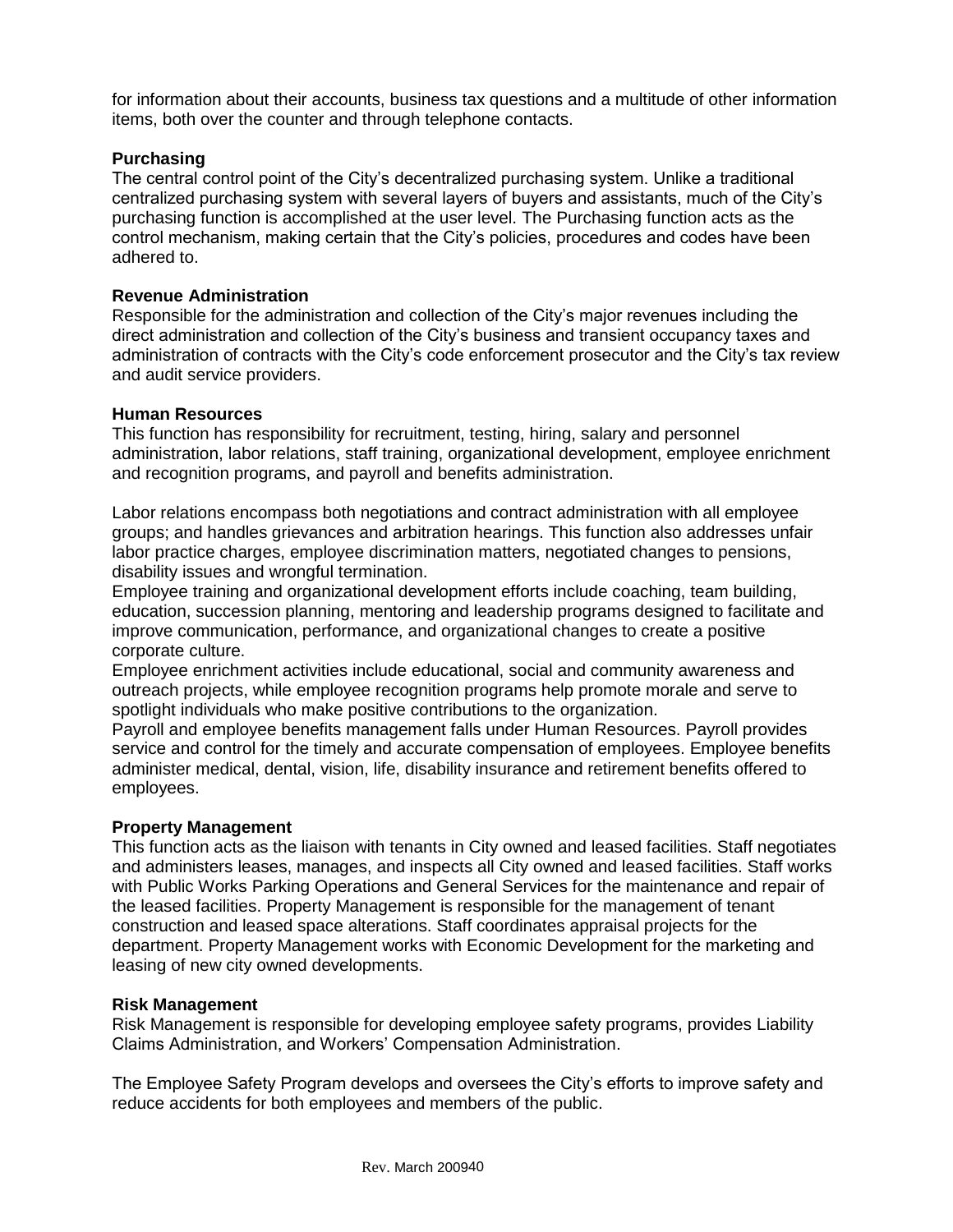for information about their accounts, business tax questions and a multitude of other information items, both over the counter and through telephone contacts.

**Purchasing**
The central control point of the City's decentralized purchasing system. Unlike a traditional centralized purchasing system with several layers of buyers and assistants, much of the City's purchasing function is accomplished at the user level. The Purchasing function acts as the control mechanism, making certain that the City's policies, procedures and codes have been adhered to.

**Revenue Administration**
Responsible for the administration and collection of the City's major revenues including the direct administration and collection of the City's business and transient occupancy taxes and administration of contracts with the City's code enforcement prosecutor and the City's tax review and audit service providers.

**Human Resources**
This function has responsibility for recruitment, testing, hiring, salary and personnel administration, labor relations, staff training, organizational development, employee enrichment and recognition programs, and payroll and benefits administration.

Labor relations encompass both negotiations and contract administration with all employee groups; and handles grievances and arbitration hearings. This function also addresses unfair labor practice charges, employee discrimination matters, negotiated changes to pensions, disability issues and wrongful termination.
Employee training and organizational development efforts include coaching, team building, education, succession planning, mentoring and leadership programs designed to facilitate and improve communication, performance, and organizational changes to create a positive corporate culture.
Employee enrichment activities include educational, social and community awareness and outreach projects, while employee recognition programs help promote morale and serve to spotlight individuals who make positive contributions to the organization.
Payroll and employee benefits management falls under Human Resources. Payroll provides service and control for the timely and accurate compensation of employees. Employee benefits administer medical, dental, vision, life, disability insurance and retirement benefits offered to employees.

**Property Management**
This function acts as the liaison with tenants in City owned and leased facilities. Staff negotiates and administers leases, manages, and inspects all City owned and leased facilities. Staff works with Public Works Parking Operations and General Services for the maintenance and repair of the leased facilities. Property Management is responsible for the management of tenant construction and leased space alterations. Staff coordinates appraisal projects for the department. Property Management works with Economic Development for the marketing and leasing of new city owned developments.

**Risk Management**
Risk Management is responsible for developing employee safety programs, provides Liability Claims Administration, and Workers' Compensation Administration.

The Employee Safety Program develops and oversees the City's efforts to improve safety and reduce accidents for both employees and members of the public.

Rev. March 2009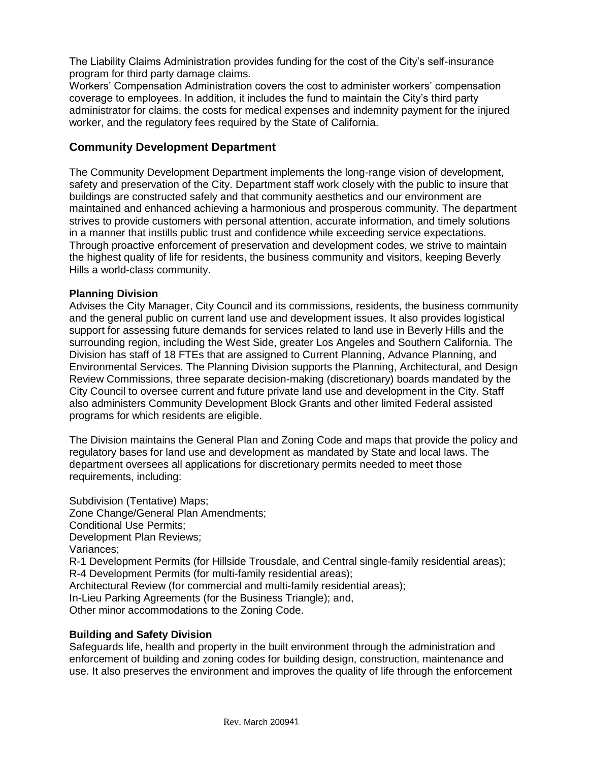The Liability Claims Administration provides funding for the cost of the City's self-insurance program for third party damage claims.

Workers' Compensation Administration covers the cost to administer workers' compensation coverage to employees. In addition, it includes the fund to maintain the City's third party administrator for claims, the costs for medical expenses and indemnity payment for the injured worker, and the regulatory fees required by the State of California.

## Community Development Department

The Community Development Department implements the long-range vision of development, safety and preservation of the City. Department staff work closely with the public to insure that buildings are constructed safely and that community aesthetics and our environment are maintained and enhanced achieving a harmonious and prosperous community. The department strives to provide customers with personal attention, accurate information, and timely solutions in a manner that instills public trust and confidence while exceeding service expectations. Through proactive enforcement of preservation and development codes, we strive to maintain the highest quality of life for residents, the business community and visitors, keeping Beverly Hills a world-class community.

**Planning Division**

Advises the City Manager, City Council and its commissions, residents, the business community and the general public on current land use and development issues. It also provides logistical support for assessing future demands for services related to land use in Beverly Hills and the surrounding region, including the West Side, greater Los Angeles and Southern California. The Division has staff of 18 FTEs that are assigned to Current Planning, Advance Planning, and Environmental Services. The Planning Division supports the Planning, Architectural, and Design Review Commissions, three separate decision-making (discretionary) boards mandated by the City Council to oversee current and future private land use and development in the City. Staff also administers Community Development Block Grants and other limited Federal assisted programs for which residents are eligible.

The Division maintains the General Plan and Zoning Code and maps that provide the policy and regulatory bases for land use and development as mandated by State and local laws. The department oversees all applications for discretionary permits needed to meet those requirements, including:

Subdivision (Tentative) Maps;
Zone Change/General Plan Amendments;
Conditional Use Permits;
Development Plan Reviews;
Variances;
R-1 Development Permits (for Hillside Trousdale, and Central single-family residential areas);
R-4 Development Permits (for multi-family residential areas);
Architectural Review (for commercial and multi-family residential areas);
In-Lieu Parking Agreements (for the Business Triangle); and,
Other minor accommodations to the Zoning Code.

**Building and Safety Division**

Safeguards life, health and property in the built environment through the administration and enforcement of building and zoning codes for building design, construction, maintenance and use. It also preserves the environment and improves the quality of life through the enforcement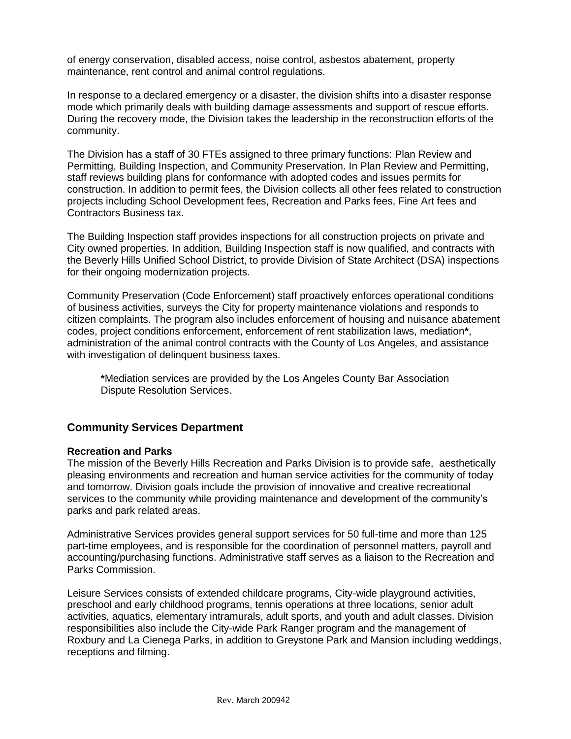of energy conservation, disabled access, noise control, asbestos abatement, property maintenance, rent control and animal control regulations.

In response to a declared emergency or a disaster, the division shifts into a disaster response mode which primarily deals with building damage assessments and support of rescue efforts. During the recovery mode, the Division takes the leadership in the reconstruction efforts of the community.

The Division has a staff of 30 FTEs assigned to three primary functions: Plan Review and Permitting, Building Inspection, and Community Preservation. In Plan Review and Permitting, staff reviews building plans for conformance with adopted codes and issues permits for construction. In addition to permit fees, the Division collects all other fees related to construction projects including School Development fees, Recreation and Parks fees, Fine Art fees and Contractors Business tax.

The Building Inspection staff provides inspections for all construction projects on private and City owned properties. In addition, Building Inspection staff is now qualified, and contracts with the Beverly Hills Unified School District, to provide Division of State Architect (DSA) inspections for their ongoing modernization projects.

Community Preservation (Code Enforcement) staff proactively enforces operational conditions of business activities, surveys the City for property maintenance violations and responds to citizen complaints. The program also includes enforcement of housing and nuisance abatement codes, project conditions enforcement, enforcement of rent stabilization laws, mediation**\***, administration of the animal control contracts with the County of Los Angeles, and assistance with investigation of delinquent business taxes.

> **\***Mediation services are provided by the Los Angeles County Bar Association Dispute Resolution Services.

## Community Services Department

### Recreation and Parks

The mission of the Beverly Hills Recreation and Parks Division is to provide safe, aesthetically pleasing environments and recreation and human service activities for the community of today and tomorrow. Division goals include the provision of innovative and creative recreational services to the community while providing maintenance and development of the community's parks and park related areas.

Administrative Services provides general support services for 50 full-time and more than 125 part-time employees, and is responsible for the coordination of personnel matters, payroll and accounting/purchasing functions. Administrative staff serves as a liaison to the Recreation and Parks Commission.

Leisure Services consists of extended childcare programs, City-wide playground activities, preschool and early childhood programs, tennis operations at three locations, senior adult activities, aquatics, elementary intramurals, adult sports, and youth and adult classes. Division responsibilities also include the City-wide Park Ranger program and the management of Roxbury and La Cienega Parks, in addition to Greystone Park and Mansion including weddings, receptions and filming.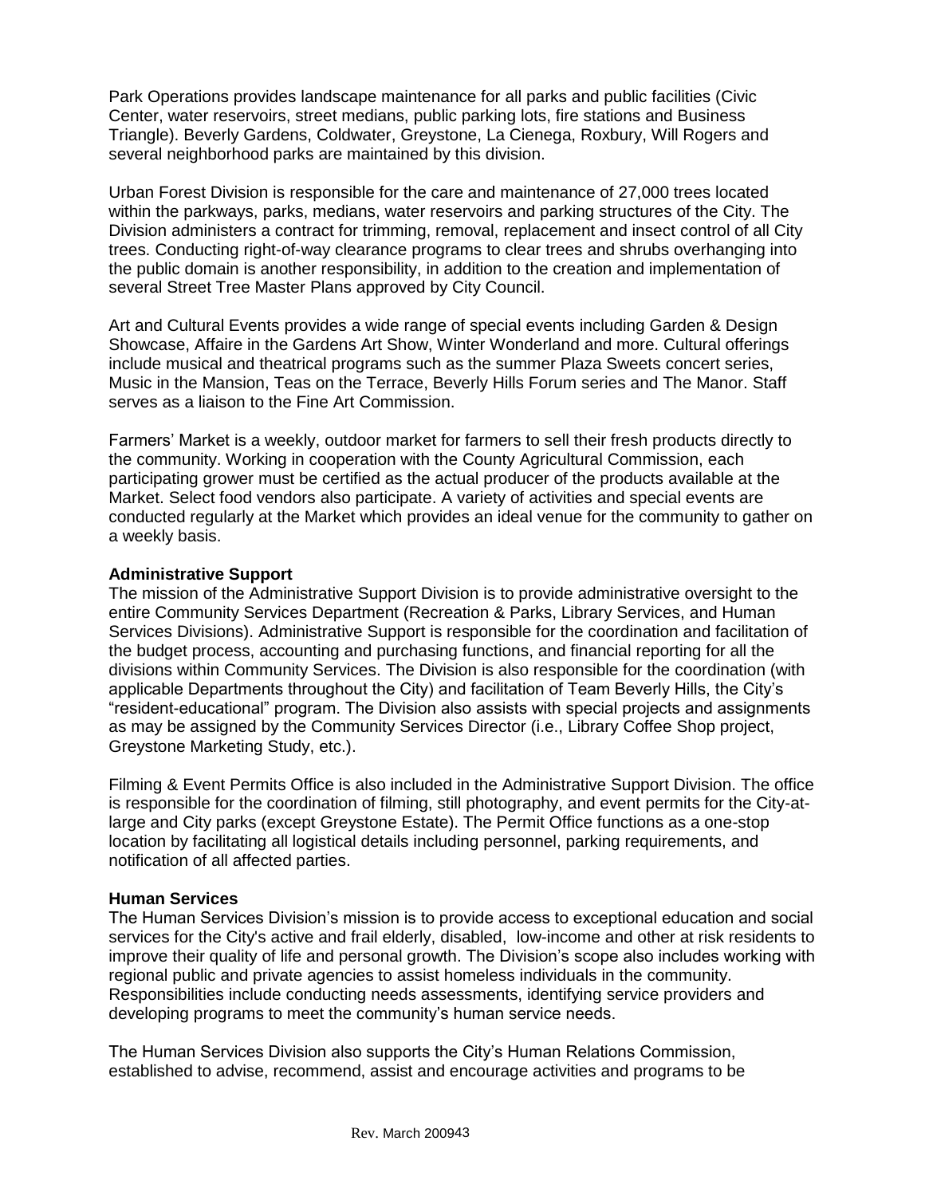Park Operations provides landscape maintenance for all parks and public facilities (Civic Center, water reservoirs, street medians, public parking lots, fire stations and Business Triangle). Beverly Gardens, Coldwater, Greystone, La Cienega, Roxbury, Will Rogers and several neighborhood parks are maintained by this division.

Urban Forest Division is responsible for the care and maintenance of 27,000 trees located within the parkways, parks, medians, water reservoirs and parking structures of the City. The Division administers a contract for trimming, removal, replacement and insect control of all City trees. Conducting right-of-way clearance programs to clear trees and shrubs overhanging into the public domain is another responsibility, in addition to the creation and implementation of several Street Tree Master Plans approved by City Council.

Art and Cultural Events provides a wide range of special events including Garden & Design Showcase, Affaire in the Gardens Art Show, Winter Wonderland and more. Cultural offerings include musical and theatrical programs such as the summer Plaza Sweets concert series, Music in the Mansion, Teas on the Terrace, Beverly Hills Forum series and The Manor. Staff serves as a liaison to the Fine Art Commission.

Farmers' Market is a weekly, outdoor market for farmers to sell their fresh products directly to the community. Working in cooperation with the County Agricultural Commission, each participating grower must be certified as the actual producer of the products available at the Market. Select food vendors also participate. A variety of activities and special events are conducted regularly at the Market which provides an ideal venue for the community to gather on a weekly basis.

**Administrative Support**

The mission of the Administrative Support Division is to provide administrative oversight to the entire Community Services Department (Recreation & Parks, Library Services, and Human Services Divisions). Administrative Support is responsible for the coordination and facilitation of the budget process, accounting and purchasing functions, and financial reporting for all the divisions within Community Services. The Division is also responsible for the coordination (with applicable Departments throughout the City) and facilitation of Team Beverly Hills, the City's "resident-educational" program. The Division also assists with special projects and assignments as may be assigned by the Community Services Director (i.e., Library Coffee Shop project, Greystone Marketing Study, etc.).

Filming & Event Permits Office is also included in the Administrative Support Division. The office is responsible for the coordination of filming, still photography, and event permits for the City-at-large and City parks (except Greystone Estate). The Permit Office functions as a one-stop location by facilitating all logistical details including personnel, parking requirements, and notification of all affected parties.

**Human Services**

The Human Services Division's mission is to provide access to exceptional education and social services for the City's active and frail elderly, disabled, low-income and other at risk residents to improve their quality of life and personal growth. The Division's scope also includes working with regional public and private agencies to assist homeless individuals in the community. Responsibilities include conducting needs assessments, identifying service providers and developing programs to meet the community's human service needs.

The Human Services Division also supports the City's Human Relations Commission, established to advise, recommend, assist and encourage activities and programs to be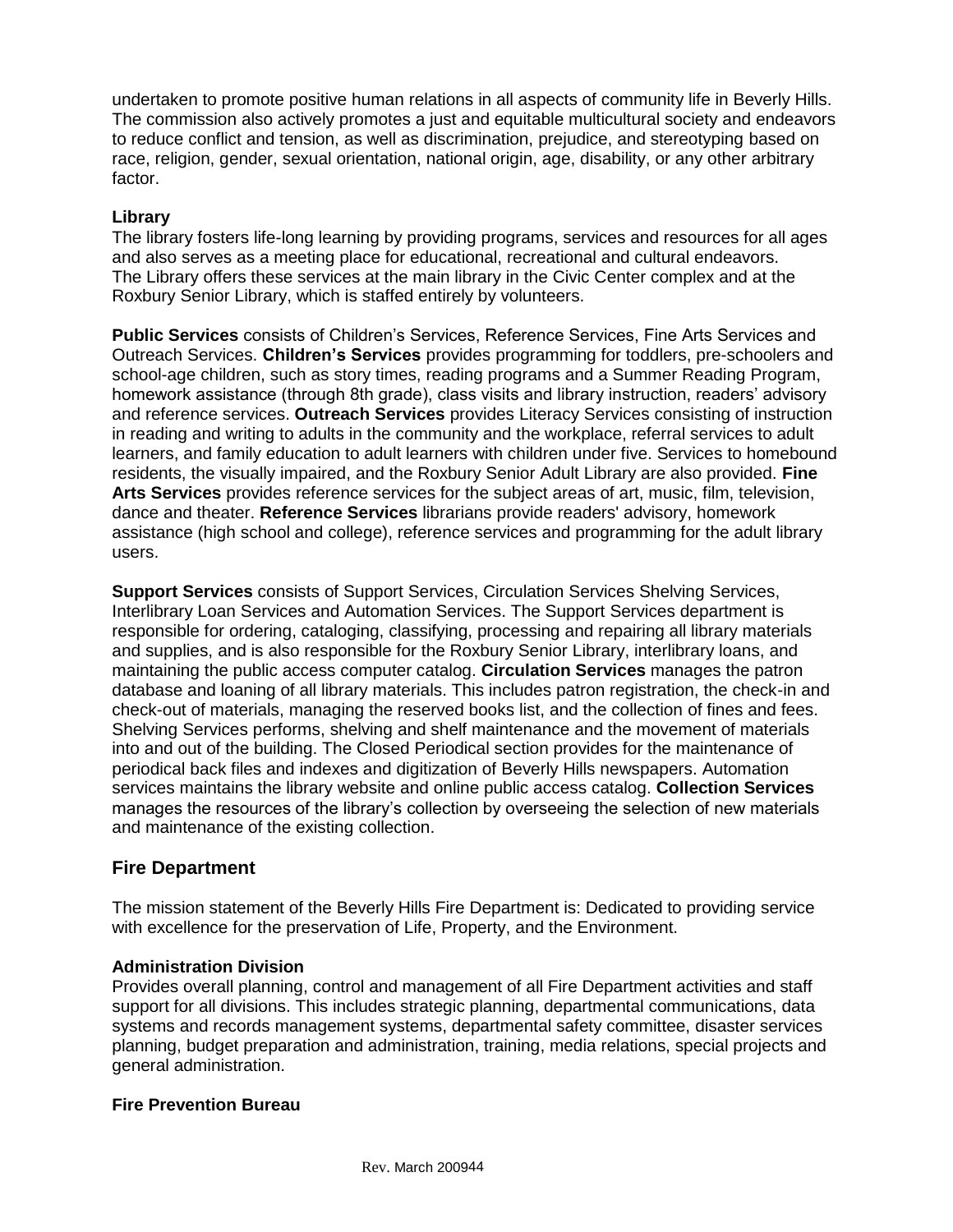undertaken to promote positive human relations in all aspects of community life in Beverly Hills. The commission also actively promotes a just and equitable multicultural society and endeavors to reduce conflict and tension, as well as discrimination, prejudice, and stereotyping based on race, religion, gender, sexual orientation, national origin, age, disability, or any other arbitrary factor.

**Library**

The library fosters life-long learning by providing programs, services and resources for all ages and also serves as a meeting place for educational, recreational and cultural endeavors. The Library offers these services at the main library in the Civic Center complex and at the Roxbury Senior Library, which is staffed entirely by volunteers.

**Public Services** consists of Children's Services, Reference Services, Fine Arts Services and Outreach Services. **Children's Services** provides programming for toddlers, pre-schoolers and school-age children, such as story times, reading programs and a Summer Reading Program, homework assistance (through 8th grade), class visits and library instruction, readers' advisory and reference services. **Outreach Services** provides Literacy Services consisting of instruction in reading and writing to adults in the community and the workplace, referral services to adult learners, and family education to adult learners with children under five. Services to homebound residents, the visually impaired, and the Roxbury Senior Adult Library are also provided. **Fine Arts Services** provides reference services for the subject areas of art, music, film, television, dance and theater. **Reference Services** librarians provide readers' advisory, homework assistance (high school and college), reference services and programming for the adult library users.

**Support Services** consists of Support Services, Circulation Services Shelving Services, Interlibrary Loan Services and Automation Services. The Support Services department is responsible for ordering, cataloging, classifying, processing and repairing all library materials and supplies, and is also responsible for the Roxbury Senior Library, interlibrary loans, and maintaining the public access computer catalog. **Circulation Services** manages the patron database and loaning of all library materials. This includes patron registration, the check-in and check-out of materials, managing the reserved books list, and the collection of fines and fees. Shelving Services performs, shelving and shelf maintenance and the movement of materials into and out of the building. The Closed Periodical section provides for the maintenance of periodical back files and indexes and digitization of Beverly Hills newspapers. Automation services maintains the library website and online public access catalog. **Collection Services** manages the resources of the library's collection by overseeing the selection of new materials and maintenance of the existing collection.

## Fire Department

The mission statement of the Beverly Hills Fire Department is: Dedicated to providing service with excellence for the preservation of Life, Property, and the Environment.

**Administration Division**

Provides overall planning, control and management of all Fire Department activities and staff support for all divisions. This includes strategic planning, departmental communications, data systems and records management systems, departmental safety committee, disaster services planning, budget preparation and administration, training, media relations, special projects and general administration.

**Fire Prevention Bureau**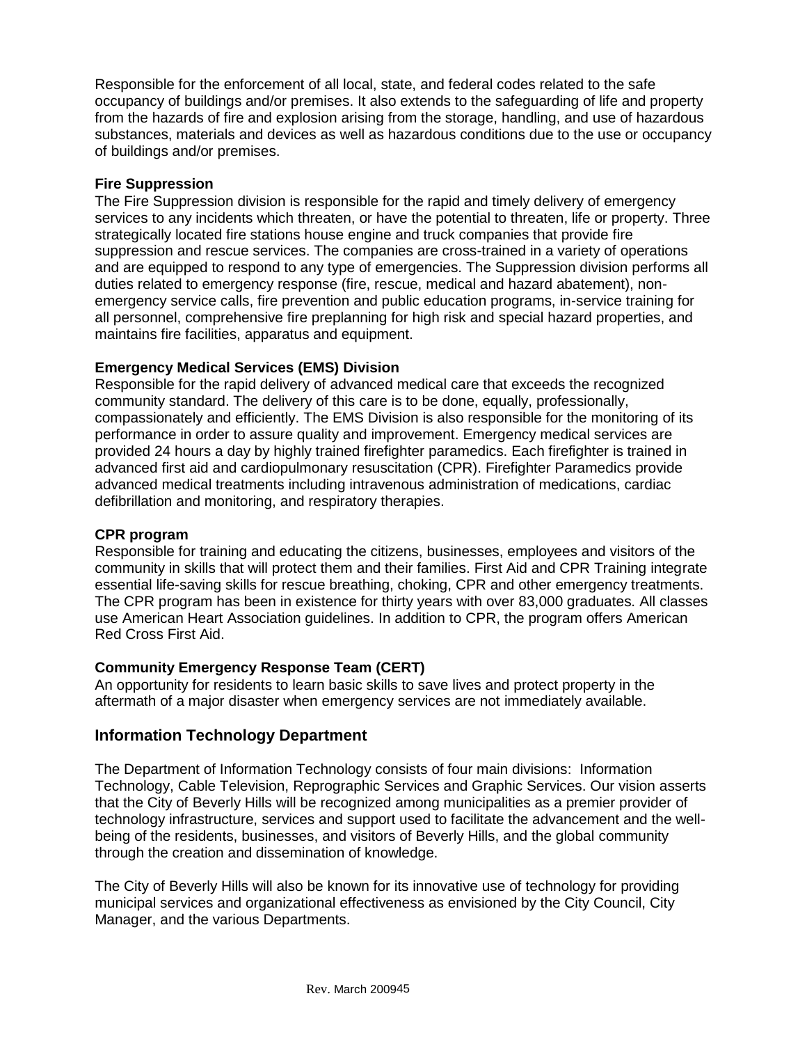Responsible for the enforcement of all local, state, and federal codes related to the safe occupancy of buildings and/or premises. It also extends to the safeguarding of life and property from the hazards of fire and explosion arising from the storage, handling, and use of hazardous substances, materials and devices as well as hazardous conditions due to the use or occupancy of buildings and/or premises.

**Fire Suppression**

The Fire Suppression division is responsible for the rapid and timely delivery of emergency services to any incidents which threaten, or have the potential to threaten, life or property. Three strategically located fire stations house engine and truck companies that provide fire suppression and rescue services. The companies are cross-trained in a variety of operations and are equipped to respond to any type of emergencies. The Suppression division performs all duties related to emergency response (fire, rescue, medical and hazard abatement), non-emergency service calls, fire prevention and public education programs, in-service training for all personnel, comprehensive fire preplanning for high risk and special hazard properties, and maintains fire facilities, apparatus and equipment.

**Emergency Medical Services (EMS) Division**

Responsible for the rapid delivery of advanced medical care that exceeds the recognized community standard. The delivery of this care is to be done, equally, professionally, compassionately and efficiently. The EMS Division is also responsible for the monitoring of its performance in order to assure quality and improvement. Emergency medical services are provided 24 hours a day by highly trained firefighter paramedics. Each firefighter is trained in advanced first aid and cardiopulmonary resuscitation (CPR). Firefighter Paramedics provide advanced medical treatments including intravenous administration of medications, cardiac defibrillation and monitoring, and respiratory therapies.

**CPR program**

Responsible for training and educating the citizens, businesses, employees and visitors of the community in skills that will protect them and their families. First Aid and CPR Training integrate essential life-saving skills for rescue breathing, choking, CPR and other emergency treatments. The CPR program has been in existence for thirty years with over 83,000 graduates. All classes use American Heart Association guidelines. In addition to CPR, the program offers American Red Cross First Aid.

**Community Emergency Response Team (CERT)**

An opportunity for residents to learn basic skills to save lives and protect property in the aftermath of a major disaster when emergency services are not immediately available.

## Information Technology Department

The Department of Information Technology consists of four main divisions: Information Technology, Cable Television, Reprographic Services and Graphic Services. Our vision asserts that the City of Beverly Hills will be recognized among municipalities as a premier provider of technology infrastructure, services and support used to facilitate the advancement and the well-being of the residents, businesses, and visitors of Beverly Hills, and the global community through the creation and dissemination of knowledge.

The City of Beverly Hills will also be known for its innovative use of technology for providing municipal services and organizational effectiveness as envisioned by the City Council, City Manager, and the various Departments.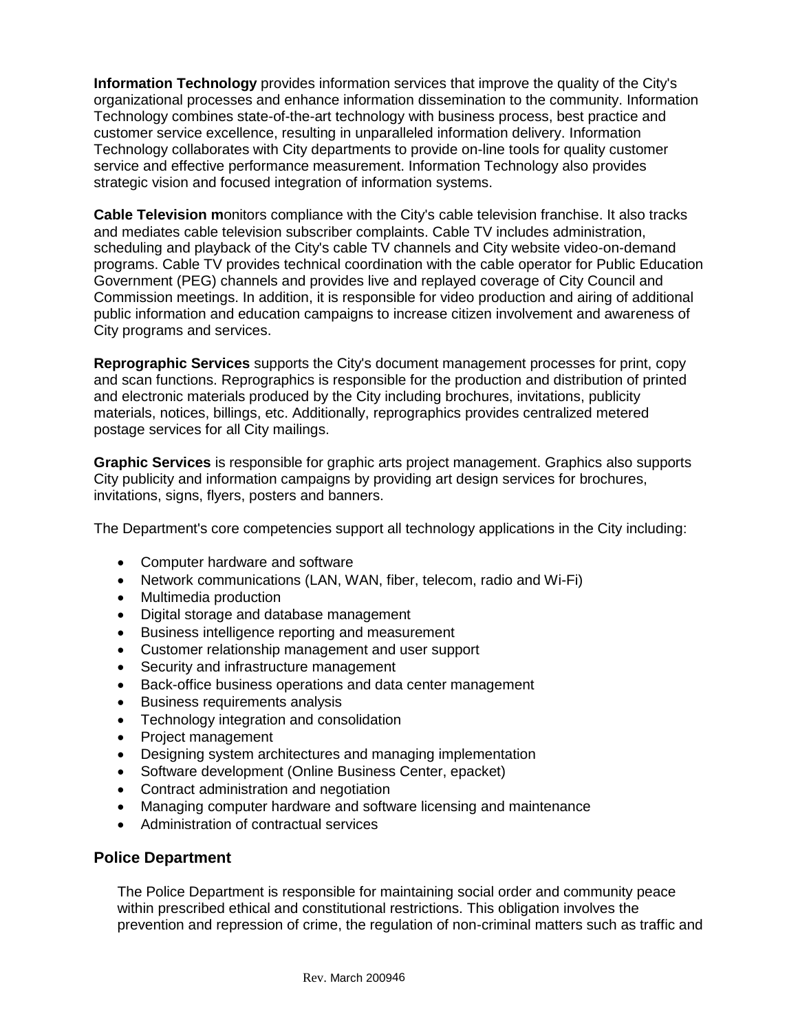**Information Technology** provides information services that improve the quality of the City's organizational processes and enhance information dissemination to the community. Information Technology combines state-of-the-art technology with business process, best practice and customer service excellence, resulting in unparalleled information delivery. Information Technology collaborates with City departments to provide on-line tools for quality customer service and effective performance measurement. Information Technology also provides strategic vision and focused integration of information systems.

**Cable Television m**onitors compliance with the City's cable television franchise. It also tracks and mediates cable television subscriber complaints. Cable TV includes administration, scheduling and playback of the City's cable TV channels and City website video-on-demand programs. Cable TV provides technical coordination with the cable operator for Public Education Government (PEG) channels and provides live and replayed coverage of City Council and Commission meetings. In addition, it is responsible for video production and airing of additional public information and education campaigns to increase citizen involvement and awareness of City programs and services.

**Reprographic Services** supports the City's document management processes for print, copy and scan functions. Reprographics is responsible for the production and distribution of printed and electronic materials produced by the City including brochures, invitations, publicity materials, notices, billings, etc. Additionally, reprographics provides centralized metered postage services for all City mailings.

**Graphic Services** is responsible for graphic arts project management. Graphics also supports City publicity and information campaigns by providing art design services for brochures, invitations, signs, flyers, posters and banners.

The Department's core competencies support all technology applications in the City including:

- Computer hardware and software
- Network communications (LAN, WAN, fiber, telecom, radio and Wi-Fi)
- Multimedia production
- Digital storage and database management
- Business intelligence reporting and measurement
- Customer relationship management and user support
- Security and infrastructure management
- Back-office business operations and data center management
- Business requirements analysis
- Technology integration and consolidation
- Project management
- Designing system architectures and managing implementation
- Software development (Online Business Center, epacket)
- Contract administration and negotiation
- Managing computer hardware and software licensing and maintenance
- Administration of contractual services

## Police Department

The Police Department is responsible for maintaining social order and community peace within prescribed ethical and constitutional restrictions. This obligation involves the prevention and repression of crime, the regulation of non-criminal matters such as traffic and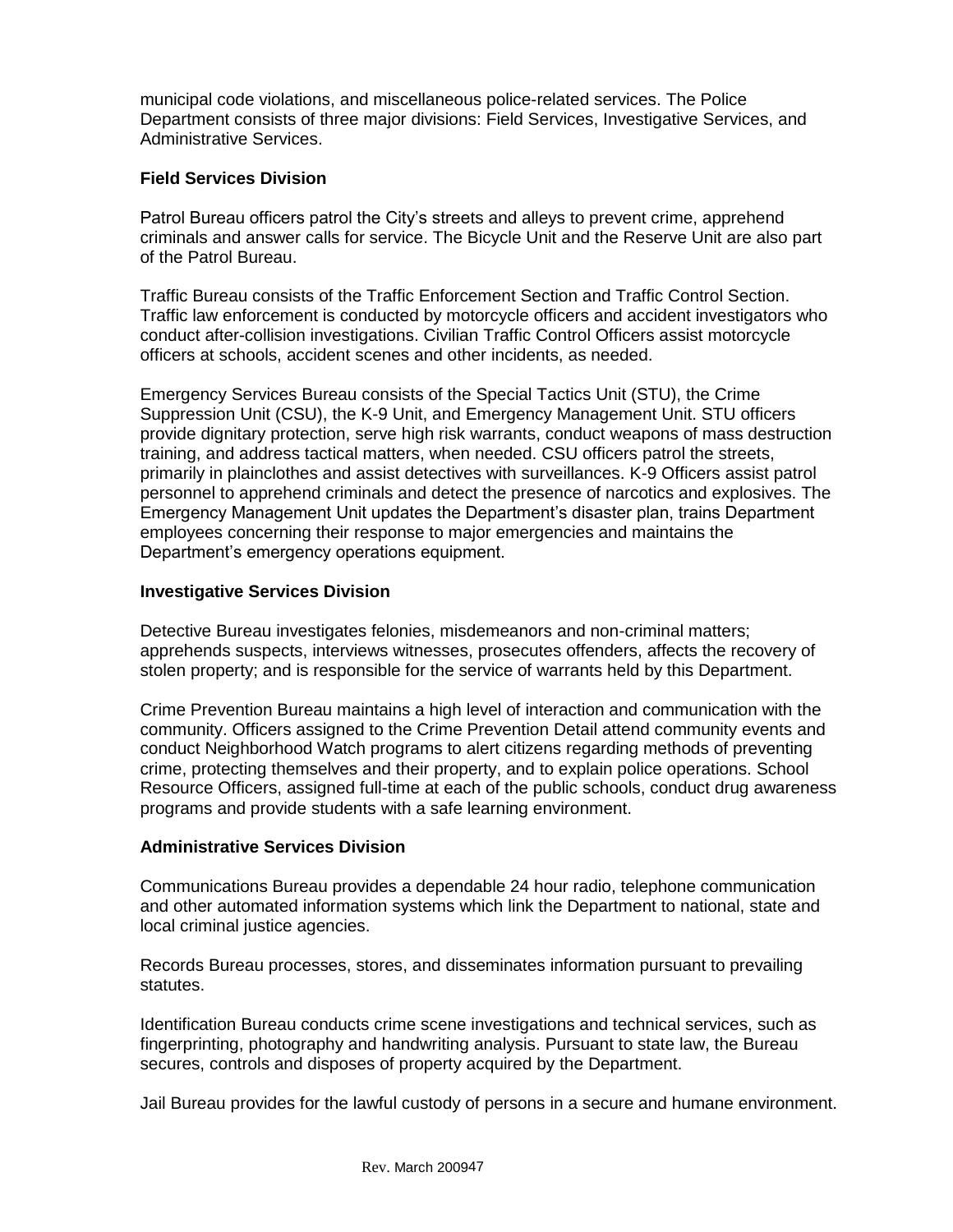municipal code violations, and miscellaneous police-related services. The Police Department consists of three major divisions: Field Services, Investigative Services, and Administrative Services.

**Field Services Division**

Patrol Bureau officers patrol the City's streets and alleys to prevent crime, apprehend criminals and answer calls for service. The Bicycle Unit and the Reserve Unit are also part of the Patrol Bureau.

Traffic Bureau consists of the Traffic Enforcement Section and Traffic Control Section. Traffic law enforcement is conducted by motorcycle officers and accident investigators who conduct after-collision investigations. Civilian Traffic Control Officers assist motorcycle officers at schools, accident scenes and other incidents, as needed.

Emergency Services Bureau consists of the Special Tactics Unit (STU), the Crime Suppression Unit (CSU), the K-9 Unit, and Emergency Management Unit. STU officers provide dignitary protection, serve high risk warrants, conduct weapons of mass destruction training, and address tactical matters, when needed. CSU officers patrol the streets, primarily in plainclothes and assist detectives with surveillances. K-9 Officers assist patrol personnel to apprehend criminals and detect the presence of narcotics and explosives. The Emergency Management Unit updates the Department's disaster plan, trains Department employees concerning their response to major emergencies and maintains the Department's emergency operations equipment.

**Investigative Services Division**

Detective Bureau investigates felonies, misdemeanors and non-criminal matters; apprehends suspects, interviews witnesses, prosecutes offenders, affects the recovery of stolen property; and is responsible for the service of warrants held by this Department.

Crime Prevention Bureau maintains a high level of interaction and communication with the community. Officers assigned to the Crime Prevention Detail attend community events and conduct Neighborhood Watch programs to alert citizens regarding methods of preventing crime, protecting themselves and their property, and to explain police operations. School Resource Officers, assigned full-time at each of the public schools, conduct drug awareness programs and provide students with a safe learning environment.

**Administrative Services Division**

Communications Bureau provides a dependable 24 hour radio, telephone communication and other automated information systems which link the Department to national, state and local criminal justice agencies.

Records Bureau processes, stores, and disseminates information pursuant to prevailing statutes.

Identification Bureau conducts crime scene investigations and technical services, such as fingerprinting, photography and handwriting analysis. Pursuant to state law, the Bureau secures, controls and disposes of property acquired by the Department.

Jail Bureau provides for the lawful custody of persons in a secure and humane environment.

Rev. March 2009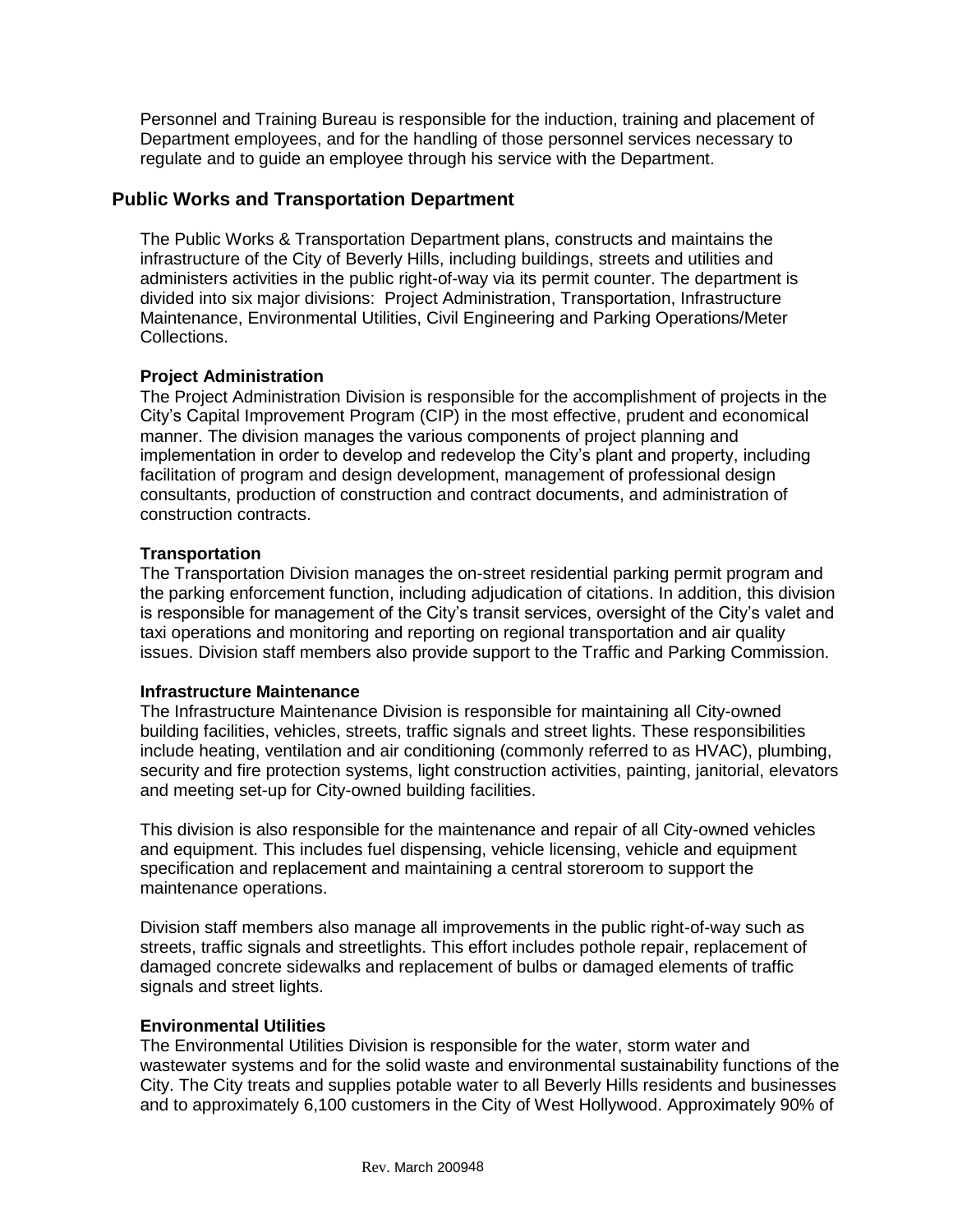Personnel and Training Bureau is responsible for the induction, training and placement of Department employees, and for the handling of those personnel services necessary to regulate and to guide an employee through his service with the Department.

## Public Works and Transportation Department

The Public Works & Transportation Department plans, constructs and maintains the infrastructure of the City of Beverly Hills, including buildings, streets and utilities and administers activities in the public right-of-way via its permit counter. The department is divided into six major divisions: Project Administration, Transportation, Infrastructure Maintenance, Environmental Utilities, Civil Engineering and Parking Operations/Meter Collections.

### Project Administration

The Project Administration Division is responsible for the accomplishment of projects in the City's Capital Improvement Program (CIP) in the most effective, prudent and economical manner. The division manages the various components of project planning and implementation in order to develop and redevelop the City's plant and property, including facilitation of program and design development, management of professional design consultants, production of construction and contract documents, and administration of construction contracts.

### Transportation

The Transportation Division manages the on-street residential parking permit program and the parking enforcement function, including adjudication of citations. In addition, this division is responsible for management of the City's transit services, oversight of the City's valet and taxi operations and monitoring and reporting on regional transportation and air quality issues. Division staff members also provide support to the Traffic and Parking Commission.

### Infrastructure Maintenance

The Infrastructure Maintenance Division is responsible for maintaining all City-owned building facilities, vehicles, streets, traffic signals and street lights. These responsibilities include heating, ventilation and air conditioning (commonly referred to as HVAC), plumbing, security and fire protection systems, light construction activities, painting, janitorial, elevators and meeting set-up for City-owned building facilities.

This division is also responsible for the maintenance and repair of all City-owned vehicles and equipment. This includes fuel dispensing, vehicle licensing, vehicle and equipment specification and replacement and maintaining a central storeroom to support the maintenance operations.

Division staff members also manage all improvements in the public right-of-way such as streets, traffic signals and streetlights. This effort includes pothole repair, replacement of damaged concrete sidewalks and replacement of bulbs or damaged elements of traffic signals and street lights.

### Environmental Utilities

The Environmental Utilities Division is responsible for the water, storm water and wastewater systems and for the solid waste and environmental sustainability functions of the City. The City treats and supplies potable water to all Beverly Hills residents and businesses and to approximately 6,100 customers in the City of West Hollywood. Approximately 90% of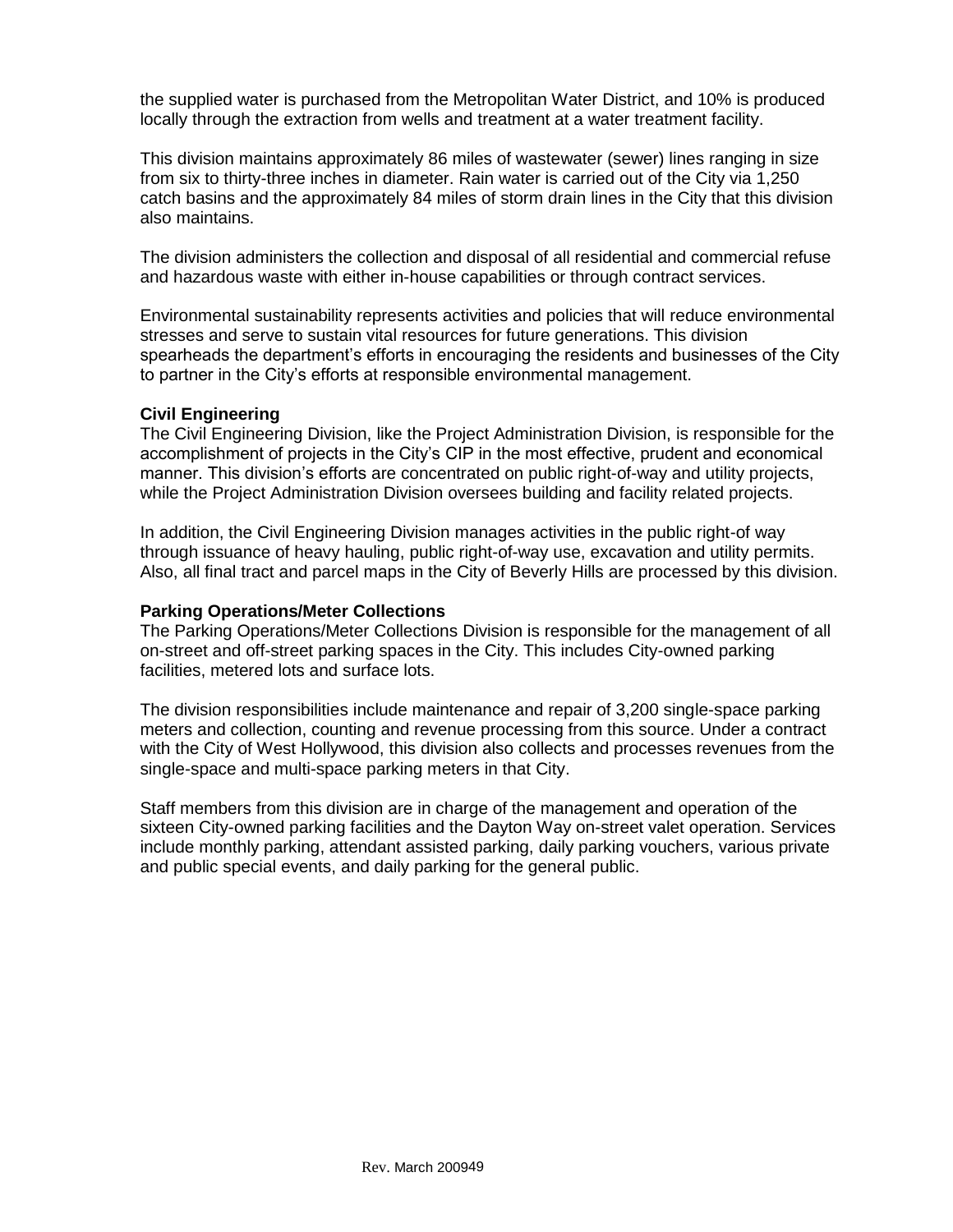the supplied water is purchased from the Metropolitan Water District, and 10% is produced locally through the extraction from wells and treatment at a water treatment facility.

This division maintains approximately 86 miles of wastewater (sewer) lines ranging in size from six to thirty-three inches in diameter. Rain water is carried out of the City via 1,250 catch basins and the approximately 84 miles of storm drain lines in the City that this division also maintains.

The division administers the collection and disposal of all residential and commercial refuse and hazardous waste with either in-house capabilities or through contract services.

Environmental sustainability represents activities and policies that will reduce environmental stresses and serve to sustain vital resources for future generations. This division spearheads the department's efforts in encouraging the residents and businesses of the City to partner in the City's efforts at responsible environmental management.

**Civil Engineering**

The Civil Engineering Division, like the Project Administration Division, is responsible for the accomplishment of projects in the City's CIP in the most effective, prudent and economical manner. This division's efforts are concentrated on public right-of-way and utility projects, while the Project Administration Division oversees building and facility related projects.

In addition, the Civil Engineering Division manages activities in the public right-of way through issuance of heavy hauling, public right-of-way use, excavation and utility permits. Also, all final tract and parcel maps in the City of Beverly Hills are processed by this division.

**Parking Operations/Meter Collections**

The Parking Operations/Meter Collections Division is responsible for the management of all on-street and off-street parking spaces in the City. This includes City-owned parking facilities, metered lots and surface lots.

The division responsibilities include maintenance and repair of 3,200 single-space parking meters and collection, counting and revenue processing from this source. Under a contract with the City of West Hollywood, this division also collects and processes revenues from the single-space and multi-space parking meters in that City.

Staff members from this division are in charge of the management and operation of the sixteen City-owned parking facilities and the Dayton Way on-street valet operation. Services include monthly parking, attendant assisted parking, daily parking vouchers, various private and public special events, and daily parking for the general public.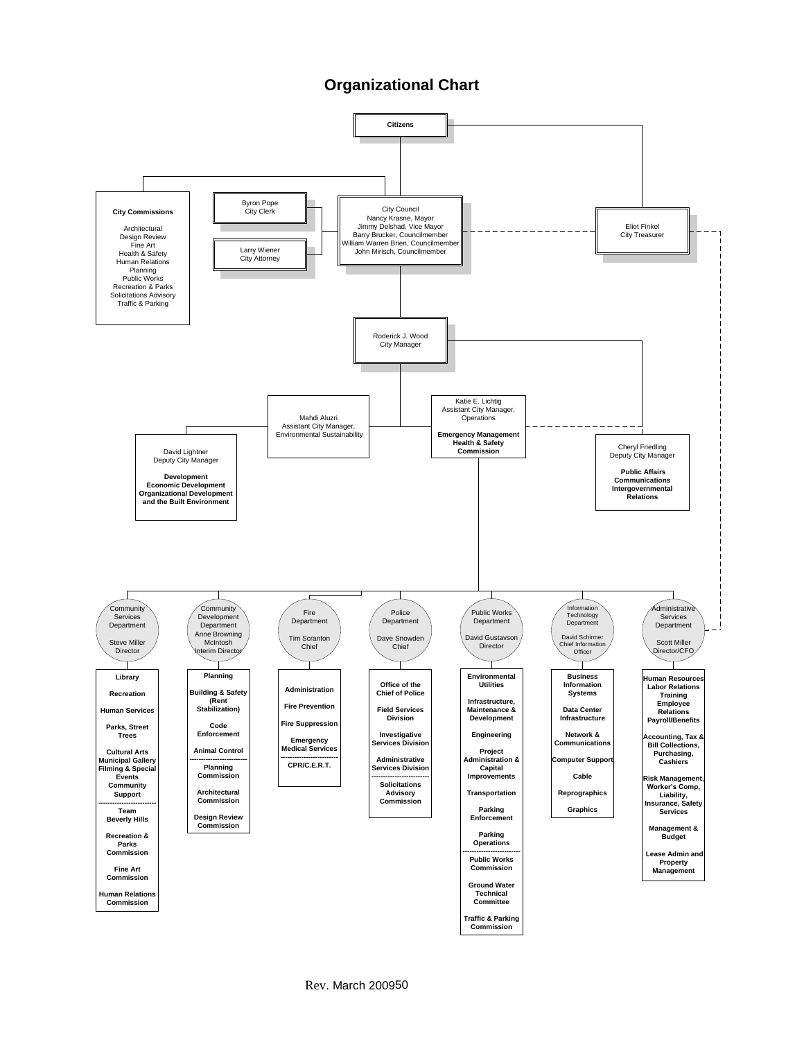# Organizational Chart

**Citizens**

**City Commissions**
- Architectural Design Review
- Fine Art
- Health & Safety
- Human Relations
- Planning
- Public Works
- Recreation & Parks
- Solicitations Advisory
- Traffic & Parking

Byron Pope
City Clerk

Larry Wiener
City Attorney

City Council
Nancy Krasne, Mayor
Jimmy Delshad, Vice Mayor
Barry Brucker, Councilmember
William Warren Brien, Councilmember
John Mirisch, Councilmember

Eliot Finkel
City Treasurer

Roderick J. Wood
City Manager

Mahdi Aluzri
Assistant City Manager, Environmental Sustainability

Katie E. Lichtig
Assistant City Manager, Operations
**Emergency Management**
**Health & Safety Commission**

David Lightner
Deputy City Manager
**Development**
**Economic Development**
**Organizational Development and the Built Environment**

Cheryl Friedling
Deputy City Manager
**Public Affairs**
**Communications**
**Intergovernmental Relations**

---

**Community Services Department**
Steve Miller, Director
- Library
- Recreation
- Human Services
- Parks, Street Trees
- Cultural Arts
- Municipal Gallery
- Filming & Special Events
- Community Support
- Team Beverly Hills
- Recreation & Parks Commission
- Fine Art Commission
- Human Relations Commission

**Community Development Department**
Anne Browning McIntosh, Interim Director
- Planning
- Building & Safety (Rent Stabilization)
- Code Enforcement
- Animal Control
- Planning Commission
- Architectural Commission
- Design Review Commission

**Fire Department**
Tim Scranton, Chief
- Administration
- Fire Prevention
- Fire Suppression
- Emergency Medical Services
- CPR/C.E.R.T.

**Police Department**
Dave Snowden, Chief
- Office of the Chief of Police
- Field Services Division
- Investigative Services Division
- Administrative Services Division
- Solicitations Advisory Commission

**Public Works Department**
David Gustavson, Director
- Environmental Utilities
- Infrastructure, Maintenance & Development
- Engineering
- Project Administration & Capital Improvements
- Transportation
- Parking Enforcement
- Parking Operations
- Public Works Commission
- Ground Water Technical Committee
- Traffic & Parking Commission

**Information Technology Department**
David Schirmer, Chief Information Officer
- Business Information Systems
- Data Center Infrastructure
- Network & Communications
- Computer Support
- Cable
- Reprographics
- Graphics

**Administrative Services Department**
Scott Miller, Director/CFO
- Human Resources, Labor Relations, Training, Employee Relations, Payroll/Benefits
- Accounting, Tax & Bill Collections, Purchasing, Cashiers
- Risk Management, Worker's Comp, Liability, Insurance, Safety Services
- Management & Budget
- Lease Admin and Property Management

Rev. March 2009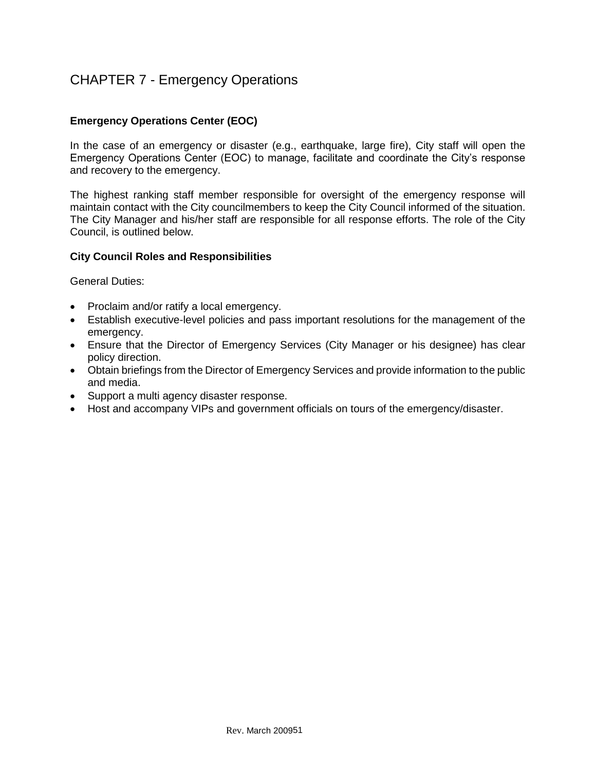# CHAPTER 7 - Emergency Operations

**Emergency Operations Center (EOC)**

In the case of an emergency or disaster (e.g., earthquake, large fire), City staff will open the Emergency Operations Center (EOC) to manage, facilitate and coordinate the City's response and recovery to the emergency.

The highest ranking staff member responsible for oversight of the emergency response will maintain contact with the City councilmembers to keep the City Council informed of the situation. The City Manager and his/her staff are responsible for all response efforts. The role of the City Council, is outlined below.

**City Council Roles and Responsibilities**

General Duties:

- Proclaim and/or ratify a local emergency.
- Establish executive-level policies and pass important resolutions for the management of the emergency.
- Ensure that the Director of Emergency Services (City Manager or his designee) has clear policy direction.
- Obtain briefings from the Director of Emergency Services and provide information to the public and media.
- Support a multi agency disaster response.
- Host and accompany VIPs and government officials on tours of the emergency/disaster.

Rev. March 2009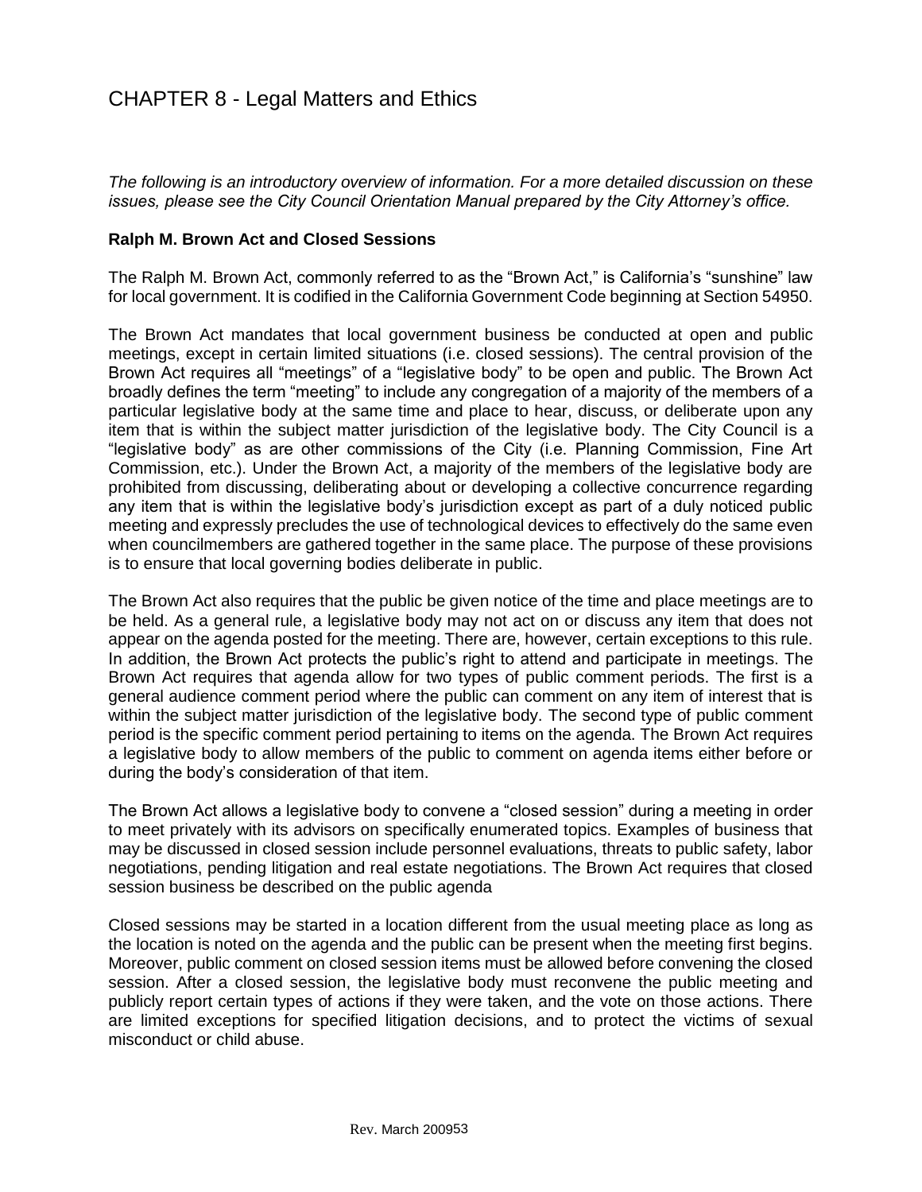# CHAPTER 8 - Legal Matters and Ethics

*The following is an introductory overview of information. For a more detailed discussion on these issues, please see the City Council Orientation Manual prepared by the City Attorney's office.*

**Ralph M. Brown Act and Closed Sessions**

The Ralph M. Brown Act, commonly referred to as the "Brown Act," is California's "sunshine" law for local government. It is codified in the California Government Code beginning at Section 54950.

The Brown Act mandates that local government business be conducted at open and public meetings, except in certain limited situations (i.e. closed sessions). The central provision of the Brown Act requires all "meetings" of a "legislative body" to be open and public. The Brown Act broadly defines the term "meeting" to include any congregation of a majority of the members of a particular legislative body at the same time and place to hear, discuss, or deliberate upon any item that is within the subject matter jurisdiction of the legislative body. The City Council is a "legislative body" as are other commissions of the City (i.e. Planning Commission, Fine Art Commission, etc.). Under the Brown Act, a majority of the members of the legislative body are prohibited from discussing, deliberating about or developing a collective concurrence regarding any item that is within the legislative body's jurisdiction except as part of a duly noticed public meeting and expressly precludes the use of technological devices to effectively do the same even when councilmembers are gathered together in the same place. The purpose of these provisions is to ensure that local governing bodies deliberate in public.

The Brown Act also requires that the public be given notice of the time and place meetings are to be held. As a general rule, a legislative body may not act on or discuss any item that does not appear on the agenda posted for the meeting. There are, however, certain exceptions to this rule. In addition, the Brown Act protects the public's right to attend and participate in meetings. The Brown Act requires that agenda allow for two types of public comment periods. The first is a general audience comment period where the public can comment on any item of interest that is within the subject matter jurisdiction of the legislative body. The second type of public comment period is the specific comment period pertaining to items on the agenda. The Brown Act requires a legislative body to allow members of the public to comment on agenda items either before or during the body's consideration of that item.

The Brown Act allows a legislative body to convene a "closed session" during a meeting in order to meet privately with its advisors on specifically enumerated topics. Examples of business that may be discussed in closed session include personnel evaluations, threats to public safety, labor negotiations, pending litigation and real estate negotiations. The Brown Act requires that closed session business be described on the public agenda

Closed sessions may be started in a location different from the usual meeting place as long as the location is noted on the agenda and the public can be present when the meeting first begins. Moreover, public comment on closed session items must be allowed before convening the closed session. After a closed session, the legislative body must reconvene the public meeting and publicly report certain types of actions if they were taken, and the vote on those actions. There are limited exceptions for specified litigation decisions, and to protect the victims of sexual misconduct or child abuse.

Rev. March 2009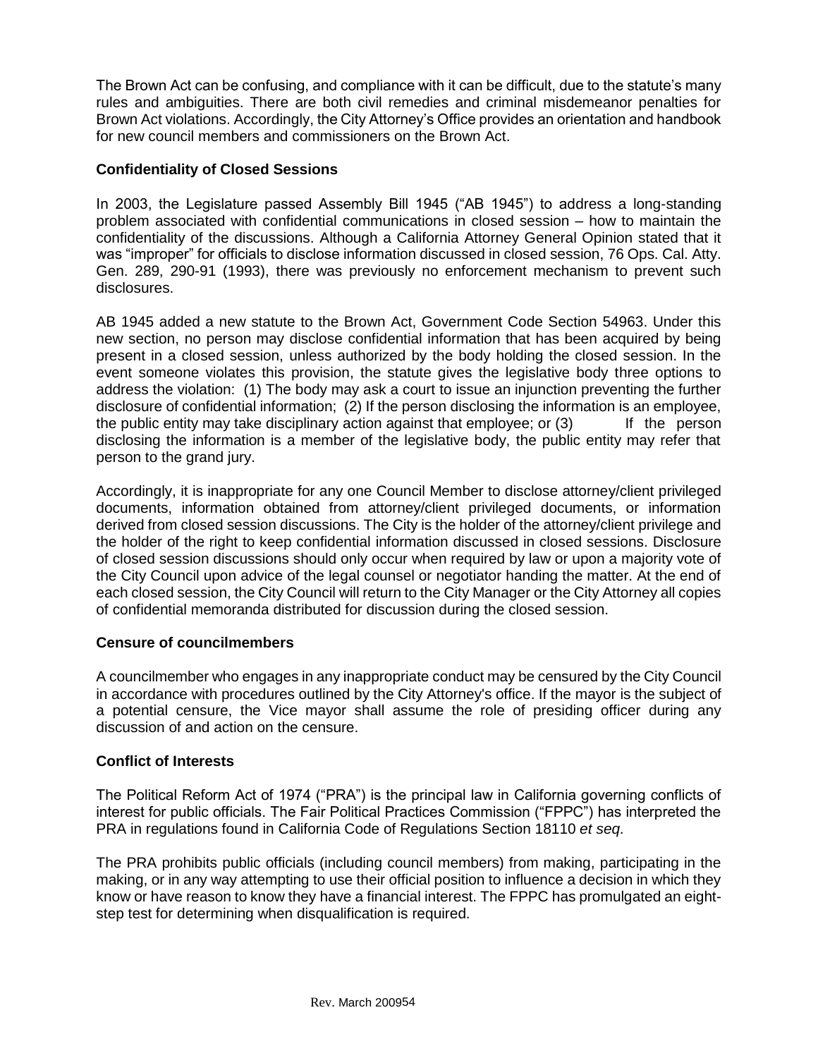The Brown Act can be confusing, and compliance with it can be difficult, due to the statute's many rules and ambiguities. There are both civil remedies and criminal misdemeanor penalties for Brown Act violations. Accordingly, the City Attorney's Office provides an orientation and handbook for new council members and commissioners on the Brown Act.

**Confidentiality of Closed Sessions**

In 2003, the Legislature passed Assembly Bill 1945 ("AB 1945") to address a long-standing problem associated with confidential communications in closed session – how to maintain the confidentiality of the discussions. Although a California Attorney General Opinion stated that it was "improper" for officials to disclose information discussed in closed session, 76 Ops. Cal. Atty. Gen. 289, 290-91 (1993), there was previously no enforcement mechanism to prevent such disclosures.

AB 1945 added a new statute to the Brown Act, Government Code Section 54963. Under this new section, no person may disclose confidential information that has been acquired by being present in a closed session, unless authorized by the body holding the closed session. In the event someone violates this provision, the statute gives the legislative body three options to address the violation: (1) The body may ask a court to issue an injunction preventing the further disclosure of confidential information; (2) If the person disclosing the information is an employee, the public entity may take disciplinary action against that employee; or (3) If the person disclosing the information is a member of the legislative body, the public entity may refer that person to the grand jury.

Accordingly, it is inappropriate for any one Council Member to disclose attorney/client privileged documents, information obtained from attorney/client privileged documents, or information derived from closed session discussions. The City is the holder of the attorney/client privilege and the holder of the right to keep confidential information discussed in closed sessions. Disclosure of closed session discussions should only occur when required by law or upon a majority vote of the City Council upon advice of the legal counsel or negotiator handing the matter. At the end of each closed session, the City Council will return to the City Manager or the City Attorney all copies of confidential memoranda distributed for discussion during the closed session.

**Censure of councilmembers**

A councilmember who engages in any inappropriate conduct may be censured by the City Council in accordance with procedures outlined by the City Attorney's office. If the mayor is the subject of a potential censure, the Vice mayor shall assume the role of presiding officer during any discussion of and action on the censure.

**Conflict of Interests**

The Political Reform Act of 1974 ("PRA") is the principal law in California governing conflicts of interest for public officials. The Fair Political Practices Commission ("FPPC") has interpreted the PRA in regulations found in California Code of Regulations Section 18110 *et seq*.

The PRA prohibits public officials (including council members) from making, participating in the making, or in any way attempting to use their official position to influence a decision in which they know or have reason to know they have a financial interest. The FPPC has promulgated an eight-step test for determining when disqualification is required.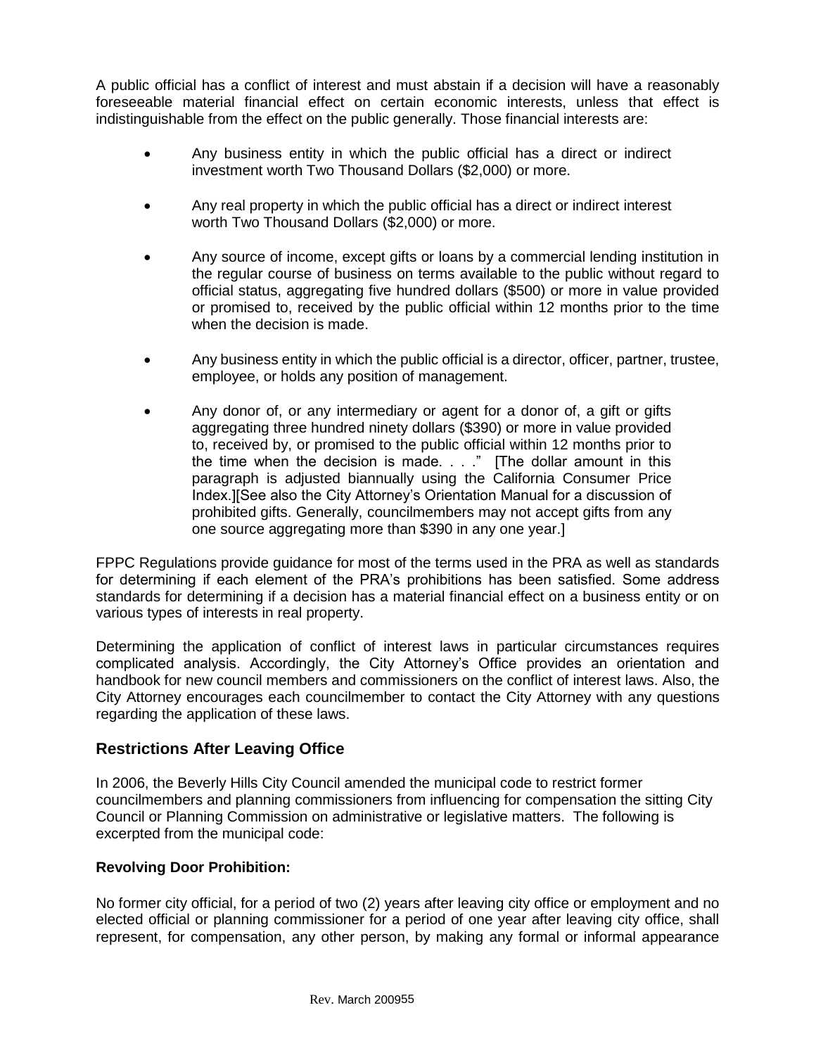A public official has a conflict of interest and must abstain if a decision will have a reasonably foreseeable material financial effect on certain economic interests, unless that effect is indistinguishable from the effect on the public generally. Those financial interests are:

- Any business entity in which the public official has a direct or indirect investment worth Two Thousand Dollars ($2,000) or more.
- Any real property in which the public official has a direct or indirect interest worth Two Thousand Dollars ($2,000) or more.
- Any source of income, except gifts or loans by a commercial lending institution in the regular course of business on terms available to the public without regard to official status, aggregating five hundred dollars ($500) or more in value provided or promised to, received by the public official within 12 months prior to the time when the decision is made.
- Any business entity in which the public official is a director, officer, partner, trustee, employee, or holds any position of management.
- Any donor of, or any intermediary or agent for a donor of, a gift or gifts aggregating three hundred ninety dollars ($390) or more in value provided to, received by, or promised to the public official within 12 months prior to the time when the decision is made. . . ." [The dollar amount in this paragraph is adjusted biannually using the California Consumer Price Index.][See also the City Attorney's Orientation Manual for a discussion of prohibited gifts. Generally, councilmembers may not accept gifts from any one source aggregating more than $390 in any one year.]

FPPC Regulations provide guidance for most of the terms used in the PRA as well as standards for determining if each element of the PRA's prohibitions has been satisfied. Some address standards for determining if a decision has a material financial effect on a business entity or on various types of interests in real property.

Determining the application of conflict of interest laws in particular circumstances requires complicated analysis. Accordingly, the City Attorney's Office provides an orientation and handbook for new council members and commissioners on the conflict of interest laws. Also, the City Attorney encourages each councilmember to contact the City Attorney with any questions regarding the application of these laws.

## Restrictions After Leaving Office

In 2006, the Beverly Hills City Council amended the municipal code to restrict former councilmembers and planning commissioners from influencing for compensation the sitting City Council or Planning Commission on administrative or legislative matters. The following is excerpted from the municipal code:

**Revolving Door Prohibition:**

No former city official, for a period of two (2) years after leaving city office or employment and no elected official or planning commissioner for a period of one year after leaving city office, shall represent, for compensation, any other person, by making any formal or informal appearance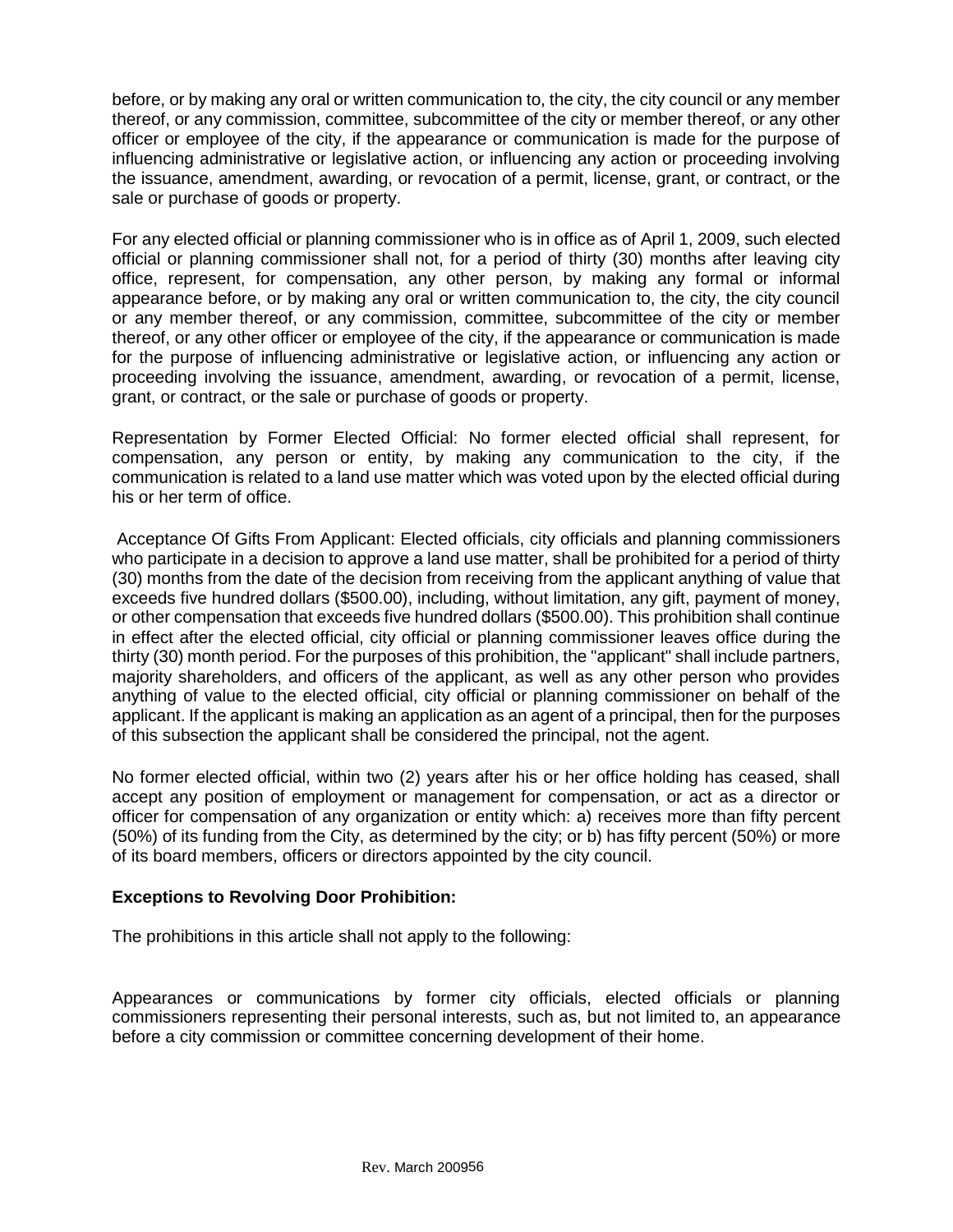before, or by making any oral or written communication to, the city, the city council or any member thereof, or any commission, committee, subcommittee of the city or member thereof, or any other officer or employee of the city, if the appearance or communication is made for the purpose of influencing administrative or legislative action, or influencing any action or proceeding involving the issuance, amendment, awarding, or revocation of a permit, license, grant, or contract, or the sale or purchase of goods or property.

For any elected official or planning commissioner who is in office as of April 1, 2009, such elected official or planning commissioner shall not, for a period of thirty (30) months after leaving city office, represent, for compensation, any other person, by making any formal or informal appearance before, or by making any oral or written communication to, the city, the city council or any member thereof, or any commission, committee, subcommittee of the city or member thereof, or any other officer or employee of the city, if the appearance or communication is made for the purpose of influencing administrative or legislative action, or influencing any action or proceeding involving the issuance, amendment, awarding, or revocation of a permit, license, grant, or contract, or the sale or purchase of goods or property.

Representation by Former Elected Official: No former elected official shall represent, for compensation, any person or entity, by making any communication to the city, if the communication is related to a land use matter which was voted upon by the elected official during his or her term of office.

Acceptance Of Gifts From Applicant: Elected officials, city officials and planning commissioners who participate in a decision to approve a land use matter, shall be prohibited for a period of thirty (30) months from the date of the decision from receiving from the applicant anything of value that exceeds five hundred dollars ($500.00), including, without limitation, any gift, payment of money, or other compensation that exceeds five hundred dollars ($500.00). This prohibition shall continue in effect after the elected official, city official or planning commissioner leaves office during the thirty (30) month period. For the purposes of this prohibition, the "applicant" shall include partners, majority shareholders, and officers of the applicant, as well as any other person who provides anything of value to the elected official, city official or planning commissioner on behalf of the applicant. If the applicant is making an application as an agent of a principal, then for the purposes of this subsection the applicant shall be considered the principal, not the agent.

No former elected official, within two (2) years after his or her office holding has ceased, shall accept any position of employment or management for compensation, or act as a director or officer for compensation of any organization or entity which: a) receives more than fifty percent (50%) of its funding from the City, as determined by the city; or b) has fifty percent (50%) or more of its board members, officers or directors appointed by the city council.

**Exceptions to Revolving Door Prohibition:**

The prohibitions in this article shall not apply to the following:

Appearances or communications by former city officials, elected officials or planning commissioners representing their personal interests, such as, but not limited to, an appearance before a city commission or committee concerning development of their home.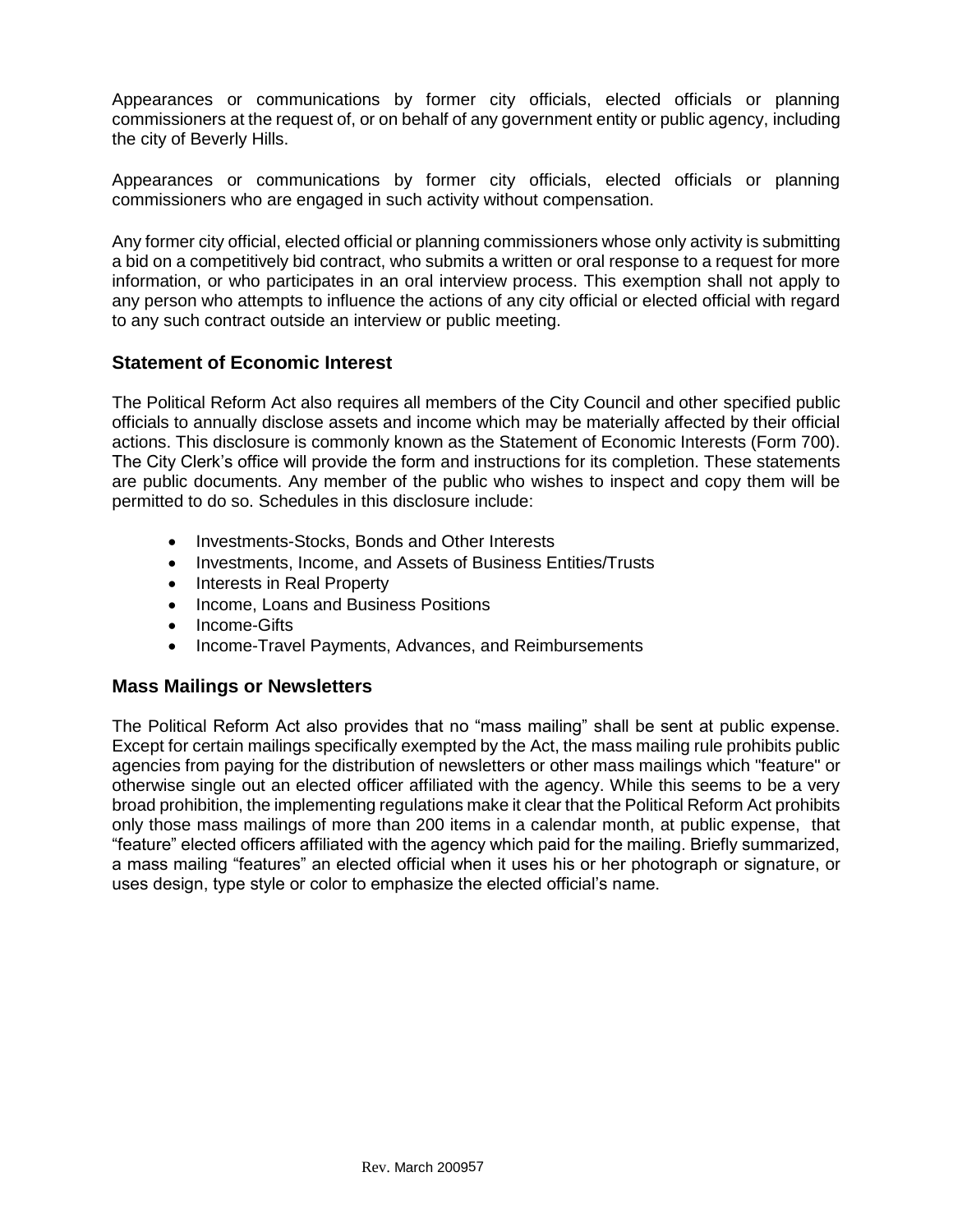Appearances or communications by former city officials, elected officials or planning commissioners at the request of, or on behalf of any government entity or public agency, including the city of Beverly Hills.

Appearances or communications by former city officials, elected officials or planning commissioners who are engaged in such activity without compensation.

Any former city official, elected official or planning commissioners whose only activity is submitting a bid on a competitively bid contract, who submits a written or oral response to a request for more information, or who participates in an oral interview process. This exemption shall not apply to any person who attempts to influence the actions of any city official or elected official with regard to any such contract outside an interview or public meeting.

## Statement of Economic Interest

The Political Reform Act also requires all members of the City Council and other specified public officials to annually disclose assets and income which may be materially affected by their official actions. This disclosure is commonly known as the Statement of Economic Interests (Form 700). The City Clerk's office will provide the form and instructions for its completion. These statements are public documents. Any member of the public who wishes to inspect and copy them will be permitted to do so. Schedules in this disclosure include:

- Investments-Stocks, Bonds and Other Interests
- Investments, Income, and Assets of Business Entities/Trusts
- Interests in Real Property
- Income, Loans and Business Positions
- Income-Gifts
- Income-Travel Payments, Advances, and Reimbursements

## Mass Mailings or Newsletters

The Political Reform Act also provides that no "mass mailing" shall be sent at public expense. Except for certain mailings specifically exempted by the Act, the mass mailing rule prohibits public agencies from paying for the distribution of newsletters or other mass mailings which "feature" or otherwise single out an elected officer affiliated with the agency. While this seems to be a very broad prohibition, the implementing regulations make it clear that the Political Reform Act prohibits only those mass mailings of more than 200 items in a calendar month, at public expense, that "feature" elected officers affiliated with the agency which paid for the mailing. Briefly summarized, a mass mailing "features" an elected official when it uses his or her photograph or signature, or uses design, type style or color to emphasize the elected official's name.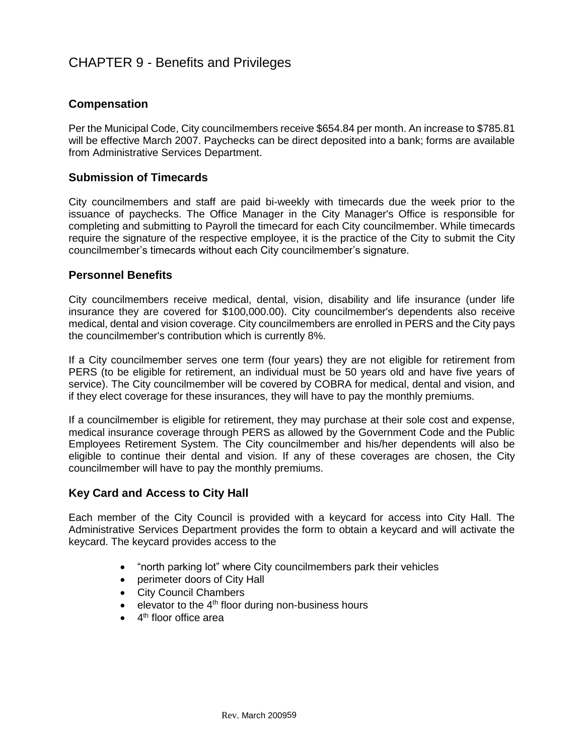# CHAPTER 9 - Benefits and Privileges

## Compensation

Per the Municipal Code, City councilmembers receive $654.84 per month. An increase to $785.81 will be effective March 2007. Paychecks can be direct deposited into a bank; forms are available from Administrative Services Department.

## Submission of Timecards

City councilmembers and staff are paid bi-weekly with timecards due the week prior to the issuance of paychecks. The Office Manager in the City Manager's Office is responsible for completing and submitting to Payroll the timecard for each City councilmember. While timecards require the signature of the respective employee, it is the practice of the City to submit the City councilmember's timecards without each City councilmember's signature.

## Personnel Benefits

City councilmembers receive medical, dental, vision, disability and life insurance (under life insurance they are covered for $100,000.00). City councilmember's dependents also receive medical, dental and vision coverage. City councilmembers are enrolled in PERS and the City pays the councilmember's contribution which is currently 8%.

If a City councilmember serves one term (four years) they are not eligible for retirement from PERS (to be eligible for retirement, an individual must be 50 years old and have five years of service). The City councilmember will be covered by COBRA for medical, dental and vision, and if they elect coverage for these insurances, they will have to pay the monthly premiums.

If a councilmember is eligible for retirement, they may purchase at their sole cost and expense, medical insurance coverage through PERS as allowed by the Government Code and the Public Employees Retirement System. The City councilmember and his/her dependents will also be eligible to continue their dental and vision. If any of these coverages are chosen, the City councilmember will have to pay the monthly premiums.

## Key Card and Access to City Hall

Each member of the City Council is provided with a keycard for access into City Hall. The Administrative Services Department provides the form to obtain a keycard and will activate the keycard. The keycard provides access to the

- "north parking lot" where City councilmembers park their vehicles
- perimeter doors of City Hall
- City Council Chambers
- elevator to the 4th floor during non-business hours
- 4th floor office area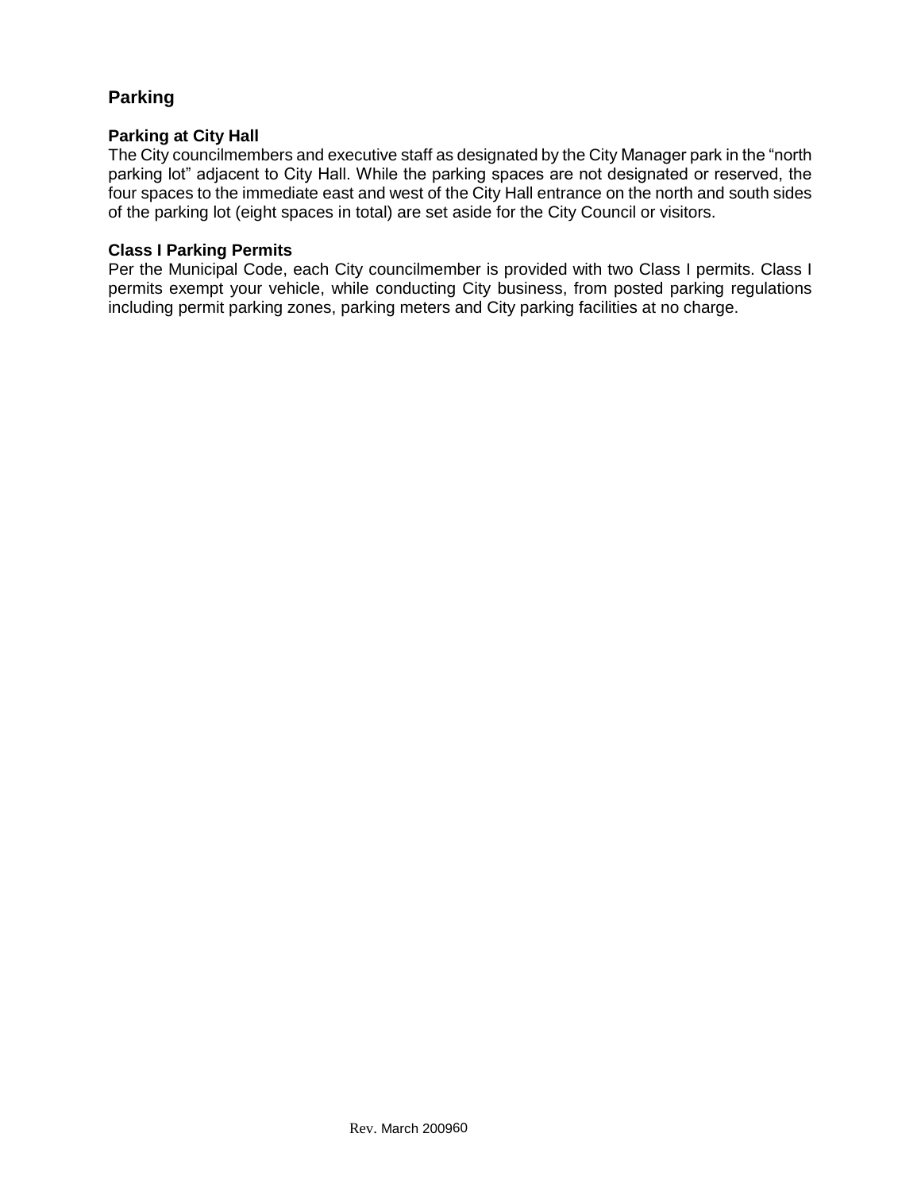## Parking

### Parking at City Hall

The City councilmembers and executive staff as designated by the City Manager park in the "north parking lot" adjacent to City Hall. While the parking spaces are not designated or reserved, the four spaces to the immediate east and west of the City Hall entrance on the north and south sides of the parking lot (eight spaces in total) are set aside for the City Council or visitors.

### Class I Parking Permits

Per the Municipal Code, each City councilmember is provided with two Class I permits. Class I permits exempt your vehicle, while conducting City business, from posted parking regulations including permit parking zones, parking meters and City parking facilities at no charge.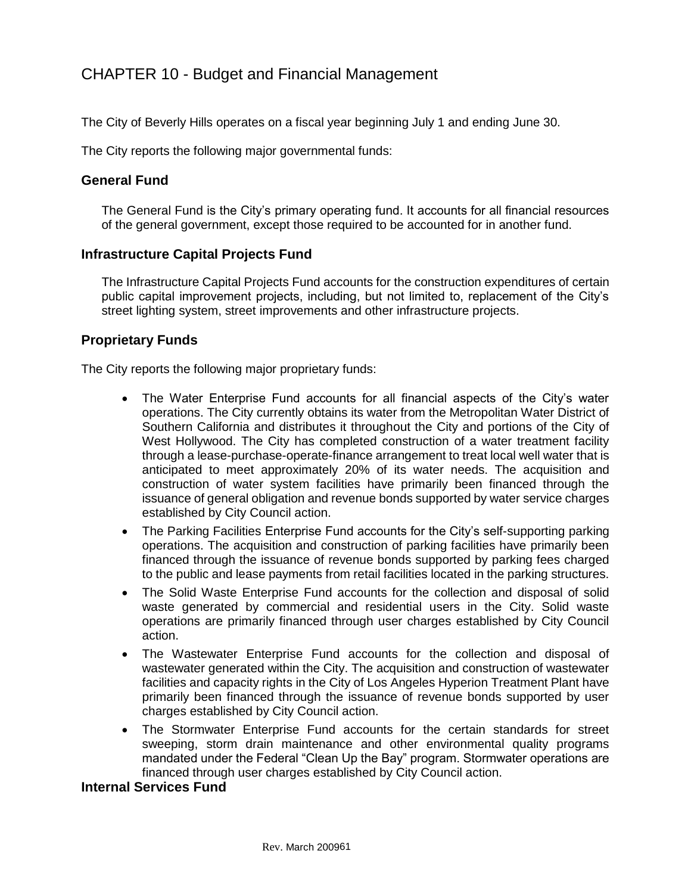# CHAPTER 10 - Budget and Financial Management

The City of Beverly Hills operates on a fiscal year beginning July 1 and ending June 30.

The City reports the following major governmental funds:

### General Fund

The General Fund is the City's primary operating fund. It accounts for all financial resources of the general government, except those required to be accounted for in another fund.

### Infrastructure Capital Projects Fund

The Infrastructure Capital Projects Fund accounts for the construction expenditures of certain public capital improvement projects, including, but not limited to, replacement of the City's street lighting system, street improvements and other infrastructure projects.

### Proprietary Funds

The City reports the following major proprietary funds:

- The Water Enterprise Fund accounts for all financial aspects of the City's water operations. The City currently obtains its water from the Metropolitan Water District of Southern California and distributes it throughout the City and portions of the City of West Hollywood. The City has completed construction of a water treatment facility through a lease-purchase-operate-finance arrangement to treat local well water that is anticipated to meet approximately 20% of its water needs. The acquisition and construction of water system facilities have primarily been financed through the issuance of general obligation and revenue bonds supported by water service charges established by City Council action.
- The Parking Facilities Enterprise Fund accounts for the City's self-supporting parking operations. The acquisition and construction of parking facilities have primarily been financed through the issuance of revenue bonds supported by parking fees charged to the public and lease payments from retail facilities located in the parking structures.
- The Solid Waste Enterprise Fund accounts for the collection and disposal of solid waste generated by commercial and residential users in the City. Solid waste operations are primarily financed through user charges established by City Council action.
- The Wastewater Enterprise Fund accounts for the collection and disposal of wastewater generated within the City. The acquisition and construction of wastewater facilities and capacity rights in the City of Los Angeles Hyperion Treatment Plant have primarily been financed through the issuance of revenue bonds supported by user charges established by City Council action.
- The Stormwater Enterprise Fund accounts for the certain standards for street sweeping, storm drain maintenance and other environmental quality programs mandated under the Federal "Clean Up the Bay" program. Stormwater operations are financed through user charges established by City Council action.

### Internal Services Fund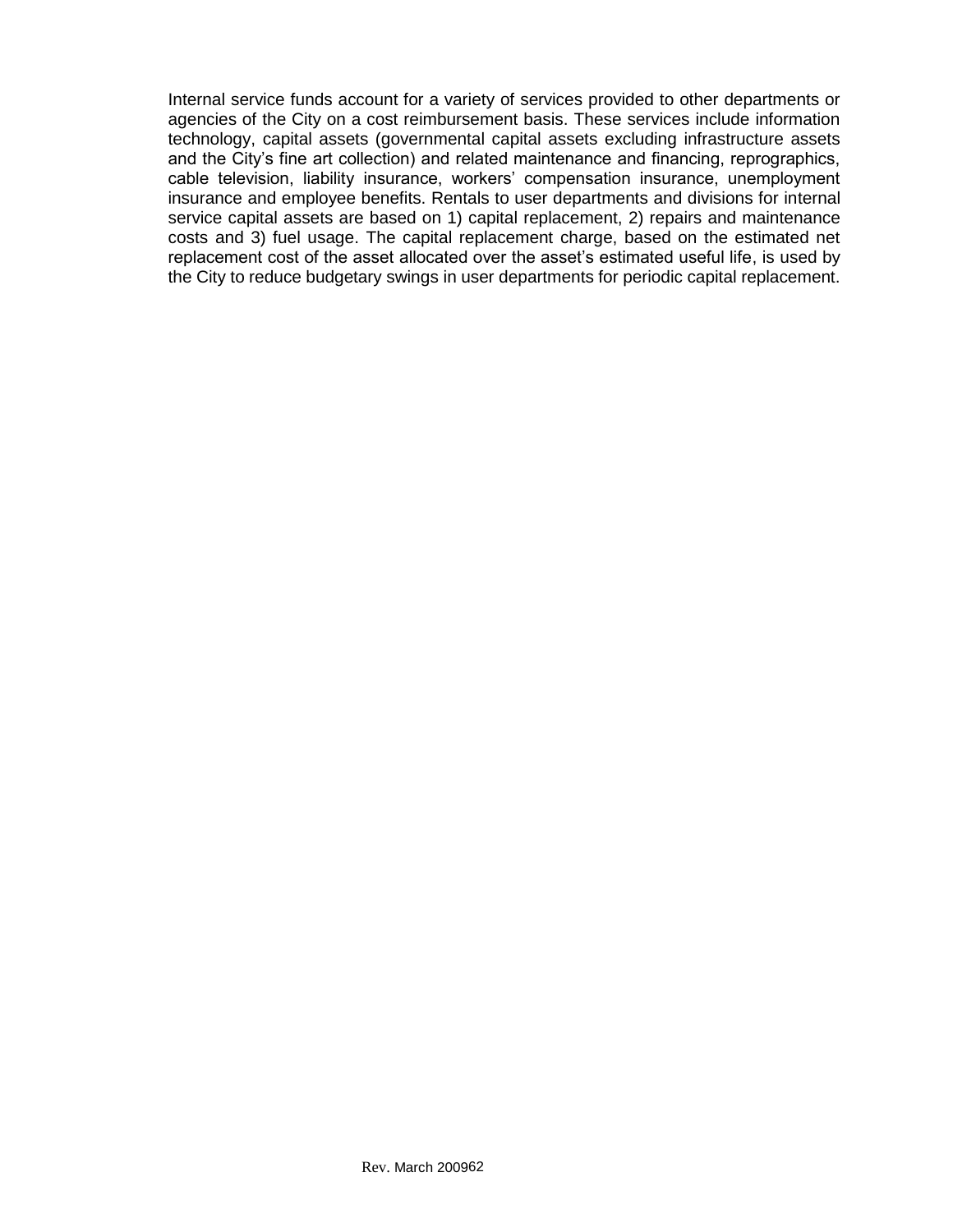Internal service funds account for a variety of services provided to other departments or agencies of the City on a cost reimbursement basis. These services include information technology, capital assets (governmental capital assets excluding infrastructure assets and the City's fine art collection) and related maintenance and financing, reprographics, cable television, liability insurance, workers' compensation insurance, unemployment insurance and employee benefits. Rentals to user departments and divisions for internal service capital assets are based on 1) capital replacement, 2) repairs and maintenance costs and 3) fuel usage. The capital replacement charge, based on the estimated net replacement cost of the asset allocated over the asset's estimated useful life, is used by the City to reduce budgetary swings in user departments for periodic capital replacement.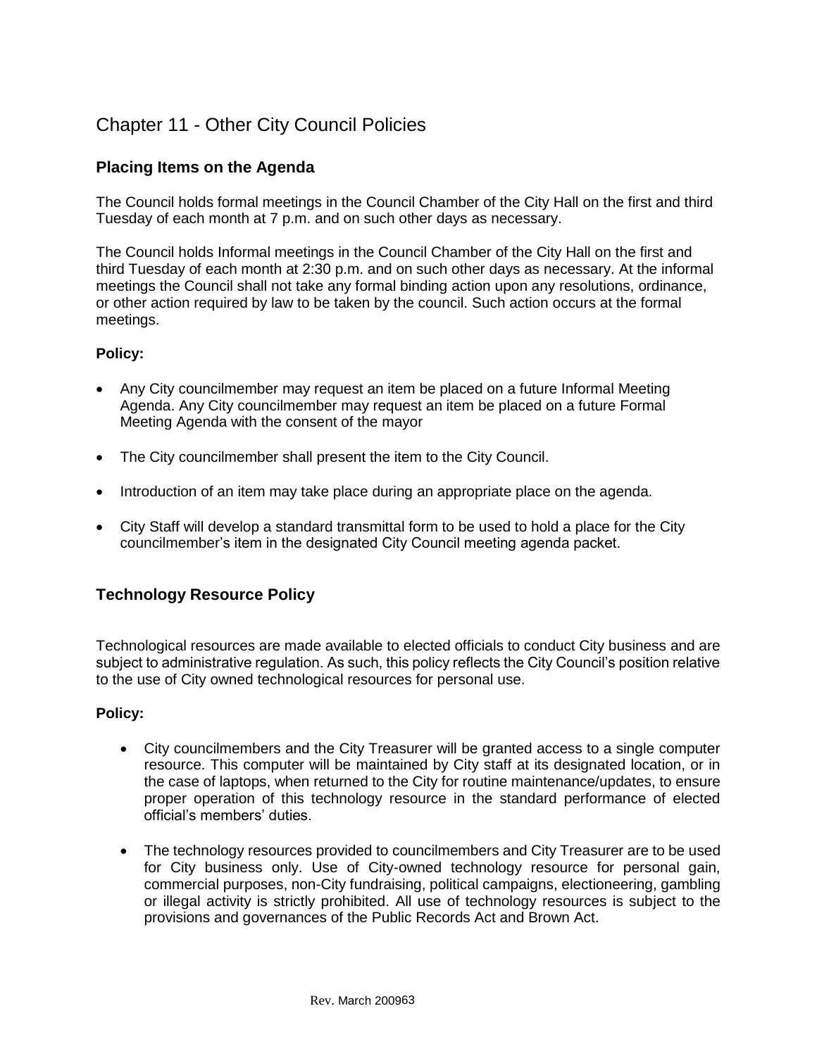# Chapter 11 - Other City Council Policies

## Placing Items on the Agenda

The Council holds formal meetings in the Council Chamber of the City Hall on the first and third Tuesday of each month at 7 p.m. and on such other days as necessary.

The Council holds Informal meetings in the Council Chamber of the City Hall on the first and third Tuesday of each month at 2:30 p.m. and on such other days as necessary. At the informal meetings the Council shall not take any formal binding action upon any resolutions, ordinance, or other action required by law to be taken by the council. Such action occurs at the formal meetings.

**Policy:**

- Any City councilmember may request an item be placed on a future Informal Meeting Agenda. Any City councilmember may request an item be placed on a future Formal Meeting Agenda with the consent of the mayor
- The City councilmember shall present the item to the City Council.
- Introduction of an item may take place during an appropriate place on the agenda.
- City Staff will develop a standard transmittal form to be used to hold a place for the City councilmember's item in the designated City Council meeting agenda packet.

## Technology Resource Policy

Technological resources are made available to elected officials to conduct City business and are subject to administrative regulation. As such, this policy reflects the City Council's position relative to the use of City owned technological resources for personal use.

**Policy:**

- City councilmembers and the City Treasurer will be granted access to a single computer resource. This computer will be maintained by City staff at its designated location, or in the case of laptops, when returned to the City for routine maintenance/updates, to ensure proper operation of this technology resource in the standard performance of elected official's members' duties.
- The technology resources provided to councilmembers and City Treasurer are to be used for City business only. Use of City-owned technology resource for personal gain, commercial purposes, non-City fundraising, political campaigns, electioneering, gambling or illegal activity is strictly prohibited. All use of technology resources is subject to the provisions and governances of the Public Records Act and Brown Act.

Rev. March 2009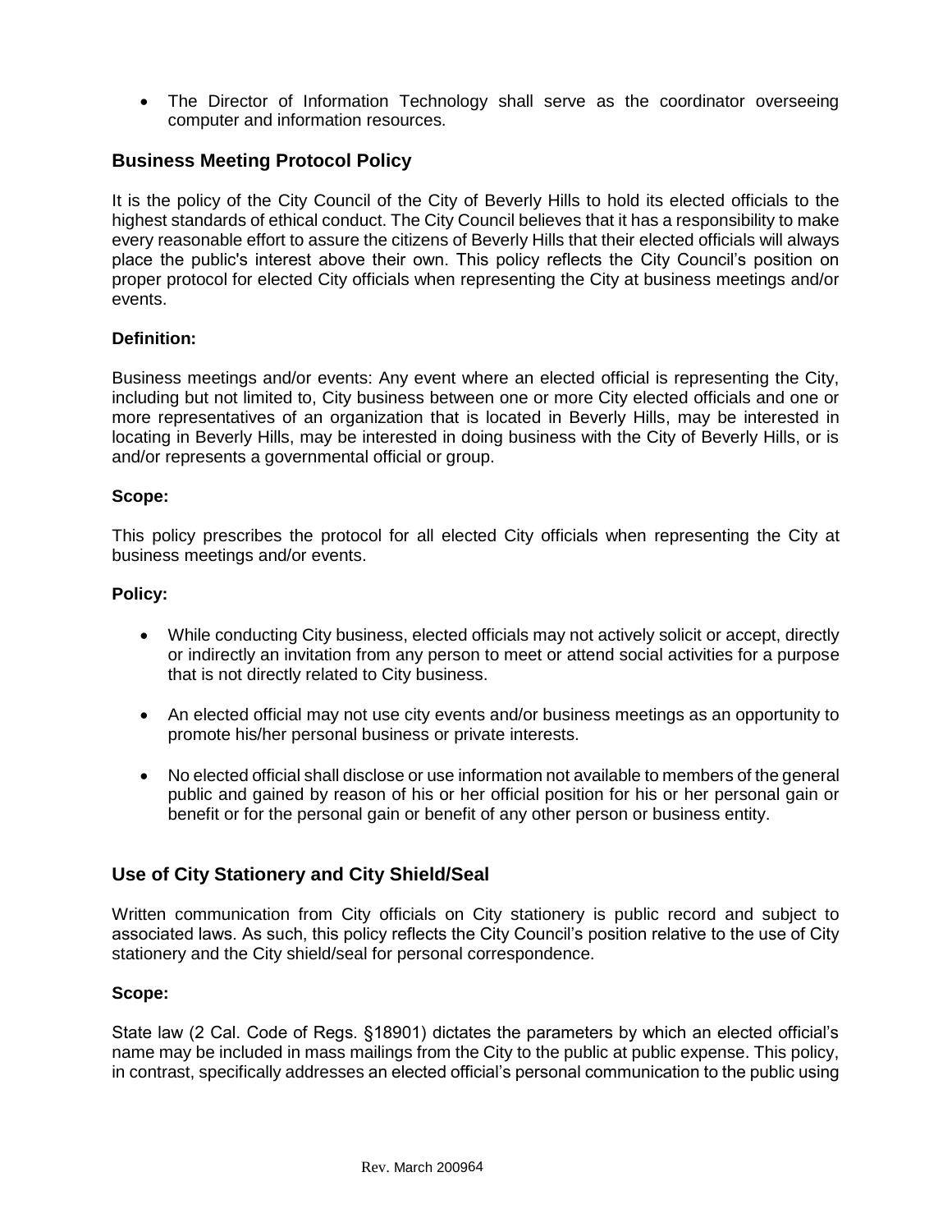- The Director of Information Technology shall serve as the coordinator overseeing computer and information resources.

## Business Meeting Protocol Policy

It is the policy of the City Council of the City of Beverly Hills to hold its elected officials to the highest standards of ethical conduct. The City Council believes that it has a responsibility to make every reasonable effort to assure the citizens of Beverly Hills that their elected officials will always place the public's interest above their own. This policy reflects the City Council's position on proper protocol for elected City officials when representing the City at business meetings and/or events.

**Definition:**

Business meetings and/or events: Any event where an elected official is representing the City, including but not limited to, City business between one or more City elected officials and one or more representatives of an organization that is located in Beverly Hills, may be interested in locating in Beverly Hills, may be interested in doing business with the City of Beverly Hills, or is and/or represents a governmental official or group.

**Scope:**

This policy prescribes the protocol for all elected City officials when representing the City at business meetings and/or events.

**Policy:**

- While conducting City business, elected officials may not actively solicit or accept, directly or indirectly an invitation from any person to meet or attend social activities for a purpose that is not directly related to City business.
- An elected official may not use city events and/or business meetings as an opportunity to promote his/her personal business or private interests.
- No elected official shall disclose or use information not available to members of the general public and gained by reason of his or her official position for his or her personal gain or benefit or for the personal gain or benefit of any other person or business entity.

## Use of City Stationery and City Shield/Seal

Written communication from City officials on City stationery is public record and subject to associated laws. As such, this policy reflects the City Council's position relative to the use of City stationery and the City shield/seal for personal correspondence.

**Scope:**

State law (2 Cal. Code of Regs. §18901) dictates the parameters by which an elected official's name may be included in mass mailings from the City to the public at public expense. This policy, in contrast, specifically addresses an elected official's personal communication to the public using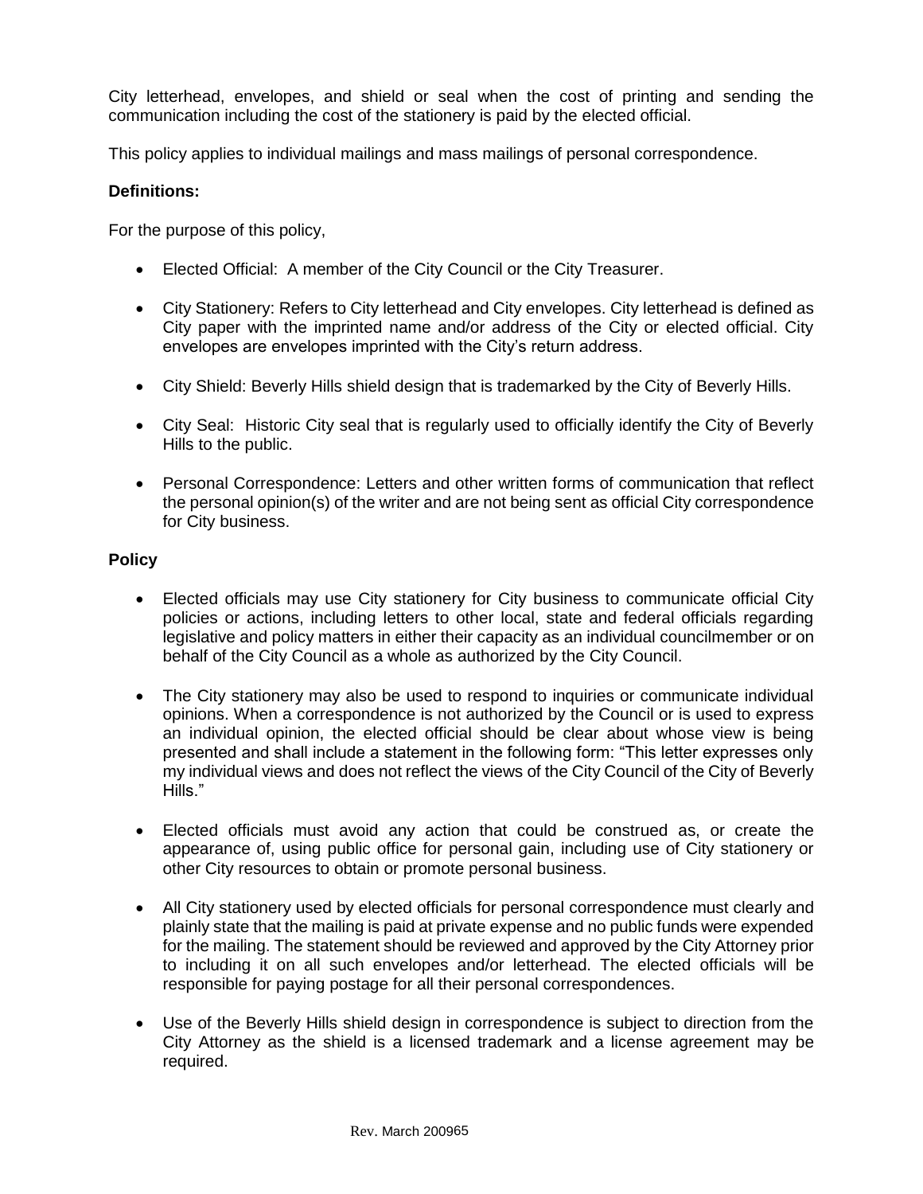City letterhead, envelopes, and shield or seal when the cost of printing and sending the communication including the cost of the stationery is paid by the elected official.

This policy applies to individual mailings and mass mailings of personal correspondence.

**Definitions:**

For the purpose of this policy,

- Elected Official: A member of the City Council or the City Treasurer.
- City Stationery: Refers to City letterhead and City envelopes. City letterhead is defined as City paper with the imprinted name and/or address of the City or elected official. City envelopes are envelopes imprinted with the City's return address.
- City Shield: Beverly Hills shield design that is trademarked by the City of Beverly Hills.
- City Seal: Historic City seal that is regularly used to officially identify the City of Beverly Hills to the public.
- Personal Correspondence: Letters and other written forms of communication that reflect the personal opinion(s) of the writer and are not being sent as official City correspondence for City business.

**Policy**

- Elected officials may use City stationery for City business to communicate official City policies or actions, including letters to other local, state and federal officials regarding legislative and policy matters in either their capacity as an individual councilmember or on behalf of the City Council as a whole as authorized by the City Council.
- The City stationery may also be used to respond to inquiries or communicate individual opinions. When a correspondence is not authorized by the Council or is used to express an individual opinion, the elected official should be clear about whose view is being presented and shall include a statement in the following form: "This letter expresses only my individual views and does not reflect the views of the City Council of the City of Beverly Hills."
- Elected officials must avoid any action that could be construed as, or create the appearance of, using public office for personal gain, including use of City stationery or other City resources to obtain or promote personal business.
- All City stationery used by elected officials for personal correspondence must clearly and plainly state that the mailing is paid at private expense and no public funds were expended for the mailing. The statement should be reviewed and approved by the City Attorney prior to including it on all such envelopes and/or letterhead. The elected officials will be responsible for paying postage for all their personal correspondences.
- Use of the Beverly Hills shield design in correspondence is subject to direction from the City Attorney as the shield is a licensed trademark and a license agreement may be required.

Rev. March 2009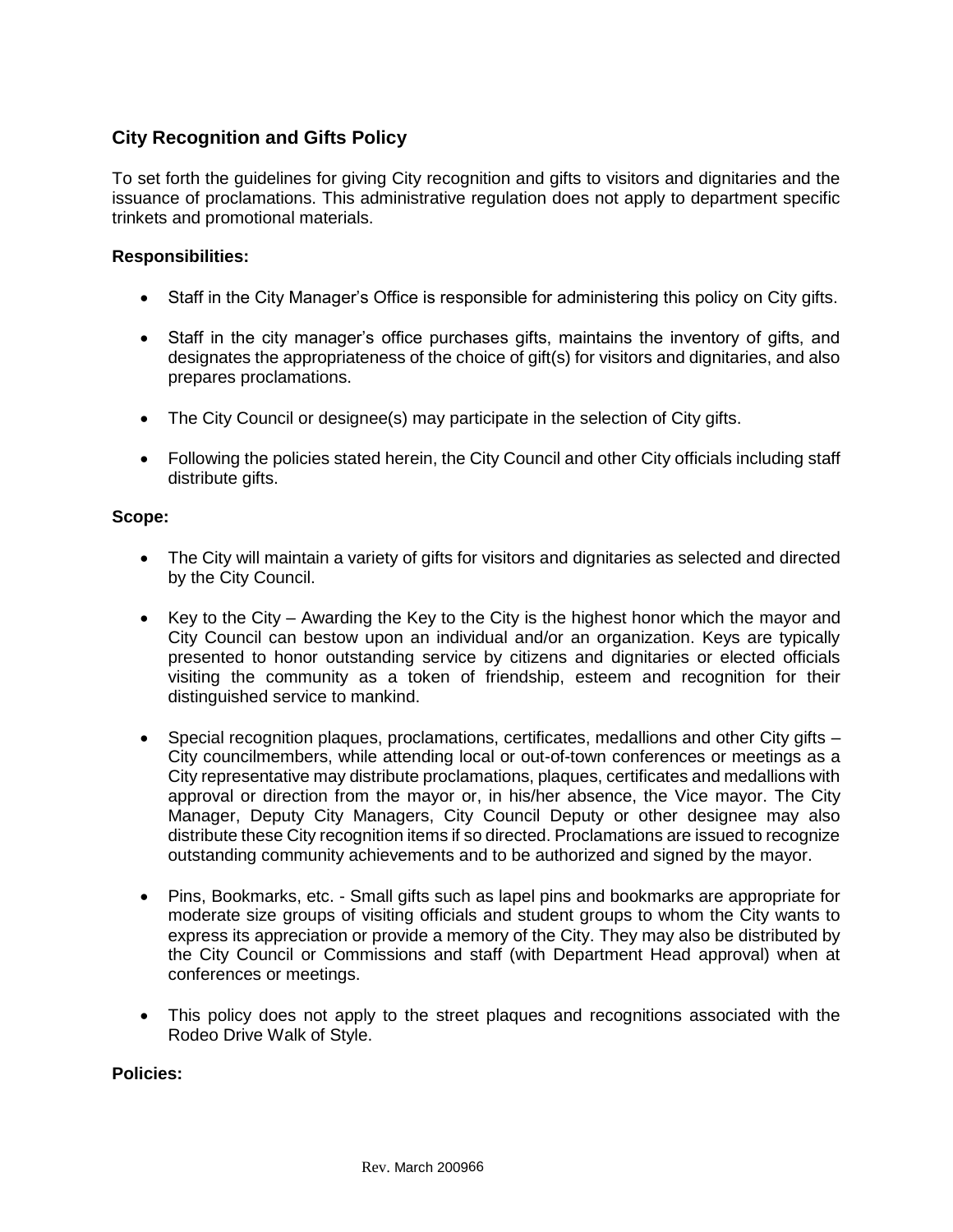## City Recognition and Gifts Policy

To set forth the guidelines for giving City recognition and gifts to visitors and dignitaries and the issuance of proclamations. This administrative regulation does not apply to department specific trinkets and promotional materials.

**Responsibilities:**

- Staff in the City Manager's Office is responsible for administering this policy on City gifts.
- Staff in the city manager's office purchases gifts, maintains the inventory of gifts, and designates the appropriateness of the choice of gift(s) for visitors and dignitaries, and also prepares proclamations.
- The City Council or designee(s) may participate in the selection of City gifts.
- Following the policies stated herein, the City Council and other City officials including staff distribute gifts.

**Scope:**

- The City will maintain a variety of gifts for visitors and dignitaries as selected and directed by the City Council.
- Key to the City – Awarding the Key to the City is the highest honor which the mayor and City Council can bestow upon an individual and/or an organization. Keys are typically presented to honor outstanding service by citizens and dignitaries or elected officials visiting the community as a token of friendship, esteem and recognition for their distinguished service to mankind.
- Special recognition plaques, proclamations, certificates, medallions and other City gifts – City councilmembers, while attending local or out-of-town conferences or meetings as a City representative may distribute proclamations, plaques, certificates and medallions with approval or direction from the mayor or, in his/her absence, the Vice mayor. The City Manager, Deputy City Managers, City Council Deputy or other designee may also distribute these City recognition items if so directed. Proclamations are issued to recognize outstanding community achievements and to be authorized and signed by the mayor.
- Pins, Bookmarks, etc. - Small gifts such as lapel pins and bookmarks are appropriate for moderate size groups of visiting officials and student groups to whom the City wants to express its appreciation or provide a memory of the City. They may also be distributed by the City Council or Commissions and staff (with Department Head approval) when at conferences or meetings.
- This policy does not apply to the street plaques and recognitions associated with the Rodeo Drive Walk of Style.

**Policies:**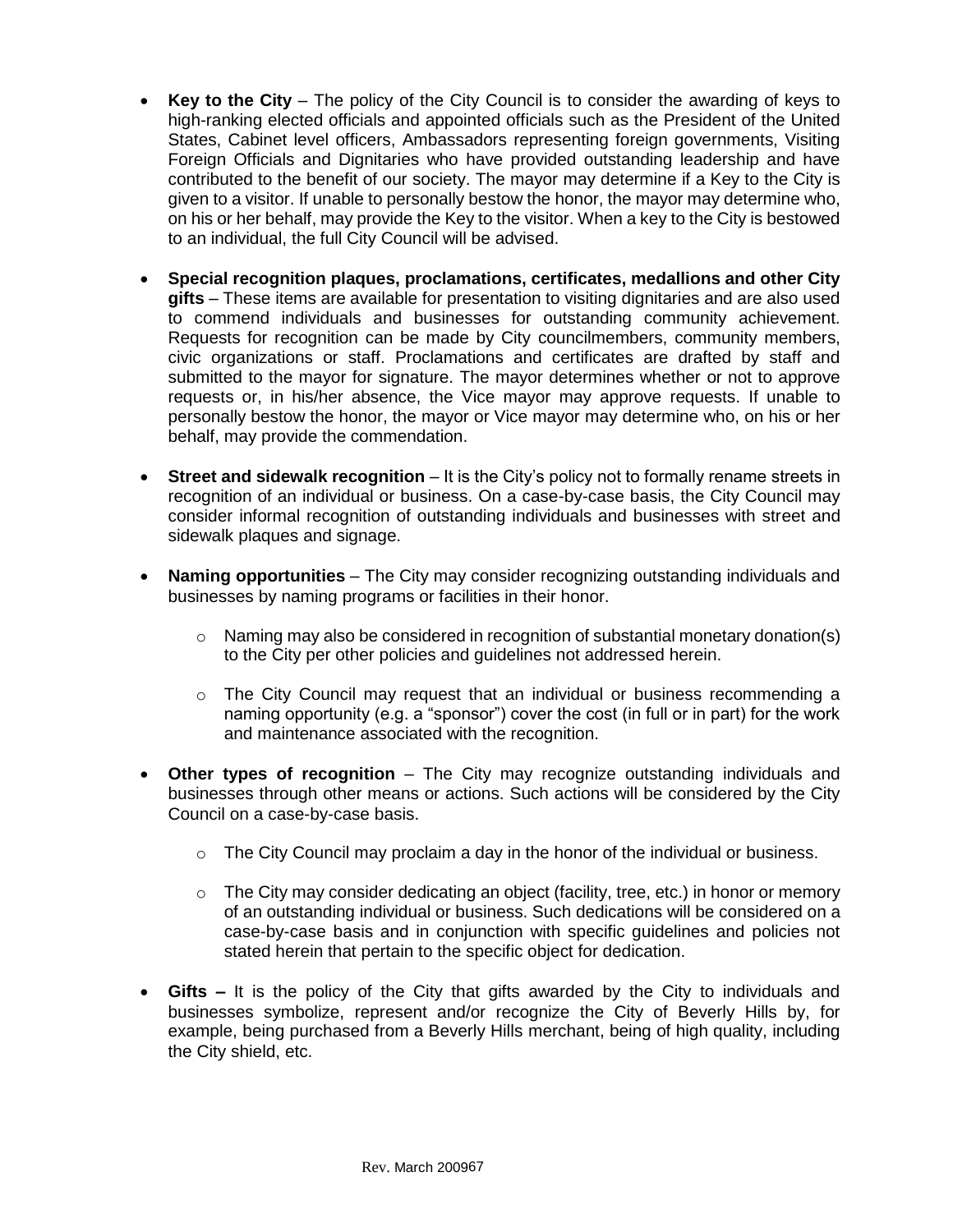- **Key to the City** – The policy of the City Council is to consider the awarding of keys to high-ranking elected officials and appointed officials such as the President of the United States, Cabinet level officers, Ambassadors representing foreign governments, Visiting Foreign Officials and Dignitaries who have provided outstanding leadership and have contributed to the benefit of our society. The mayor may determine if a Key to the City is given to a visitor. If unable to personally bestow the honor, the mayor may determine who, on his or her behalf, may provide the Key to the visitor. When a key to the City is bestowed to an individual, the full City Council will be advised.

- **Special recognition plaques, proclamations, certificates, medallions and other City gifts** – These items are available for presentation to visiting dignitaries and are also used to commend individuals and businesses for outstanding community achievement. Requests for recognition can be made by City councilmembers, community members, civic organizations or staff. Proclamations and certificates are drafted by staff and submitted to the mayor for signature. The mayor determines whether or not to approve requests or, in his/her absence, the Vice mayor may approve requests. If unable to personally bestow the honor, the mayor or Vice mayor may determine who, on his or her behalf, may provide the commendation.

- **Street and sidewalk recognition** – It is the City's policy not to formally rename streets in recognition of an individual or business. On a case-by-case basis, the City Council may consider informal recognition of outstanding individuals and businesses with street and sidewalk plaques and signage.

- **Naming opportunities** – The City may consider recognizing outstanding individuals and businesses by naming programs or facilities in their honor.
  - Naming may also be considered in recognition of substantial monetary donation(s) to the City per other policies and guidelines not addressed herein.
  - The City Council may request that an individual or business recommending a naming opportunity (e.g. a "sponsor") cover the cost (in full or in part) for the work and maintenance associated with the recognition.

- **Other types of recognition** – The City may recognize outstanding individuals and businesses through other means or actions. Such actions will be considered by the City Council on a case-by-case basis.
  - The City Council may proclaim a day in the honor of the individual or business.
  - The City may consider dedicating an object (facility, tree, etc.) in honor or memory of an outstanding individual or business. Such dedications will be considered on a case-by-case basis and in conjunction with specific guidelines and policies not stated herein that pertain to the specific object for dedication.

- **Gifts –** It is the policy of the City that gifts awarded by the City to individuals and businesses symbolize, represent and/or recognize the City of Beverly Hills by, for example, being purchased from a Beverly Hills merchant, being of high quality, including the City shield, etc.

Rev. March 2009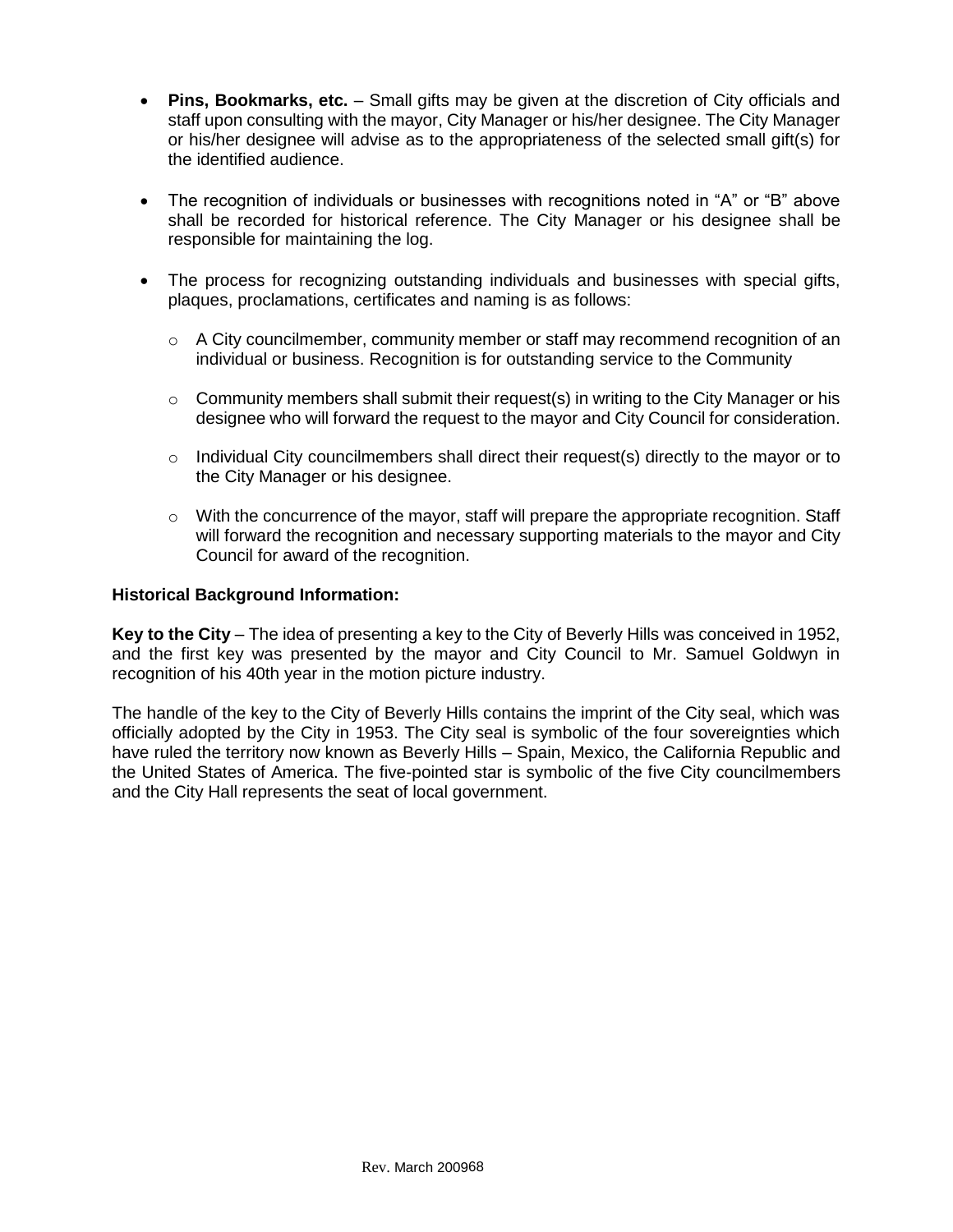- **Pins, Bookmarks, etc.** – Small gifts may be given at the discretion of City officials and staff upon consulting with the mayor, City Manager or his/her designee. The City Manager or his/her designee will advise as to the appropriateness of the selected small gift(s) for the identified audience.

- The recognition of individuals or businesses with recognitions noted in "A" or "B" above shall be recorded for historical reference. The City Manager or his designee shall be responsible for maintaining the log.

- The process for recognizing outstanding individuals and businesses with special gifts, plaques, proclamations, certificates and naming is as follows:

  - A City councilmember, community member or staff may recommend recognition of an individual or business. Recognition is for outstanding service to the Community

  - Community members shall submit their request(s) in writing to the City Manager or his designee who will forward the request to the mayor and City Council for consideration.

  - Individual City councilmembers shall direct their request(s) directly to the mayor or to the City Manager or his designee.

  - With the concurrence of the mayor, staff will prepare the appropriate recognition. Staff will forward the recognition and necessary supporting materials to the mayor and City Council for award of the recognition.

**Historical Background Information:**

**Key to the City** – The idea of presenting a key to the City of Beverly Hills was conceived in 1952, and the first key was presented by the mayor and City Council to Mr. Samuel Goldwyn in recognition of his 40th year in the motion picture industry.

The handle of the key to the City of Beverly Hills contains the imprint of the City seal, which was officially adopted by the City in 1953. The City seal is symbolic of the four sovereignties which have ruled the territory now known as Beverly Hills – Spain, Mexico, the California Republic and the United States of America. The five-pointed star is symbolic of the five City councilmembers and the City Hall represents the seat of local government.

Rev. March 2009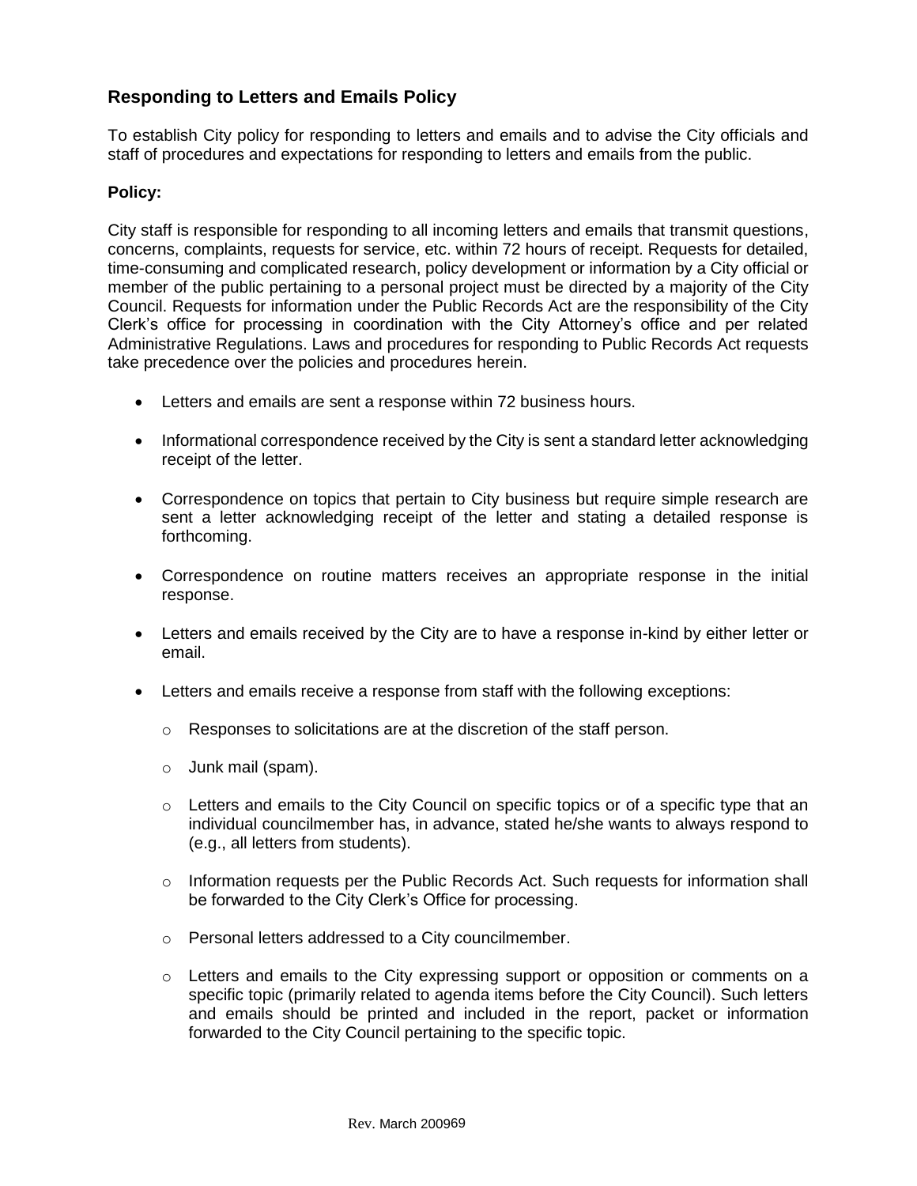## Responding to Letters and Emails Policy

To establish City policy for responding to letters and emails and to advise the City officials and staff of procedures and expectations for responding to letters and emails from the public.

### Policy:

City staff is responsible for responding to all incoming letters and emails that transmit questions, concerns, complaints, requests for service, etc. within 72 hours of receipt. Requests for detailed, time-consuming and complicated research, policy development or information by a City official or member of the public pertaining to a personal project must be directed by a majority of the City Council. Requests for information under the Public Records Act are the responsibility of the City Clerk's office for processing in coordination with the City Attorney's office and per related Administrative Regulations. Laws and procedures for responding to Public Records Act requests take precedence over the policies and procedures herein.

- Letters and emails are sent a response within 72 business hours.
- Informational correspondence received by the City is sent a standard letter acknowledging receipt of the letter.
- Correspondence on topics that pertain to City business but require simple research are sent a letter acknowledging receipt of the letter and stating a detailed response is forthcoming.
- Correspondence on routine matters receives an appropriate response in the initial response.
- Letters and emails received by the City are to have a response in-kind by either letter or email.
- Letters and emails receive a response from staff with the following exceptions:
    - Responses to solicitations are at the discretion of the staff person.
    - Junk mail (spam).
    - Letters and emails to the City Council on specific topics or of a specific type that an individual councilmember has, in advance, stated he/she wants to always respond to (e.g., all letters from students).
    - Information requests per the Public Records Act. Such requests for information shall be forwarded to the City Clerk's Office for processing.
    - Personal letters addressed to a City councilmember.
    - Letters and emails to the City expressing support or opposition or comments on a specific topic (primarily related to agenda items before the City Council). Such letters and emails should be printed and included in the report, packet or information forwarded to the City Council pertaining to the specific topic.

Rev. March 2009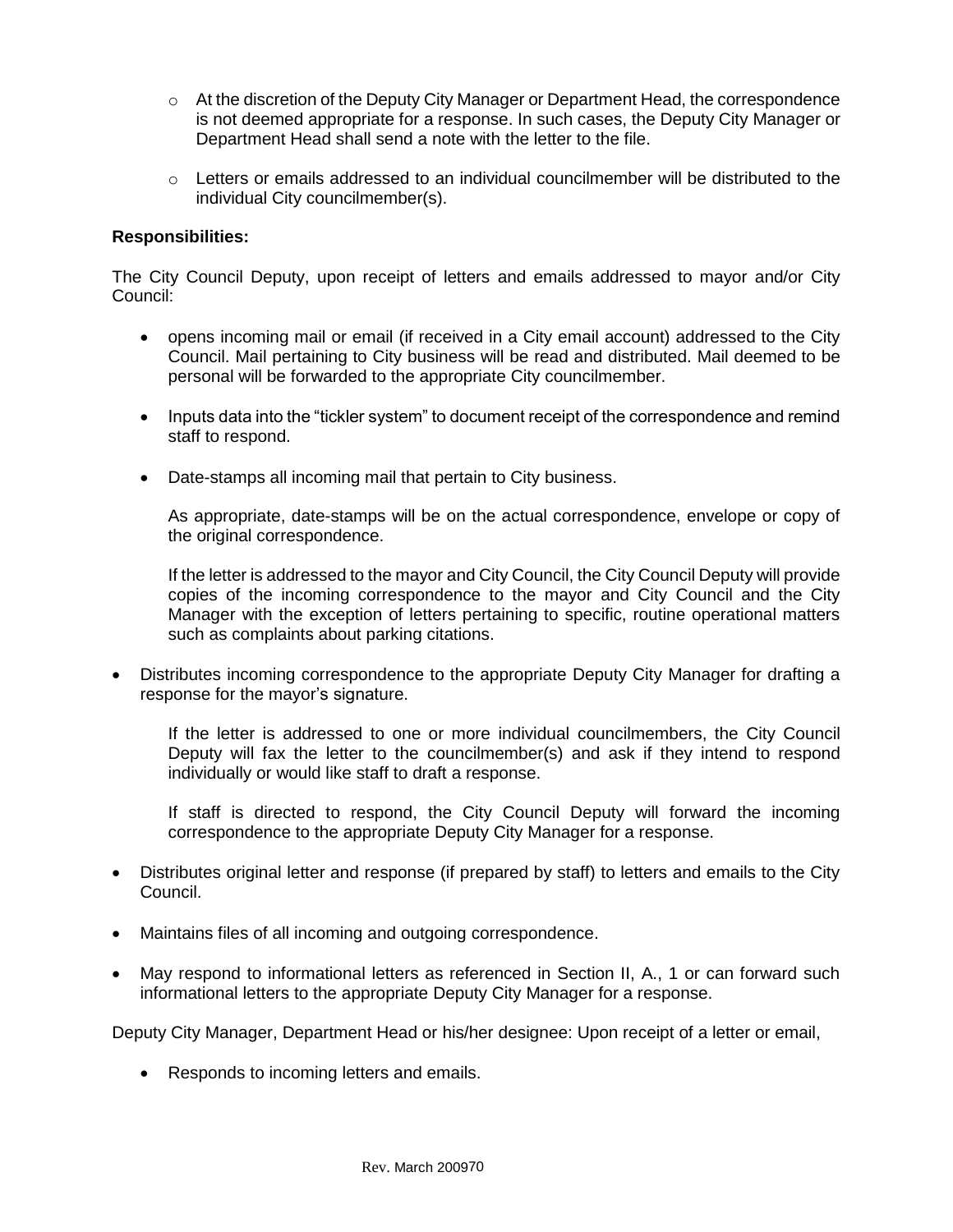- At the discretion of the Deputy City Manager or Department Head, the correspondence is not deemed appropriate for a response. In such cases, the Deputy City Manager or Department Head shall send a note with the letter to the file.

- Letters or emails addressed to an individual councilmember will be distributed to the individual City councilmember(s).

**Responsibilities:**

The City Council Deputy, upon receipt of letters and emails addressed to mayor and/or City Council:

- opens incoming mail or email (if received in a City email account) addressed to the City Council. Mail pertaining to City business will be read and distributed. Mail deemed to be personal will be forwarded to the appropriate City councilmember.

- Inputs data into the "tickler system" to document receipt of the correspondence and remind staff to respond.

- Date-stamps all incoming mail that pertain to City business.

  As appropriate, date-stamps will be on the actual correspondence, envelope or copy of the original correspondence.

  If the letter is addressed to the mayor and City Council, the City Council Deputy will provide copies of the incoming correspondence to the mayor and City Council and the City Manager with the exception of letters pertaining to specific, routine operational matters such as complaints about parking citations.

- Distributes incoming correspondence to the appropriate Deputy City Manager for drafting a response for the mayor's signature.

  If the letter is addressed to one or more individual councilmembers, the City Council Deputy will fax the letter to the councilmember(s) and ask if they intend to respond individually or would like staff to draft a response.

  If staff is directed to respond, the City Council Deputy will forward the incoming correspondence to the appropriate Deputy City Manager for a response.

- Distributes original letter and response (if prepared by staff) to letters and emails to the City Council.

- Maintains files of all incoming and outgoing correspondence.

- May respond to informational letters as referenced in Section II, A., 1 or can forward such informational letters to the appropriate Deputy City Manager for a response.

Deputy City Manager, Department Head or his/her designee: Upon receipt of a letter or email,

- Responds to incoming letters and emails.

Rev. March 2009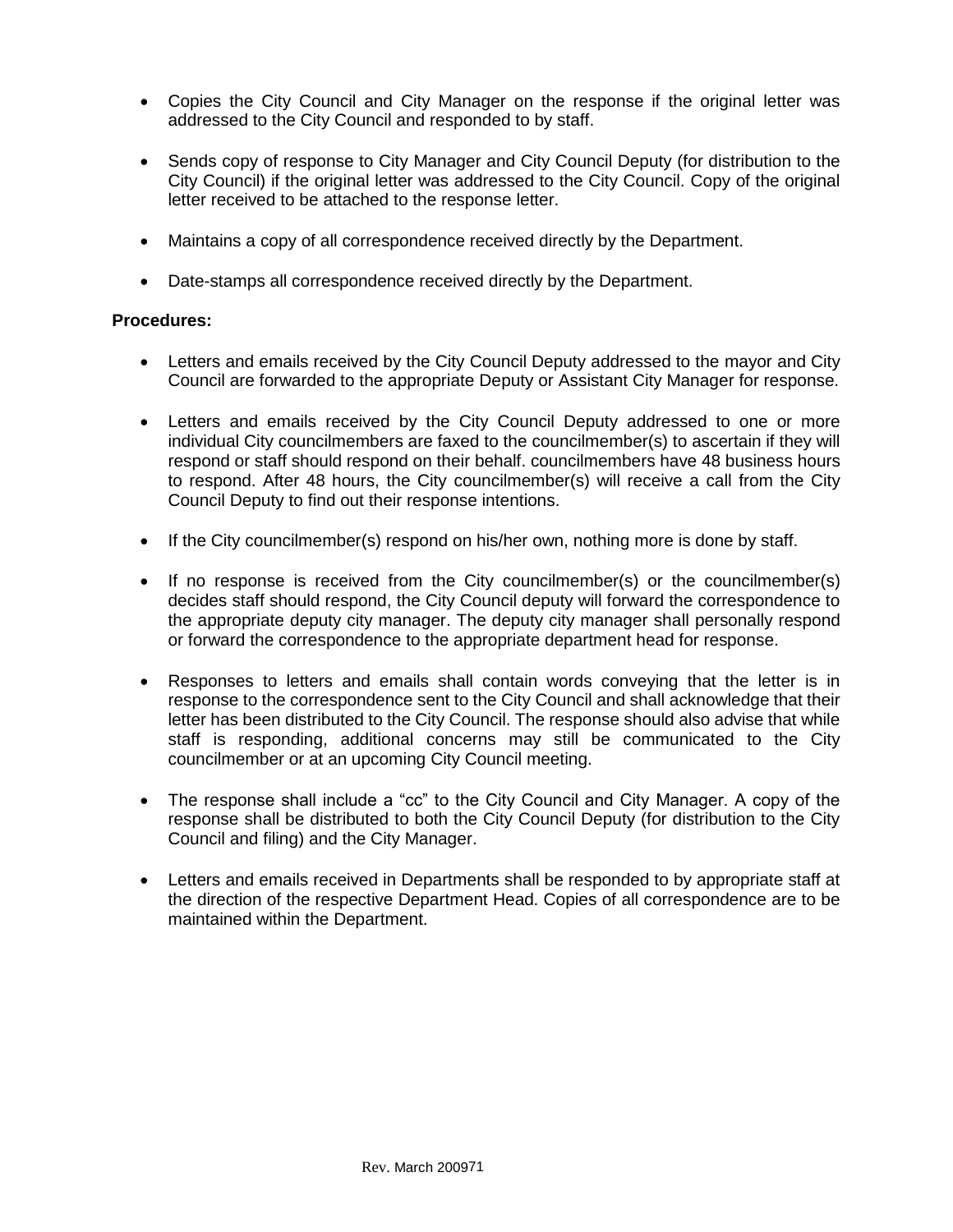- Copies the City Council and City Manager on the response if the original letter was addressed to the City Council and responded to by staff.

- Sends copy of response to City Manager and City Council Deputy (for distribution to the City Council) if the original letter was addressed to the City Council. Copy of the original letter received to be attached to the response letter.

- Maintains a copy of all correspondence received directly by the Department.

- Date-stamps all correspondence received directly by the Department.

**Procedures:**

- Letters and emails received by the City Council Deputy addressed to the mayor and City Council are forwarded to the appropriate Deputy or Assistant City Manager for response.

- Letters and emails received by the City Council Deputy addressed to one or more individual City councilmembers are faxed to the councilmember(s) to ascertain if they will respond or staff should respond on their behalf. councilmembers have 48 business hours to respond. After 48 hours, the City councilmember(s) will receive a call from the City Council Deputy to find out their response intentions.

- If the City councilmember(s) respond on his/her own, nothing more is done by staff.

- If no response is received from the City councilmember(s) or the councilmember(s) decides staff should respond, the City Council deputy will forward the correspondence to the appropriate deputy city manager. The deputy city manager shall personally respond or forward the correspondence to the appropriate department head for response.

- Responses to letters and emails shall contain words conveying that the letter is in response to the correspondence sent to the City Council and shall acknowledge that their letter has been distributed to the City Council. The response should also advise that while staff is responding, additional concerns may still be communicated to the City councilmember or at an upcoming City Council meeting.

- The response shall include a "cc" to the City Council and City Manager. A copy of the response shall be distributed to both the City Council Deputy (for distribution to the City Council and filing) and the City Manager.

- Letters and emails received in Departments shall be responded to by appropriate staff at the direction of the respective Department Head. Copies of all correspondence are to be maintained within the Department.

Rev. March 2009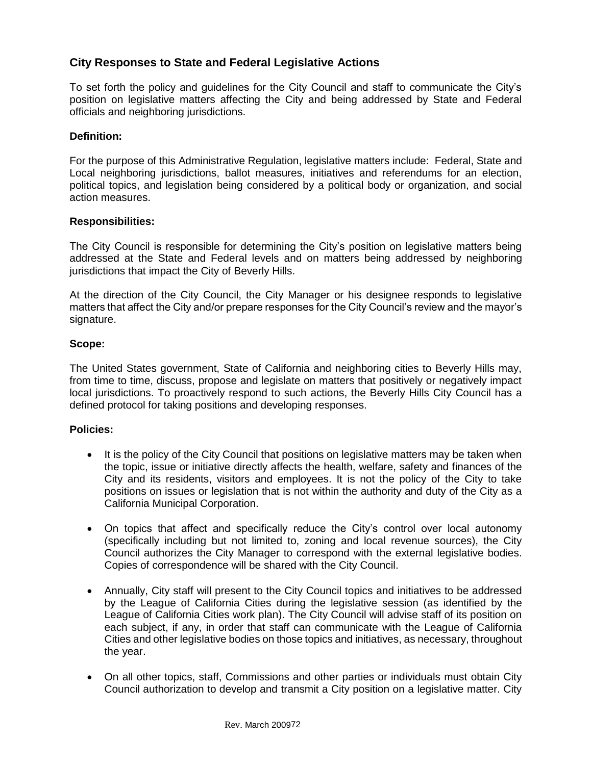## City Responses to State and Federal Legislative Actions

To set forth the policy and guidelines for the City Council and staff to communicate the City's position on legislative matters affecting the City and being addressed by State and Federal officials and neighboring jurisdictions.

### Definition:

For the purpose of this Administrative Regulation, legislative matters include: Federal, State and Local neighboring jurisdictions, ballot measures, initiatives and referendums for an election, political topics, and legislation being considered by a political body or organization, and social action measures.

### Responsibilities:

The City Council is responsible for determining the City's position on legislative matters being addressed at the State and Federal levels and on matters being addressed by neighboring jurisdictions that impact the City of Beverly Hills.

At the direction of the City Council, the City Manager or his designee responds to legislative matters that affect the City and/or prepare responses for the City Council's review and the mayor's signature.

### Scope:

The United States government, State of California and neighboring cities to Beverly Hills may, from time to time, discuss, propose and legislate on matters that positively or negatively impact local jurisdictions. To proactively respond to such actions, the Beverly Hills City Council has a defined protocol for taking positions and developing responses.

### Policies:

- It is the policy of the City Council that positions on legislative matters may be taken when the topic, issue or initiative directly affects the health, welfare, safety and finances of the City and its residents, visitors and employees. It is not the policy of the City to take positions on issues or legislation that is not within the authority and duty of the City as a California Municipal Corporation.
- On topics that affect and specifically reduce the City's control over local autonomy (specifically including but not limited to, zoning and local revenue sources), the City Council authorizes the City Manager to correspond with the external legislative bodies. Copies of correspondence will be shared with the City Council.
- Annually, City staff will present to the City Council topics and initiatives to be addressed by the League of California Cities during the legislative session (as identified by the League of California Cities work plan). The City Council will advise staff of its position on each subject, if any, in order that staff can communicate with the League of California Cities and other legislative bodies on those topics and initiatives, as necessary, throughout the year.
- On all other topics, staff, Commissions and other parties or individuals must obtain City Council authorization to develop and transmit a City position on a legislative matter. City

Rev. March 2009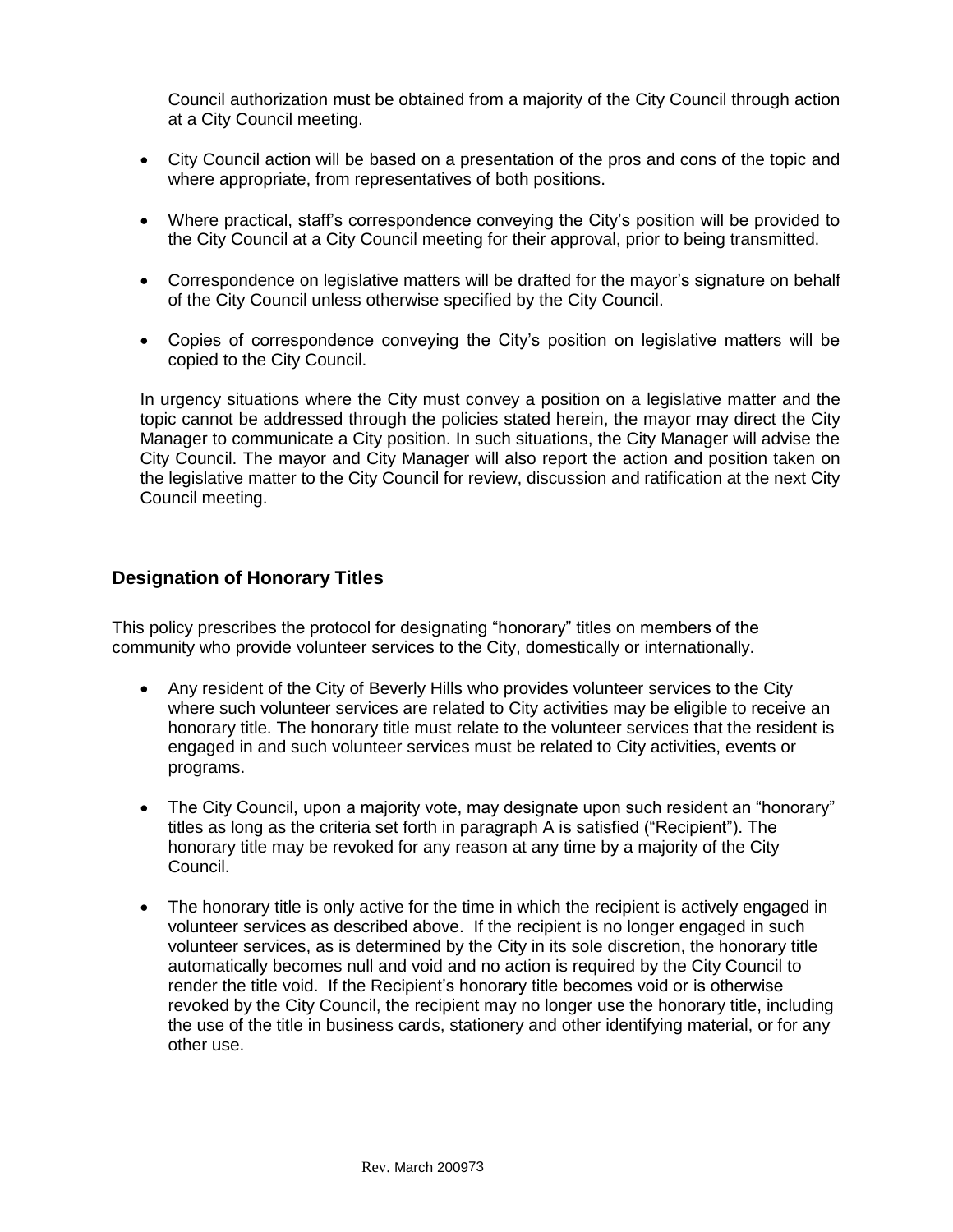Council authorization must be obtained from a majority of the City Council through action at a City Council meeting.

- City Council action will be based on a presentation of the pros and cons of the topic and where appropriate, from representatives of both positions.
- Where practical, staff's correspondence conveying the City's position will be provided to the City Council at a City Council meeting for their approval, prior to being transmitted.
- Correspondence on legislative matters will be drafted for the mayor's signature on behalf of the City Council unless otherwise specified by the City Council.
- Copies of correspondence conveying the City's position on legislative matters will be copied to the City Council.

In urgency situations where the City must convey a position on a legislative matter and the topic cannot be addressed through the policies stated herein, the mayor may direct the City Manager to communicate a City position. In such situations, the City Manager will advise the City Council. The mayor and City Manager will also report the action and position taken on the legislative matter to the City Council for review, discussion and ratification at the next City Council meeting.

## Designation of Honorary Titles

This policy prescribes the protocol for designating "honorary" titles on members of the community who provide volunteer services to the City, domestically or internationally.

- Any resident of the City of Beverly Hills who provides volunteer services to the City where such volunteer services are related to City activities may be eligible to receive an honorary title. The honorary title must relate to the volunteer services that the resident is engaged in and such volunteer services must be related to City activities, events or programs.
- The City Council, upon a majority vote, may designate upon such resident an "honorary" titles as long as the criteria set forth in paragraph A is satisfied ("Recipient"). The honorary title may be revoked for any reason at any time by a majority of the City Council.
- The honorary title is only active for the time in which the recipient is actively engaged in volunteer services as described above. If the recipient is no longer engaged in such volunteer services, as is determined by the City in its sole discretion, the honorary title automatically becomes null and void and no action is required by the City Council to render the title void. If the Recipient's honorary title becomes void or is otherwise revoked by the City Council, the recipient may no longer use the honorary title, including the use of the title in business cards, stationery and other identifying material, or for any other use.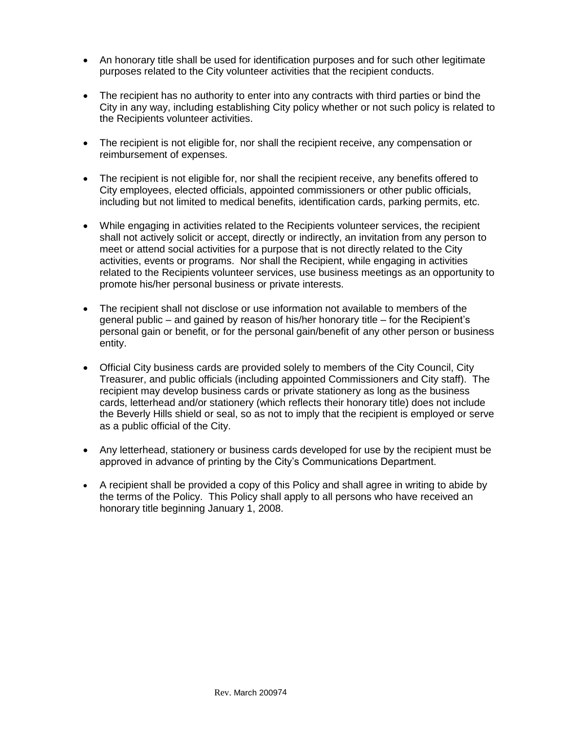- An honorary title shall be used for identification purposes and for such other legitimate purposes related to the City volunteer activities that the recipient conducts.

- The recipient has no authority to enter into any contracts with third parties or bind the City in any way, including establishing City policy whether or not such policy is related to the Recipients volunteer activities.

- The recipient is not eligible for, nor shall the recipient receive, any compensation or reimbursement of expenses.

- The recipient is not eligible for, nor shall the recipient receive, any benefits offered to City employees, elected officials, appointed commissioners or other public officials, including but not limited to medical benefits, identification cards, parking permits, etc.

- While engaging in activities related to the Recipients volunteer services, the recipient shall not actively solicit or accept, directly or indirectly, an invitation from any person to meet or attend social activities for a purpose that is not directly related to the City activities, events or programs. Nor shall the Recipient, while engaging in activities related to the Recipients volunteer services, use business meetings as an opportunity to promote his/her personal business or private interests.

- The recipient shall not disclose or use information not available to members of the general public – and gained by reason of his/her honorary title – for the Recipient's personal gain or benefit, or for the personal gain/benefit of any other person or business entity.

- Official City business cards are provided solely to members of the City Council, City Treasurer, and public officials (including appointed Commissioners and City staff). The recipient may develop business cards or private stationery as long as the business cards, letterhead and/or stationery (which reflects their honorary title) does not include the Beverly Hills shield or seal, so as not to imply that the recipient is employed or serve as a public official of the City.

- Any letterhead, stationery or business cards developed for use by the recipient must be approved in advance of printing by the City's Communications Department.

- A recipient shall be provided a copy of this Policy and shall agree in writing to abide by the terms of the Policy. This Policy shall apply to all persons who have received an honorary title beginning January 1, 2008.

Rev. March 2009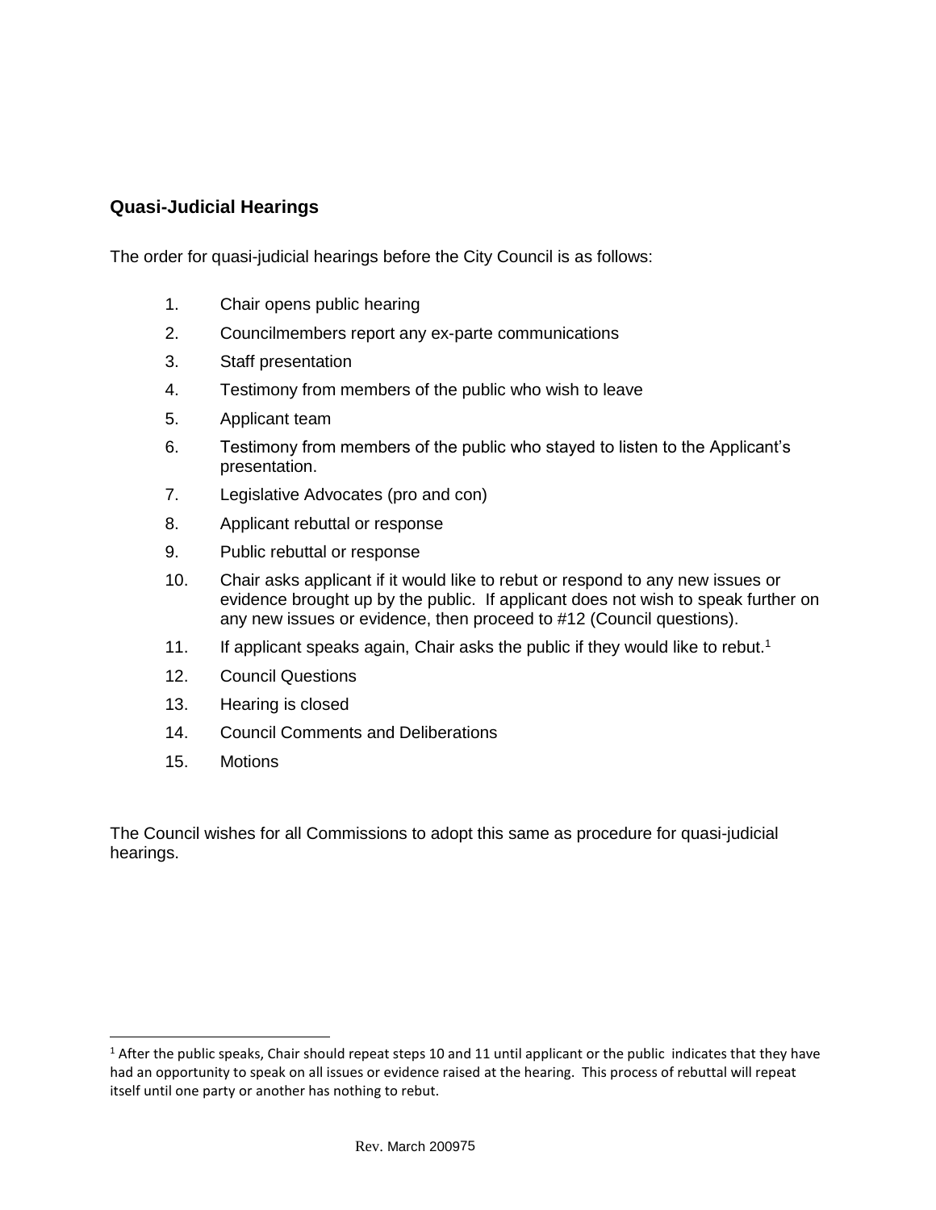## Quasi-Judicial Hearings

The order for quasi-judicial hearings before the City Council is as follows:

1. Chair opens public hearing
2. Councilmembers report any ex-parte communications
3. Staff presentation
4. Testimony from members of the public who wish to leave
5. Applicant team
6. Testimony from members of the public who stayed to listen to the Applicant's presentation.
7. Legislative Advocates (pro and con)
8. Applicant rebuttal or response
9. Public rebuttal or response
10. Chair asks applicant if it would like to rebut or respond to any new issues or evidence brought up by the public. If applicant does not wish to speak further on any new issues or evidence, then proceed to #12 (Council questions).
11. If applicant speaks again, Chair asks the public if they would like to rebut.[1]
12. Council Questions
13. Hearing is closed
14. Council Comments and Deliberations
15. Motions

The Council wishes for all Commissions to adopt this same as procedure for quasi-judicial hearings.

[1] After the public speaks, Chair should repeat steps 10 and 11 until applicant or the public indicates that they have had an opportunity to speak on all issues or evidence raised at the hearing. This process of rebuttal will repeat itself until one party or another has nothing to rebut.

Rev. March 2009